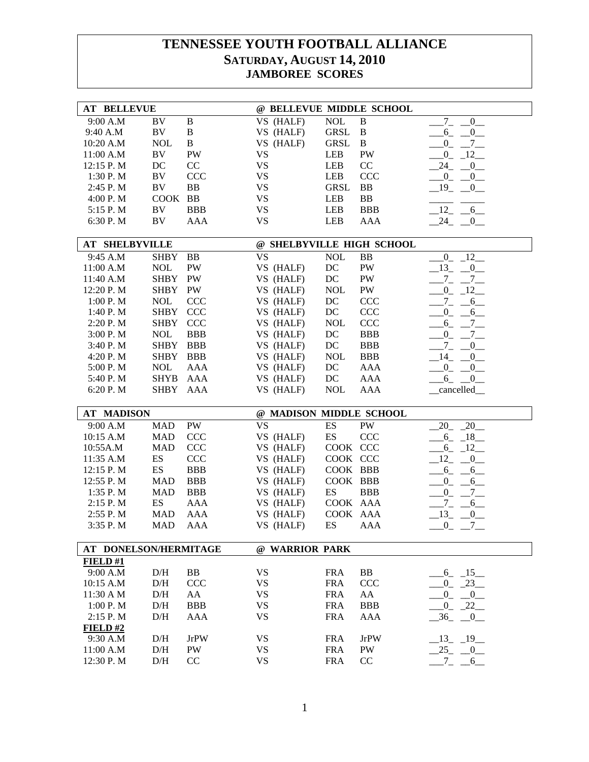# TENNESSEE YOUTH FOOTBALL ALLIANCE
## SATURDAY, AUGUST 14, 2010
## JAMBOREE SCORES

| AT BELLEVUE | | | @ BELLEVUE MIDDLE SCHOOL | | | |
|---|---|---|---|---|---|---|
| 9:00 A.M | BV | B | VS (HALF) | NOL | B | 7 0 |
| 9:40 A.M | BV | B | VS (HALF) | GRSL | B | 6 0 |
| 10:20 A.M | NOL | B | VS (HALF) | GRSL | B | 0 7 |
| 11:00 A.M | BV | PW | VS | LEB | PW | 0 12 |
| 12:15 P. M | DC | CC | VS | LEB | CC | 24 0 |
| 1:30 P. M | BV | CCC | VS | LEB | CCC | 0 0 |
| 2:45 P. M | BV | BB | VS | GRSL | BB | 19 0 |
| 4:00 P. M | COOK | BB | VS | LEB | BB | |
| 5:15 P. M | BV | BBB | VS | LEB | BBB | 12 6 |
| 6:30 P. M | BV | AAA | VS | LEB | AAA | 24 0 |

| AT SHELBYVILLE | | | @ SHELBYVILLE HIGH SCHOOL | | | |
|---|---|---|---|---|---|---|
| 9:45 A.M | SHBY | BB | VS | NOL | BB | 0 12 |
| 11:00 A.M | NOL | PW | VS (HALF) | DC | PW | 13 0 |
| 11:40 A.M | SHBY | PW | VS (HALF) | DC | PW | 7 7 |
| 12:20 P. M | SHBY | PW | VS (HALF) | NOL | PW | 0 12 |
| 1:00 P. M | NOL | CCC | VS (HALF) | DC | CCC | 7 6 |
| 1:40 P. M | SHBY | CCC | VS (HALF) | DC | CCC | 0 6 |
| 2:20 P. M | SHBY | CCC | VS (HALF) | NOL | CCC | 6 7 |
| 3:00 P. M | NOL | BBB | VS (HALF) | DC | BBB | 0 7 |
| 3:40 P. M | SHBY | BBB | VS (HALF) | DC | BBB | 7 0 |
| 4:20 P. M | SHBY | BBB | VS (HALF) | NOL | BBB | 14 0 |
| 5:00 P. M | NOL | AAA | VS (HALF) | DC | AAA | 0 0 |
| 5:40 P. M | SHYB | AAA | VS (HALF) | DC | AAA | 6 0 |
| 6:20 P. M | SHBY | AAA | VS (HALF) | NOL | AAA | cancelled |

| AT MADISON | | | @ MADISON MIDDLE SCHOOL | | | |
|---|---|---|---|---|---|---|
| 9:00 A.M | MAD | PW | VS | ES | PW | 20 20 |
| 10:15 A.M | MAD | CCC | VS (HALF) | ES | CCC | 6 18 |
| 10:55A.M | MAD | CCC | VS (HALF) | COOK | CCC | 6 12 |
| 11:35 A.M | ES | CCC | VS (HALF) | COOK | CCC | 12 0 |
| 12:15 P. M | ES | BBB | VS (HALF) | COOK | BBB | 6 6 |
| 12:55 P. M | MAD | BBB | VS (HALF) | COOK | BBB | 0 6 |
| 1:35 P. M | MAD | BBB | VS (HALF) | ES | BBB | 0 7 |
| 2:15 P. M | ES | AAA | VS (HALF) | COOK | AAA | 7 6 |
| 2:55 P. M | MAD | AAA | VS (HALF) | COOK | AAA | 13 0 |
| 3:35 P. M | MAD | AAA | VS (HALF) | ES | AAA | 0 7 |

| AT DONELSON/HERMITAGE | | | @ WARRIOR PARK | | | |
|---|---|---|---|---|---|---|
| **FIELD #1** | | | | | | |
| 9:00 A.M | D/H | BB | VS | FRA | BB | 6 15 |
| 10:15 A.M | D/H | CCC | VS | FRA | CCC | 0 23 |
| 11:30 A M | D/H | AA | VS | FRA | AA | 0 0 |
| 1:00 P. M | D/H | BBB | VS | FRA | BBB | 0 22 |
| 2:15 P. M | D/H | AAA | VS | FRA | AAA | 36 0 |
| **FIELD #2** | | | | | | |
| 9:30 A.M | D/H | JrPW | VS | FRA | JrPW | 13 19 |
| 11:00 A.M | D/H | PW | VS | FRA | PW | 25 0 |
| 12:30 P. M | D/H | CC | VS | FRA | CC | 7 6 |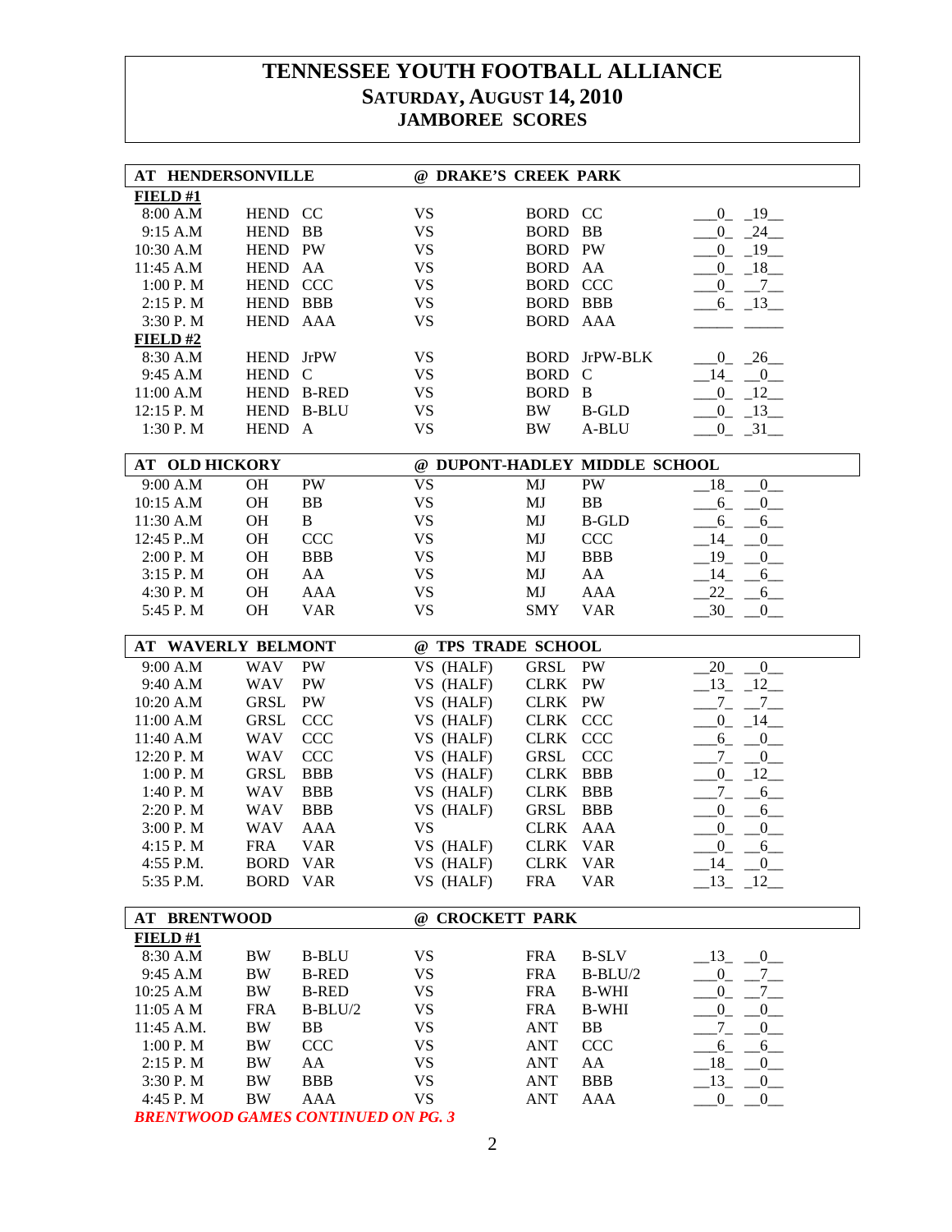# TENNESSEE YOUTH FOOTBALL ALLIANCE
## SATURDAY, AUGUST 14, 2010
## JAMBOREE SCORES

**AT HENDERSONVILLE @ DRAKE'S CREEK PARK**

**FIELD #1**

| Time | Team | Div | | Team | Div | Score | |
|---|---|---|---|---|---|---|---|
| 8:00 A.M | HEND | CC | VS | BORD | CC | 0 | 19 |
| 9:15 A.M | HEND | BB | VS | BORD | BB | 0 | 24 |
| 10:30 A.M | HEND | PW | VS | BORD | PW | 0 | 19 |
| 11:45 A.M | HEND | AA | VS | BORD | AA | 0 | 18 |
| 1:00 P. M | HEND | CCC | VS | BORD | CCC | 0 | 7 |
| 2:15 P. M | HEND | BBB | VS | BORD | BBB | 6 | 13 |
| 3:30 P. M | HEND | AAA | VS | BORD | AAA | | |

**FIELD #2**

| Time | Team | Div | | Team | Div | Score | |
|---|---|---|---|---|---|---|---|
| 8:30 A.M | HEND | JrPW | VS | BORD | JrPW-BLK | 0 | 26 |
| 9:45 A.M | HEND | C | VS | BORD | C | 14 | 0 |
| 11:00 A.M | HEND | B-RED | VS | BORD | B | 0 | 12 |
| 12:15 P. M | HEND | B-BLU | VS | BW | B-GLD | 0 | 13 |
| 1:30 P. M | HEND | A | VS | BW | A-BLU | 0 | 31 |

**AT OLD HICKORY @ DUPONT-HADLEY MIDDLE SCHOOL**

| Time | Team | Div | | Team | Div | Score | |
|---|---|---|---|---|---|---|---|
| 9:00 A.M | OH | PW | VS | MJ | PW | 18 | 0 |
| 10:15 A.M | OH | BB | VS | MJ | BB | 6 | 0 |
| 11:30 A.M | OH | B | VS | MJ | B-GLD | 6 | 6 |
| 12:45 P..M | OH | CCC | VS | MJ | CCC | 14 | 0 |
| 2:00 P. M | OH | BBB | VS | MJ | BBB | 19 | 0 |
| 3:15 P. M | OH | AA | VS | MJ | AA | 14 | 6 |
| 4:30 P. M | OH | AAA | VS | MJ | AAA | 22 | 6 |
| 5:45 P. M | OH | VAR | VS | SMY | VAR | 30 | 0 |

**AT WAVERLY BELMONT @ TPS TRADE SCHOOL**

| Time | Team | Div | | Team | Div | Score | |
|---|---|---|---|---|---|---|---|
| 9:00 A.M | WAV | PW | VS (HALF) | GRSL | PW | 20 | 0 |
| 9:40 A.M | WAV | PW | VS (HALF) | CLRK | PW | 13 | 12 |
| 10:20 A.M | GRSL | PW | VS (HALF) | CLRK | PW | 7 | 7 |
| 11:00 A.M | GRSL | CCC | VS (HALF) | CLRK | CCC | 0 | 14 |
| 11:40 A.M | WAV | CCC | VS (HALF) | CLRK | CCC | 6 | 0 |
| 12:20 P. M | WAV | CCC | VS (HALF) | GRSL | CCC | 7 | 0 |
| 1:00 P. M | GRSL | BBB | VS (HALF) | CLRK | BBB | 0 | 12 |
| 1:40 P. M | WAV | BBB | VS (HALF) | CLRK | BBB | 7 | 6 |
| 2:20 P. M | WAV | BBB | VS (HALF) | GRSL | BBB | 0 | 6 |
| 3:00 P. M | WAV | AAA | VS | CLRK | AAA | 0 | 0 |
| 4:15 P. M | FRA | VAR | VS (HALF) | CLRK | VAR | 0 | 6 |
| 4:55 P.M. | BORD | VAR | VS (HALF) | CLRK | VAR | 14 | 0 |
| 5:35 P.M. | BORD | VAR | VS (HALF) | FRA | VAR | 13 | 12 |

**AT BRENTWOOD @ CROCKETT PARK**

**FIELD #1**

| Time | Team | Div | | Team | Div | Score | |
|---|---|---|---|---|---|---|---|
| 8:30 A.M | BW | B-BLU | VS | FRA | B-SLV | 13 | 0 |
| 9:45 A.M | BW | B-RED | VS | FRA | B-BLU/2 | 0 | 7 |
| 10:25 A.M | BW | B-RED | VS | FRA | B-WHI | 0 | 7 |
| 11:05 A M | FRA | B-BLU/2 | VS | FRA | B-WHI | 0 | 0 |
| 11:45 A.M. | BW | BB | VS | ANT | BB | 7 | 0 |
| 1:00 P. M | BW | CCC | VS | ANT | CCC | 6 | 6 |
| 2:15 P. M | BW | AA | VS | ANT | AA | 18 | 0 |
| 3:30 P. M | BW | BBB | VS | ANT | BBB | 13 | 0 |
| 4:45 P. M | BW | AAA | VS | ANT | AAA | 0 | 0 |

***BRENTWOOD GAMES CONTINUED ON PG. 3***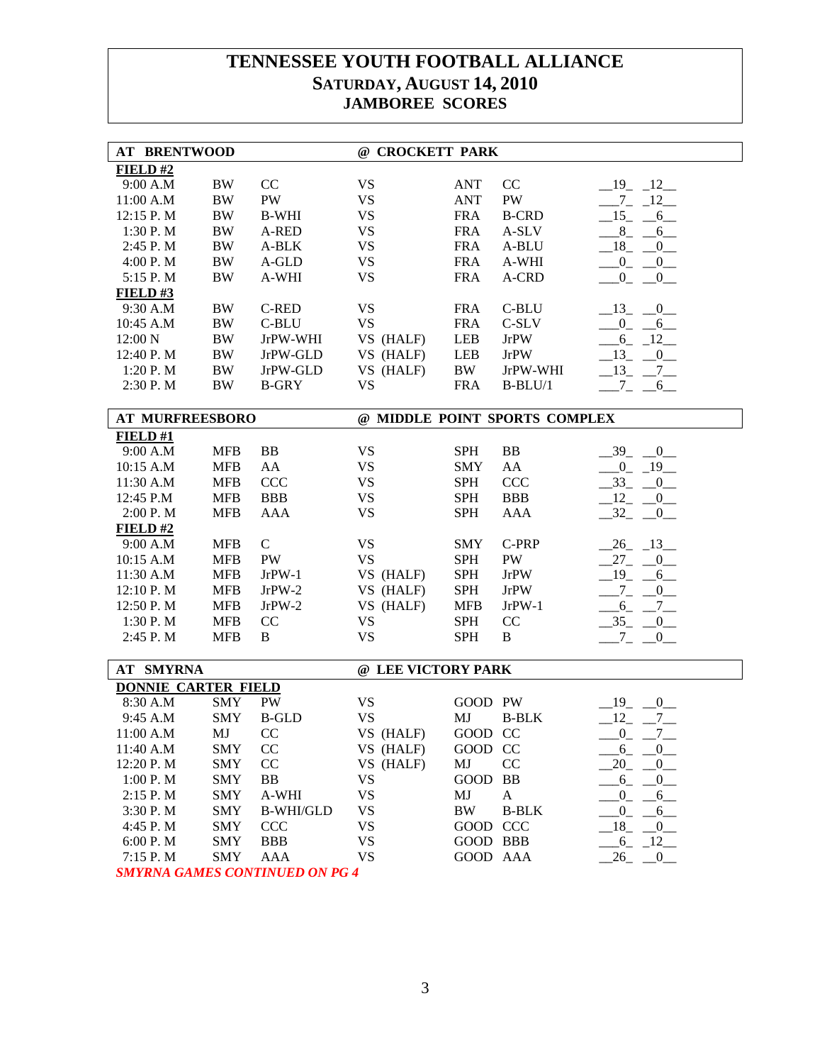# TENNESSEE YOUTH FOOTBALL ALLIANCE
## SATURDAY, AUGUST 14, 2010
## JAMBOREE SCORES

| AT BRENTWOOD | | | @ CROCKETT PARK | | | |
|---|---|---|---|---|---|---|
| **FIELD #2** | | | | | | |
| 9:00 A.M | BW | CC | VS | ANT | CC | 19 12 |
| 11:00 A.M | BW | PW | VS | ANT | PW | 7 12 |
| 12:15 P. M | BW | B-WHI | VS | FRA | B-CRD | 15 6 |
| 1:30 P. M | BW | A-RED | VS | FRA | A-SLV | 8 6 |
| 2:45 P. M | BW | A-BLK | VS | FRA | A-BLU | 18 0 |
| 4:00 P. M | BW | A-GLD | VS | FRA | A-WHI | 0 0 |
| 5:15 P. M | BW | A-WHI | VS | FRA | A-CRD | 0 0 |
| **FIELD #3** | | | | | | |
| 9:30 A.M | BW | C-RED | VS | FRA | C-BLU | 13 0 |
| 10:45 A.M | BW | C-BLU | VS | FRA | C-SLV | 0 6 |
| 12:00 N | BW | JrPW-WHI | VS (HALF) | LEB | JrPW | 6 12 |
| 12:40 P. M | BW | JrPW-GLD | VS (HALF) | LEB | JrPW | 13 0 |
| 1:20 P. M | BW | JrPW-GLD | VS (HALF) | BW | JrPW-WHI | 13 7 |
| 2:30 P. M | BW | B-GRY | VS | FRA | B-BLU/1 | 7 6 |

| AT MURFREESBORO | | | @ MIDDLE POINT SPORTS COMPLEX | | | |
|---|---|---|---|---|---|---|
| **FIELD #1** | | | | | | |
| 9:00 A.M | MFB | BB | VS | SPH | BB | 39 0 |
| 10:15 A.M | MFB | AA | VS | SMY | AA | 0 19 |
| 11:30 A.M | MFB | CCC | VS | SPH | CCC | 33 0 |
| 12:45 P.M | MFB | BBB | VS | SPH | BBB | 12 0 |
| 2:00 P. M | MFB | AAA | VS | SPH | AAA | 32 0 |
| **FIELD #2** | | | | | | |
| 9:00 A.M | MFB | C | VS | SMY | C-PRP | 26 13 |
| 10:15 A.M | MFB | PW | VS | SPH | PW | 27 0 |
| 11:30 A.M | MFB | JrPW-1 | VS (HALF) | SPH | JrPW | 19 6 |
| 12:10 P. M | MFB | JrPW-2 | VS (HALF) | SPH | JrPW | 7 0 |
| 12:50 P. M | MFB | JrPW-2 | VS (HALF) | MFB | JrPW-1 | 6 7 |
| 1:30 P. M | MFB | CC | VS | SPH | CC | 35 0 |
| 2:45 P. M | MFB | B | VS | SPH | B | 7 0 |

| AT SMYRNA | | | @ LEE VICTORY PARK | | | |
|---|---|---|---|---|---|---|
| **DONNIE CARTER FIELD** | | | | | | |
| 8:30 A.M | SMY | PW | VS | GOOD | PW | 19 0 |
| 9:45 A.M | SMY | B-GLD | VS | MJ | B-BLK | 12 7 |
| 11:00 A.M | MJ | CC | VS (HALF) | GOOD | CC | 0 7 |
| 11:40 A.M | SMY | CC | VS (HALF) | GOOD | CC | 6 0 |
| 12:20 P. M | SMY | CC | VS (HALF) | MJ | CC | 20 0 |
| 1:00 P. M | SMY | BB | VS | GOOD | BB | 6 0 |
| 2:15 P. M | SMY | A-WHI | VS | MJ | A | 0 6 |
| 3:30 P. M | SMY | B-WHI/GLD | VS | BW | B-BLK | 0 6 |
| 4:45 P. M | SMY | CCC | VS | GOOD | CCC | 18 0 |
| 6:00 P. M | SMY | BBB | VS | GOOD | BBB | 6 12 |
| 7:15 P. M | SMY | AAA | VS | GOOD | AAA | 26 0 |

*SMYRNA GAMES CONTINUED ON PG 4*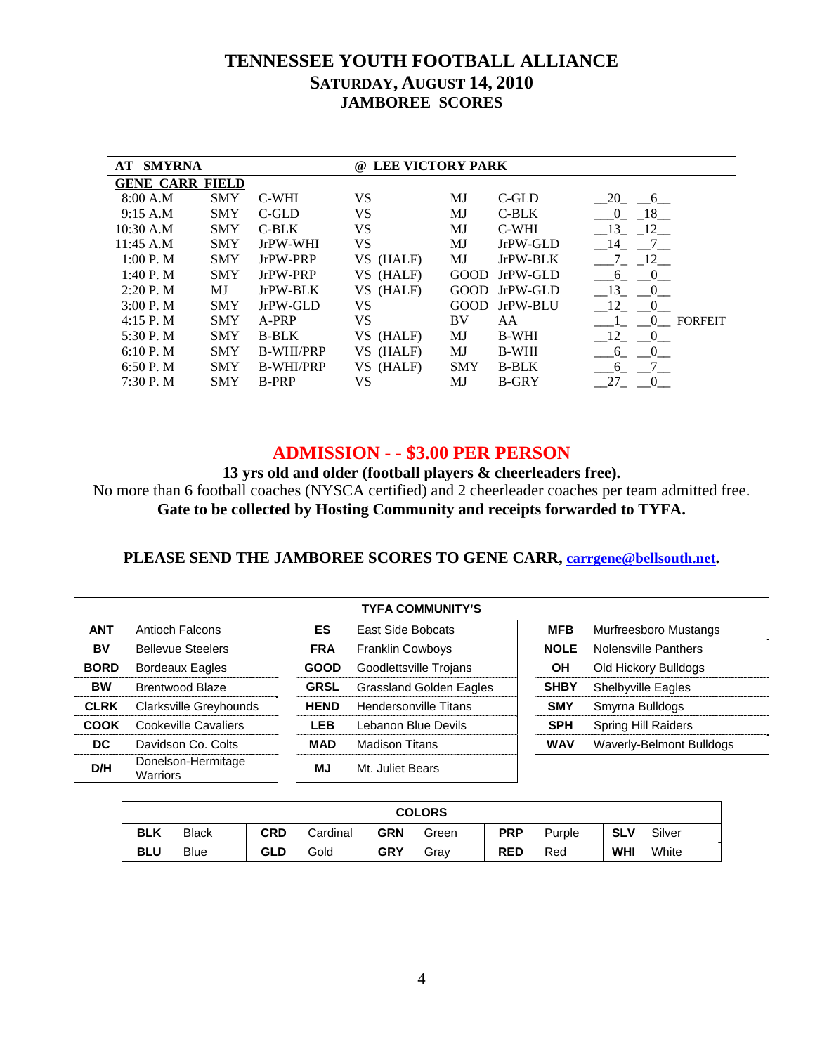# TENNESSEE YOUTH FOOTBALL ALLIANCE
## SATURDAY, AUGUST 14, 2010
## JAMBOREE SCORES

| AT SMYRNA | | | @ LEE VICTORY PARK | | | | |
|---|---|---|---|---|---|---|---|
| **GENE CARR FIELD** | | | | | | | |
| 8:00 A.M | SMY | C-WHI | VS | MJ | C-GLD | 20 - 6 | |
| 9:15 A.M | SMY | C-GLD | VS | MJ | C-BLK | 0 - 18 | |
| 10:30 A.M | SMY | C-BLK | VS | MJ | C-WHI | 13 - 12 | |
| 11:45 A.M | SMY | JrPW-WHI | VS | MJ | JrPW-GLD | 14 - 7 | |
| 1:00 P. M | SMY | JrPW-PRP | VS (HALF) | MJ | JrPW-BLK | 7 - 12 | |
| 1:40 P. M | SMY | JrPW-PRP | VS (HALF) | GOOD | JrPW-GLD | 6 - 0 | |
| 2:20 P. M | MJ | JrPW-BLK | VS (HALF) | GOOD | JrPW-GLD | 13 - 0 | |
| 3:00 P. M | SMY | JrPW-GLD | VS | GOOD | JrPW-BLU | 12 - 0 | |
| 4:15 P. M | SMY | A-PRP | VS | BV | AA | 1 - 0 | FORFEIT |
| 5:30 P. M | SMY | B-BLK | VS (HALF) | MJ | B-WHI | 12 - 0 | |
| 6:10 P. M | SMY | B-WHI/PRP | VS (HALF) | MJ | B-WHI | 6 - 0 | |
| 6:50 P. M | SMY | B-WHI/PRP | VS (HALF) | SMY | B-BLK | 6 - 7 | |
| 7:30 P. M | SMY | B-PRP | VS | MJ | B-GRY | 27 - 0 | |

## ADMISSION - - $3.00 PER PERSON

**13 yrs old and older (football players & cheerleaders free).**

No more than 6 football coaches (NYSCA certified) and 2 cheerleader coaches per team admitted free.

**Gate to be collected by Hosting Community and receipts forwarded to TYFA.**

**PLEASE SEND THE JAMBOREE SCORES TO GENE CARR, carrgene@bellsouth.net.**

| TYFA COMMUNITY'S | | | | | |
|---|---|---|---|---|---|
| **ANT** | Antioch Falcons | **ES** | East Side Bobcats | **MFB** | Murfreesboro Mustangs |
| **BV** | Bellevue Steelers | **FRA** | Franklin Cowboys | **NOLE** | Nolensville Panthers |
| **BORD** | Bordeaux Eagles | **GOOD** | Goodlettsville Trojans | **OH** | Old Hickory Bulldogs |
| **BW** | Brentwood Blaze | **GRSL** | Grassland Golden Eagles | **SHBY** | Shelbyville Eagles |
| **CLRK** | Clarksville Greyhounds | **HEND** | Hendersonville Titans | **SMY** | Smyrna Bulldogs |
| **COOK** | Cookeville Cavaliers | **LEB** | Lebanon Blue Devils | **SPH** | Spring Hill Raiders |
| **DC** | Davidson Co. Colts | **MAD** | Madison Titans | **WAV** | Waverly-Belmont Bulldogs |
| **D/H** | Donelson-Hermitage Warriors | **MJ** | Mt. Juliet Bears | | |

| COLORS | | | | | | | | | |
|---|---|---|---|---|---|---|---|---|---|
| **BLK** | Black | **CRD** | Cardinal | **GRN** | Green | **PRP** | Purple | **SLV** | Silver |
| **BLU** | Blue | **GLD** | Gold | **GRY** | Gray | **RED** | Red | **WHI** | White |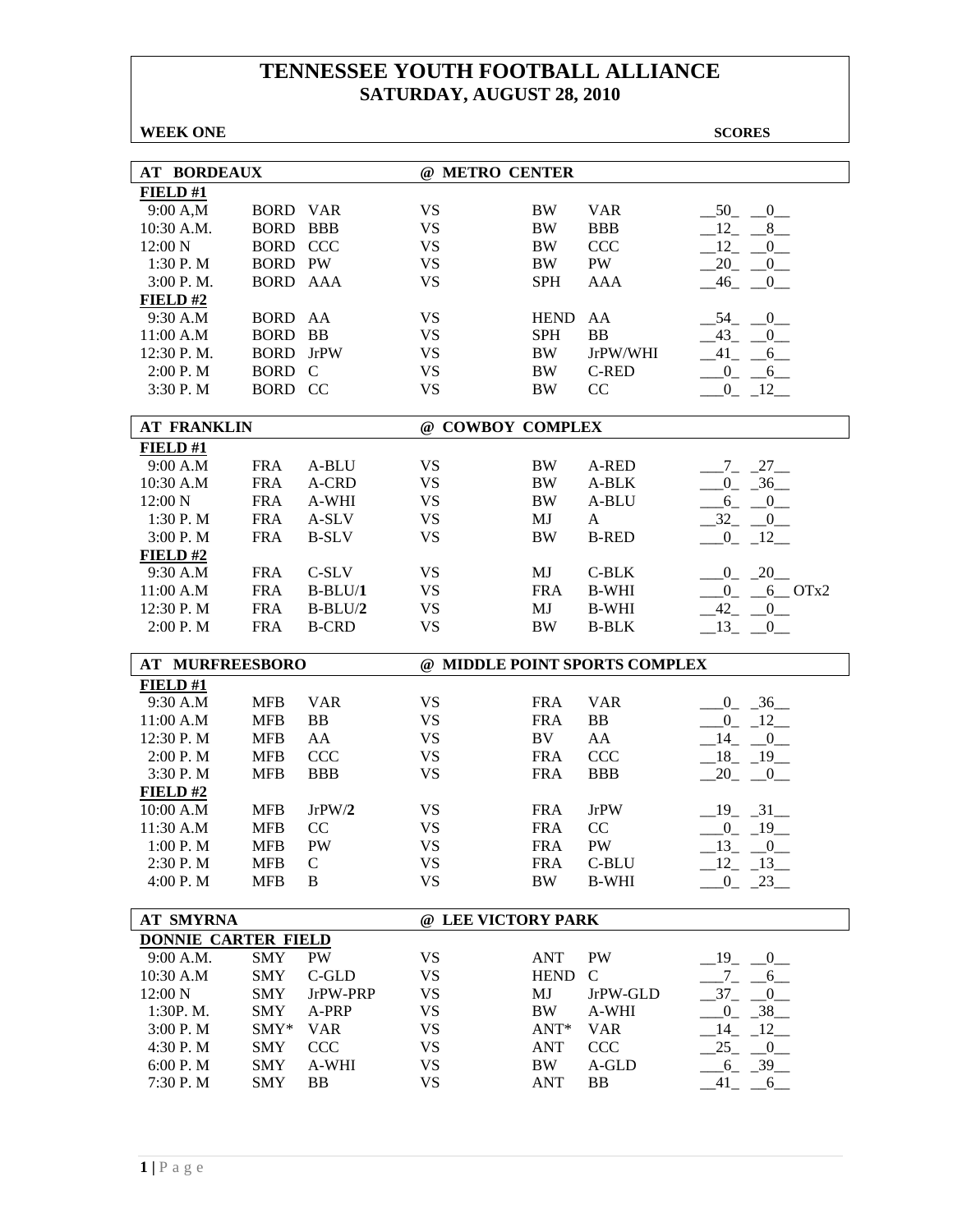# TENNESSEE YOUTH FOOTBALL ALLIANCE
## SATURDAY, AUGUST 28, 2010

**WEEK ONE** **SCORES**

| **AT BORDEAUX** | | | **@ METRO CENTER** | | | |
|---|---|---|---|---|---|---|
| **FIELD #1** | | | | | | |
| 9:00 A,M | BORD | VAR | VS | BW | VAR | __50_ __0__ |
| 10:30 A.M. | BORD | BBB | VS | BW | BBB | __12_ __8__ |
| 12:00 N | BORD | CCC | VS | BW | CCC | __12_ __0__ |
| 1:30 P. M | BORD | PW | VS | BW | PW | __20_ __0__ |
| 3:00 P. M. | BORD | AAA | VS | SPH | AAA | __46_ __0__ |
| **FIELD #2** | | | | | | |
| 9:30 A.M | BORD | AA | VS | HEND | AA | __54_ __0__ |
| 11:00 A.M | BORD | BB | VS | SPH | BB | __43_ __0__ |
| 12:30 P. M. | BORD | JrPW | VS | BW | JrPW/WHI | __41_ __6__ |
| 2:00 P. M | BORD | C | VS | BW | C-RED | ___0_ __6__ |
| 3:30 P. M | BORD | CC | VS | BW | CC | ___0_ _12__ |

| **AT FRANKLIN** | | | **@ COWBOY COMPLEX** | | | |
|---|---|---|---|---|---|---|
| **FIELD #1** | | | | | | |
| 9:00 A.M | FRA | A-BLU | VS | BW | A-RED | ___7_ _27__ |
| 10:30 A.M | FRA | A-CRD | VS | BW | A-BLK | ___0_ _36__ |
| 12:00 N | FRA | A-WHI | VS | BW | A-BLU | ___6_ __0__ |
| 1:30 P. M | FRA | A-SLV | VS | MJ | A | __32_ __0__ |
| 3:00 P. M | FRA | B-SLV | VS | BW | B-RED | ___0_ _12__ |
| **FIELD #2** | | | | | | |
| 9:30 A.M | FRA | C-SLV | VS | MJ | C-BLK | ___0_ _20__ |
| 11:00 A.M | FRA | B-BLU/**1** | VS | FRA | B-WHI | ___0_ __6__ OTx2 |
| 12:30 P. M | FRA | B-BLU/**2** | VS | MJ | B-WHI | __42_ __0__ |
| 2:00 P. M | FRA | B-CRD | VS | BW | B-BLK | __13_ __0__ |

| **AT MURFREESBORO** | | | **@ MIDDLE POINT SPORTS COMPLEX** | | | |
|---|---|---|---|---|---|---|
| **FIELD #1** | | | | | | |
| 9:30 A.M | MFB | VAR | VS | FRA | VAR | ___0_ _36__ |
| 11:00 A.M | MFB | BB | VS | FRA | BB | ___0_ _12__ |
| 12:30 P. M | MFB | AA | VS | BV | AA | __14_ __0__ |
| 2:00 P. M | MFB | CCC | VS | FRA | CCC | __18_ _19__ |
| 3:30 P. M | MFB | BBB | VS | FRA | BBB | __20_ __0__ |
| **FIELD #2** | | | | | | |
| 10:00 A.M | MFB | JrPW/**2** | VS | FRA | JrPW | __19_ _31__ |
| 11:30 A.M | MFB | CC | VS | FRA | CC | ___0_ _19__ |
| 1:00 P. M | MFB | PW | VS | FRA | PW | __13_ __0__ |
| 2:30 P. M | MFB | C | VS | FRA | C-BLU | __12_ _13__ |
| 4:00 P. M | MFB | B | VS | BW | B-WHI | ___0_ _23__ |

| **AT SMYRNA** | | | **@ LEE VICTORY PARK** | | | |
|---|---|---|---|---|---|---|
| **DONNIE CARTER FIELD** | | | | | | |
| 9:00 A.M. | SMY | PW | VS | ANT | PW | __19_ __0__ |
| 10:30 A.M | SMY | C-GLD | VS | HEND | C | ___7_ __6__ |
| 12:00 N | SMY | JrPW-PRP | VS | MJ | JrPW-GLD | __37_ __0__ |
| 1:30P. M. | SMY | A-PRP | VS | BW | A-WHI | ___0_ _38__ |
| 3:00 P. M | SMY* | VAR | VS | ANT* | VAR | __14_ _12__ |
| 4:30 P. M | SMY | CCC | VS | ANT | CCC | __25_ __0__ |
| 6:00 P. M | SMY | A-WHI | VS | BW | A-GLD | ___6_ _39__ |
| 7:30 P. M | SMY | BB | VS | ANT | BB | __41_ __6__ |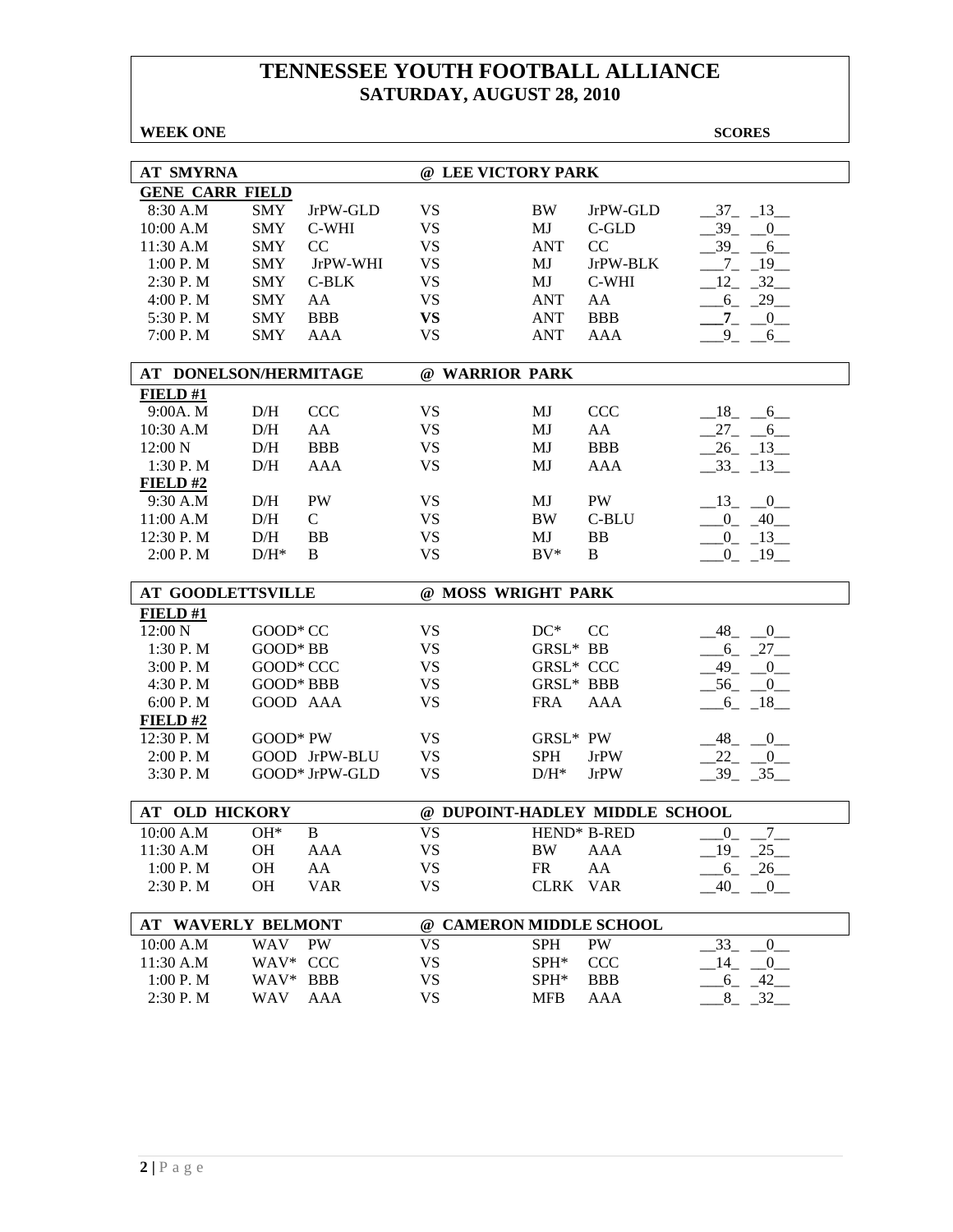# TENNESSEE YOUTH FOOTBALL ALLIANCE
## SATURDAY, AUGUST 28, 2010

**WEEK ONE** **SCORES**

### AT SMYRNA @ LEE VICTORY PARK

**GENE CARR FIELD**

| Time | Team | Div | | Team | Div | Scores |
|---|---|---|---|---|---|---|
| 8:30 A.M | SMY | JrPW-GLD | VS | BW | JrPW-GLD | 37 13 |
| 10:00 A.M | SMY | C-WHI | VS | MJ | C-GLD | 39 0 |
| 11:30 A.M | SMY | CC | VS | ANT | CC | 39 6 |
| 1:00 P. M | SMY | JrPW-WHI | VS | MJ | JrPW-BLK | 7 19 |
| 2:30 P. M | SMY | C-BLK | VS | MJ | C-WHI | 12 32 |
| 4:00 P. M | SMY | AA | VS | ANT | AA | 6 29 |
| 5:30 P. M | SMY | BBB | **VS** | ANT | BBB | **7** 0 |
| 7:00 P. M | SMY | AAA | VS | ANT | AAA | 9 6 |

### AT DONELSON/HERMITAGE @ WARRIOR PARK

**FIELD #1**

| Time | Team | Div | | Team | Div | Scores |
|---|---|---|---|---|---|---|
| 9:00A. M | D/H | CCC | VS | MJ | CCC | 18 6 |
| 10:30 A.M | D/H | AA | VS | MJ | AA | 27 6 |
| 12:00 N | D/H | BBB | VS | MJ | BBB | 26 13 |
| 1:30 P. M | D/H | AAA | VS | MJ | AAA | 33 13 |

**FIELD #2**

| Time | Team | Div | | Team | Div | Scores |
|---|---|---|---|---|---|---|
| 9:30 A.M | D/H | PW | VS | MJ | PW | 13 0 |
| 11:00 A.M | D/H | C | VS | BW | C-BLU | 0 40 |
| 12:30 P. M | D/H | BB | VS | MJ | BB | 0 13 |
| 2:00 P. M | D/H* | B | VS | BV* | B | 0 19 |

### AT GOODLETTSVILLE @ MOSS WRIGHT PARK

**FIELD #1**

| Time | Team | Div | | Team | Div | Scores |
|---|---|---|---|---|---|---|
| 12:00 N | GOOD* | CC | VS | DC* | CC | 48 0 |
| 1:30 P. M | GOOD* | BB | VS | GRSL* | BB | 6 27 |
| 3:00 P. M | GOOD* | CCC | VS | GRSL* | CCC | 49 0 |
| 4:30 P. M | GOOD* | BBB | VS | GRSL* | BBB | 56 0 |
| 6:00 P. M | GOOD | AAA | VS | FRA | AAA | 6 18 |

**FIELD #2**

| Time | Team | Div | | Team | Div | Scores |
|---|---|---|---|---|---|---|
| 12:30 P. M | GOOD* | PW | VS | GRSL* | PW | 48 0 |
| 2:00 P. M | GOOD | JrPW-BLU | VS | SPH | JrPW | 22 0 |
| 3:30 P. M | GOOD* | JrPW-GLD | VS | D/H* | JrPW | 39 35 |

### AT OLD HICKORY @ DUPOINT-HADLEY MIDDLE SCHOOL

| Time | Team | Div | | Team | Div | Scores |
|---|---|---|---|---|---|---|
| 10:00 A.M | OH* | B | VS | HEND* | B-RED | 0 7 |
| 11:30 A.M | OH | AAA | VS | BW | AAA | 19 25 |
| 1:00 P. M | OH | AA | VS | FR | AA | 6 26 |
| 2:30 P. M | OH | VAR | VS | CLRK | VAR | 40 0 |

### AT WAVERLY BELMONT @ CAMERON MIDDLE SCHOOL

| Time | Team | Div | | Team | Div | Scores |
|---|---|---|---|---|---|---|
| 10:00 A.M | WAV | PW | VS | SPH | PW | 33 0 |
| 11:30 A.M | WAV* | CCC | VS | SPH* | CCC | 14 0 |
| 1:00 P. M | WAV* | BBB | VS | SPH* | BBB | 6 42 |
| 2:30 P. M | WAV | AAA | VS | MFB | AAA | 8 32 |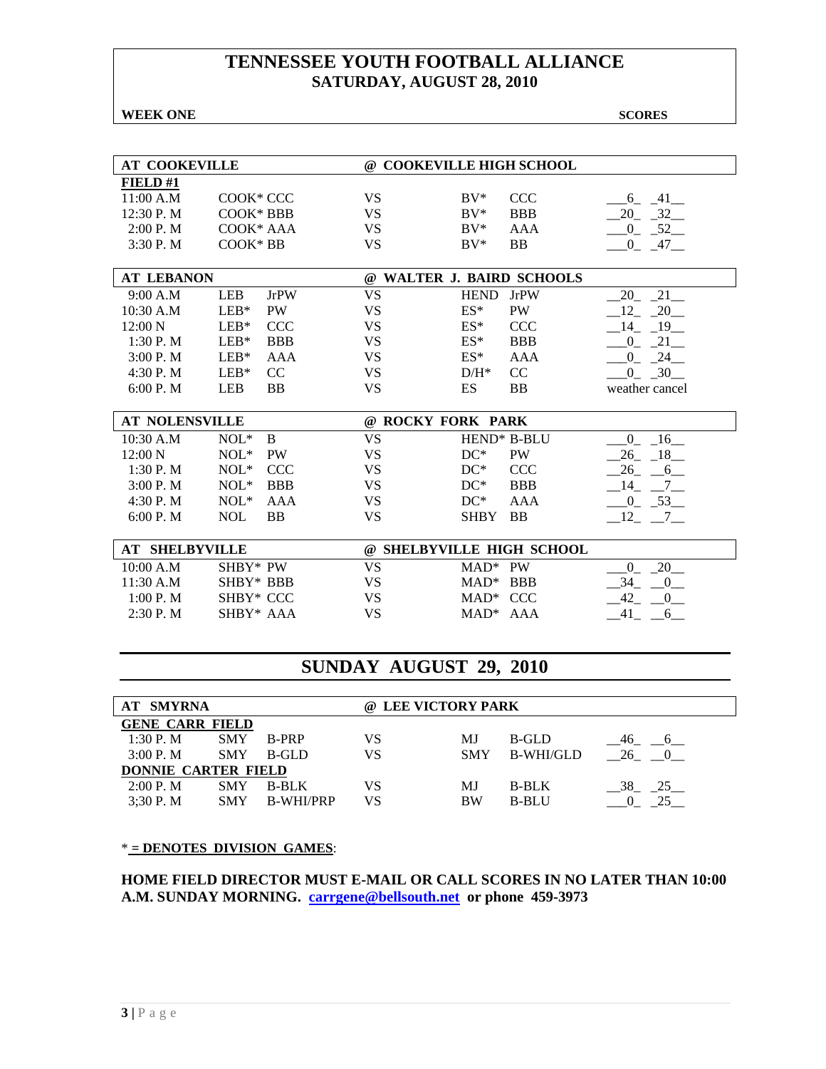# TENNESSEE YOUTH FOOTBALL ALLIANCE
## SATURDAY, AUGUST 28, 2010

**WEEK ONE** | **SCORES**

| **AT COOKEVILLE** | | | **@ COOKEVILLE HIGH SCHOOL** | | | |
|---|---|---|---|---|---|---|
| **FIELD #1** | | | | | | |
| 11:00 A.M | COOK* | CCC | VS | BV* | CCC | 6 41 |
| 12:30 P. M | COOK* | BBB | VS | BV* | BBB | 20 32 |
| 2:00 P. M | COOK* | AAA | VS | BV* | AAA | 0 52 |
| 3:30 P. M | COOK* | BB | VS | BV* | BB | 0 47 |

| **AT LEBANON** | | | **@ WALTER J. BAIRD SCHOOLS** | | | |
|---|---|---|---|---|---|---|
| 9:00 A.M | LEB | JrPW | VS | HEND | JrPW | 20 21 |
| 10:30 A.M | LEB* | PW | VS | ES* | PW | 12 20 |
| 12:00 N | LEB* | CCC | VS | ES* | CCC | 14 19 |
| 1:30 P. M | LEB* | BBB | VS | ES* | BBB | 0 21 |
| 3:00 P. M | LEB* | AAA | VS | ES* | AAA | 0 24 |
| 4:30 P. M | LEB* | CC | VS | D/H* | CC | 0 30 |
| 6:00 P. M | LEB | BB | VS | ES | BB | weather cancel |

| **AT NOLENSVILLE** | | | **@ ROCKY FORK PARK** | | | |
|---|---|---|---|---|---|---|
| 10:30 A.M | NOL* | B | VS | HEND* | B-BLU | 0 16 |
| 12:00 N | NOL* | PW | VS | DC* | PW | 26 18 |
| 1:30 P. M | NOL* | CCC | VS | DC* | CCC | 26 6 |
| 3:00 P. M | NOL* | BBB | VS | DC* | BBB | 14 7 |
| 4:30 P. M | NOL* | AAA | VS | DC* | AAA | 0 53 |
| 6:00 P. M | NOL | BB | VS | SHBY | BB | 12 7 |

| **AT SHELBYVILLE** | | | **@ SHELBYVILLE HIGH SCHOOL** | | | |
|---|---|---|---|---|---|---|
| 10:00 A.M | SHBY* | PW | VS | MAD* | PW | 0 20 |
| 11:30 A.M | SHBY* | BBB | VS | MAD* | BBB | 34 0 |
| 1:00 P. M | SHBY* | CCC | VS | MAD* | CCC | 42 0 |
| 2:30 P. M | SHBY* | AAA | VS | MAD* | AAA | 41 6 |

## SUNDAY AUGUST 29, 2010

| **AT SMYRNA** | | | **@ LEE VICTORY PARK** | | | |
|---|---|---|---|---|---|---|
| **GENE CARR FIELD** | | | | | | |
| 1:30 P. M | SMY | B-PRP | VS | MJ | B-GLD | 46 6 |
| 3:00 P. M | SMY | B-GLD | VS | SMY | B-WHI/GLD | 26 0 |
| **DONNIE CARTER FIELD** | | | | | | |
| 2:00 P. M | SMY | B-BLK | VS | MJ | B-BLK | 38 25 |
| 3;30 P. M | SMY | B-WHI/PRP | VS | BW | B-BLU | 0 25 |

* **= DENOTES DIVISION GAMES**:

**HOME FIELD DIRECTOR MUST E-MAIL OR CALL SCORES IN NO LATER THAN 10:00 A.M. SUNDAY MORNING. carrgene@bellsouth.net or phone 459-3973**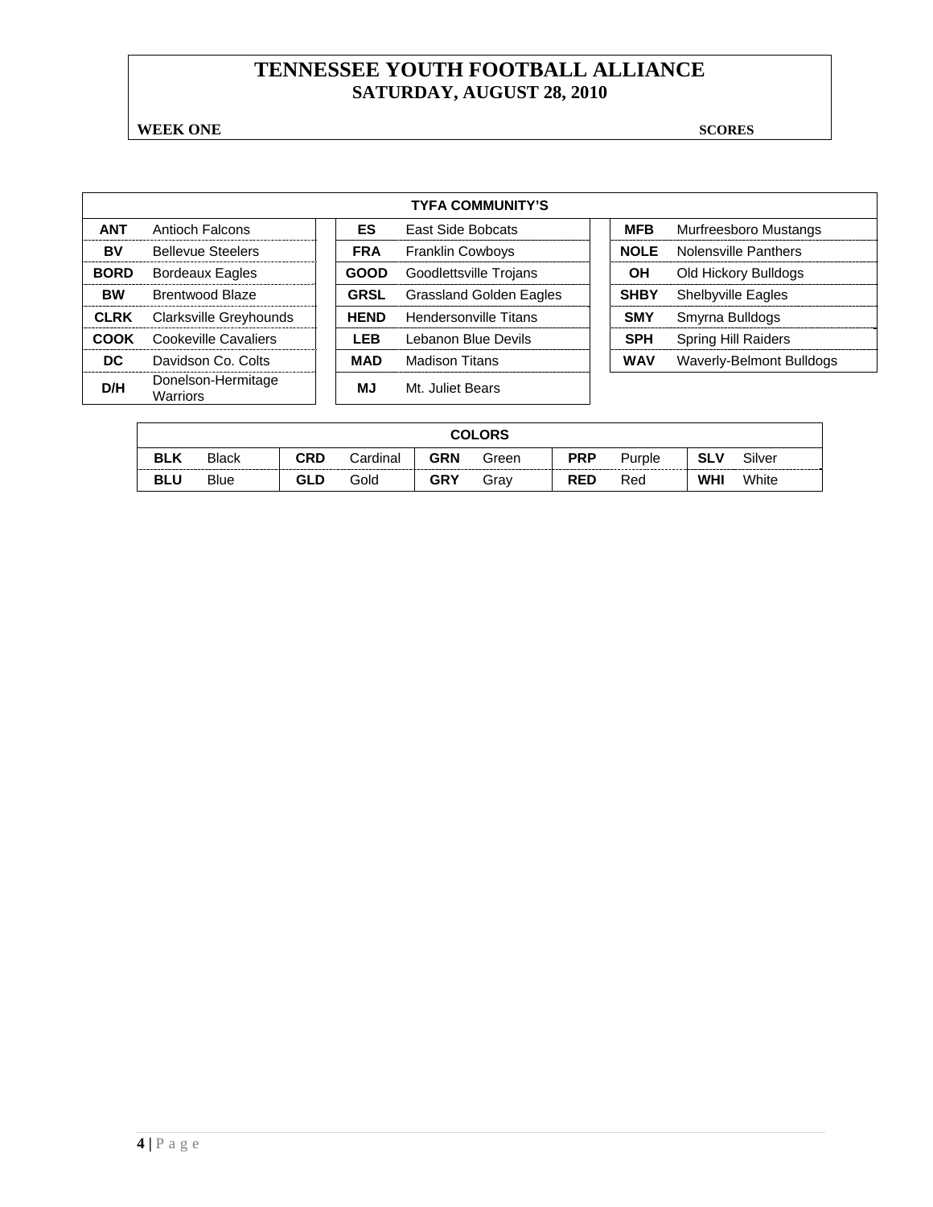# TENNESSEE YOUTH FOOTBALL ALLIANCE
## SATURDAY, AUGUST 28, 2010

**WEEK ONE** **SCORES**

| TYFA COMMUNITY'S | | | | | |
|---|---|---|---|---|---|
| **ANT** | Antioch Falcons | **ES** | East Side Bobcats | **MFB** | Murfreesboro Mustangs |
| **BV** | Bellevue Steelers | **FRA** | Franklin Cowboys | **NOLE** | Nolensville Panthers |
| **BORD** | Bordeaux Eagles | **GOOD** | Goodlettsville Trojans | **OH** | Old Hickory Bulldogs |
| **BW** | Brentwood Blaze | **GRSL** | Grassland Golden Eagles | **SHBY** | Shelbyville Eagles |
| **CLRK** | Clarksville Greyhounds | **HEND** | Hendersonville Titans | **SMY** | Smyrna Bulldogs |
| **COOK** | Cookeville Cavaliers | **LEB** | Lebanon Blue Devils | **SPH** | Spring Hill Raiders |
| **DC** | Davidson Co. Colts | **MAD** | Madison Titans | **WAV** | Waverly-Belmont Bulldogs |
| **D/H** | Donelson-Hermitage Warriors | **MJ** | Mt. Juliet Bears | | |

| COLORS | | | | | | | | | |
|---|---|---|---|---|---|---|---|---|---|
| **BLK** | Black | **CRD** | Cardinal | **GRN** | Green | **PRP** | Purple | **SLV** | Silver |
| **BLU** | Blue | **GLD** | Gold | **GRY** | Gray | **RED** | Red | **WHI** | White |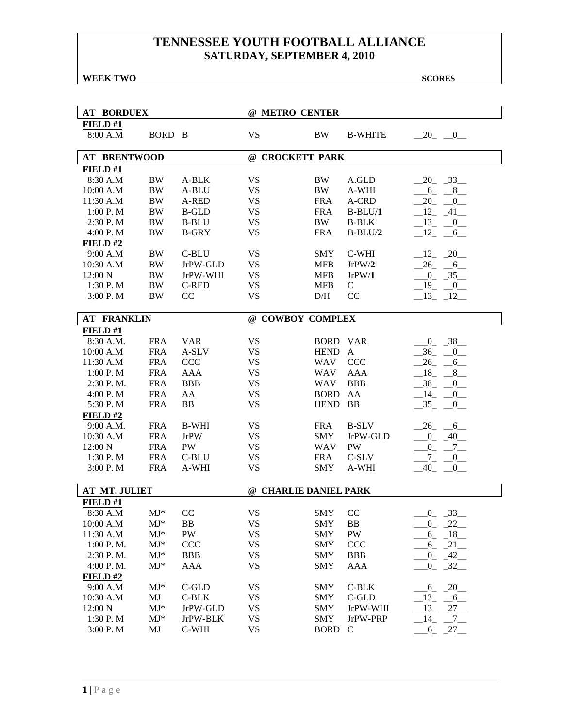# TENNESSEE YOUTH FOOTBALL ALLIANCE
## SATURDAY, SEPTEMBER 4, 2010

**WEEK TWO** **SCORES**

| AT BORDUEX | | | @ METRO CENTER | | | |
|---|---|---|---|---|---|---|
| **FIELD #1** | | | | | | |
| 8:00 A.M | BORD | B | VS | BW | B-WHITE | 20 0 |

| AT BRENTWOOD | | | @ CROCKETT PARK | | | |
|---|---|---|---|---|---|---|
| **FIELD #1** | | | | | | |
| 8:30 A.M | BW | A-BLK | VS | BW | A.GLD | 20 33 |
| 10:00 A.M | BW | A-BLU | VS | BW | A-WHI | 6 8 |
| 11:30 A.M | BW | A-RED | VS | FRA | A-CRD | 20 0 |
| 1:00 P. M | BW | B-GLD | VS | FRA | B-BLU/**1** | 12 41 |
| 2:30 P. M | BW | B-BLU | VS | BW | B-BLK | 13 0 |
| 4:00 P. M | BW | B-GRY | VS | FRA | B-BLU/**2** | 12 6 |
| **FIELD #2** | | | | | | |
| 9:00 A.M | BW | C-BLU | VS | SMY | C-WHI | 12 20 |
| 10:30 A.M | BW | JrPW-GLD | VS | MFB | JrPW/**2** | 26 6 |
| 12:00 N | BW | JrPW-WHI | VS | MFB | JrPW/**1** | 0 35 |
| 1:30 P. M | BW | C-RED | VS | MFB | C | 19 0 |
| 3:00 P. M | BW | CC | VS | D/H | CC | 13 12 |

| AT FRANKLIN | | | @ COWBOY COMPLEX | | | |
|---|---|---|---|---|---|---|
| **FIELD #1** | | | | | | |
| 8:30 A.M. | FRA | VAR | VS | BORD | VAR | 0 38 |
| 10:00 A.M | FRA | A-SLV | VS | HEND | A | 36 0 |
| 11:30 A.M | FRA | CCC | VS | WAV | CCC | 26 6 |
| 1:00 P. M | FRA | AAA | VS | WAV | AAA | 18 8 |
| 2:30 P. M. | FRA | BBB | VS | WAV | BBB | 38 0 |
| 4:00 P. M | FRA | AA | VS | BORD | AA | 14 0 |
| 5:30 P. M | FRA | BB | VS | HEND | BB | 35 0 |
| **FIELD #2** | | | | | | |
| 9:00 A.M. | FRA | B-WHI | VS | FRA | B-SLV | 26 6 |
| 10:30 A.M | FRA | JrPW | VS | SMY | JrPW-GLD | 0 40 |
| 12:00 N | FRA | PW | VS | WAV | PW | 0 7 |
| 1:30 P. M | FRA | C-BLU | VS | FRA | C-SLV | 7 0 |
| 3:00 P. M | FRA | A-WHI | VS | SMY | A-WHI | 40 0 |

| AT MT. JULIET | | | @ CHARLIE DANIEL PARK | | | |
|---|---|---|---|---|---|---|
| **FIELD #1** | | | | | | |
| 8:30 A.M | MJ* | CC | VS | SMY | CC | 0 33 |
| 10:00 A.M | MJ* | BB | VS | SMY | BB | 0 22 |
| 11:30 A.M | MJ* | PW | VS | SMY | PW | 6 18 |
| 1:00 P. M. | MJ* | CCC | VS | SMY | CCC | 6 21 |
| 2:30 P. M. | MJ* | BBB | VS | SMY | BBB | 0 42 |
| 4:00 P. M. | MJ* | AAA | VS | SMY | AAA | 0 32 |
| **FIELD #2** | | | | | | |
| 9:00 A.M | MJ* | C-GLD | VS | SMY | C-BLK | 6 20 |
| 10:30 A.M | MJ | C-BLK | VS | SMY | C-GLD | 13 6 |
| 12:00 N | MJ* | JrPW-GLD | VS | SMY | JrPW-WHI | 13 27 |
| 1:30 P. M | MJ* | JrPW-BLK | VS | SMY | JrPW-PRP | 14 7 |
| 3:00 P. M | MJ | C-WHI | VS | BORD | C | 6 27 |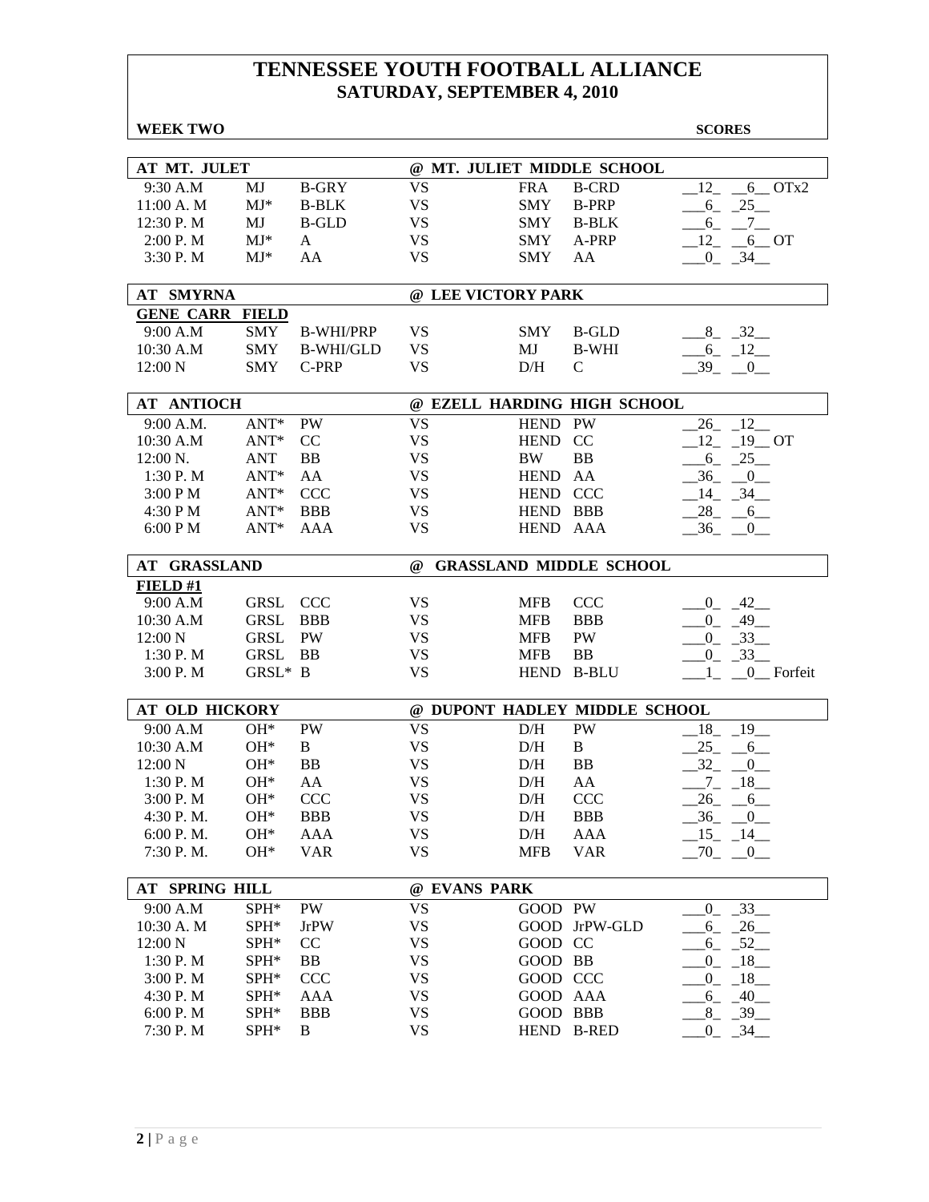# TENNESSEE YOUTH FOOTBALL ALLIANCE
## SATURDAY, SEPTEMBER 4, 2010

**WEEK TWO** **SCORES**

| AT MT. JULIET | | | @ MT. JULIET MIDDLE SCHOOL | | | |
|---|---|---|---|---|---|---|
| 9:30 A.M | MJ | B-GRY | VS | FRA | B-CRD | __12_ __6__ OTx2 |
| 11:00 A. M | MJ* | B-BLK | VS | SMY | B-PRP | ___6_ _25__ |
| 12:30 P. M | MJ | B-GLD | VS | SMY | B-BLK | ___6_ __7__ |
| 2:00 P. M | MJ* | A | VS | SMY | A-PRP | __12_ __6__ OT |
| 3:30 P. M | MJ* | AA | VS | SMY | AA | ___0_ _34__ |

| AT SMYRNA | | | @ LEE VICTORY PARK | | | |
|---|---|---|---|---|---|---|
| **GENE CARR FIELD** | | | | | | |
| 9:00 A.M | SMY | B-WHI/PRP | VS | SMY | B-GLD | ___8_ _32__ |
| 10:30 A.M | SMY | B-WHI/GLD | VS | MJ | B-WHI | ___6_ _12__ |
| 12:00 N | SMY | C-PRP | VS | D/H | C | __39_ __0__ |

| AT ANTIOCH | | | @ EZELL HARDING HIGH SCHOOL | | | |
|---|---|---|---|---|---|---|
| 9:00 A.M. | ANT* | PW | VS | HEND | PW | __26_ _12__ |
| 10:30 A.M | ANT* | CC | VS | HEND | CC | __12_ _19__ OT |
| 12:00 N. | ANT | BB | VS | BW | BB | ___6_ _25__ |
| 1:30 P. M | ANT* | AA | VS | HEND | AA | __36_ __0__ |
| 3:00 P M | ANT* | CCC | VS | HEND | CCC | __14_ _34__ |
| 4:30 P M | ANT* | BBB | VS | HEND | BBB | __28_ __6__ |
| 6:00 P M | ANT* | AAA | VS | HEND | AAA | __36_ __0__ |

| AT GRASSLAND | | | @ GRASSLAND MIDDLE SCHOOL | | | |
|---|---|---|---|---|---|---|
| **FIELD #1** | | | | | | |
| 9:00 A.M | GRSL | CCC | VS | MFB | CCC | ___0_ _42__ |
| 10:30 A.M | GRSL | BBB | VS | MFB | BBB | ___0_ _49__ |
| 12:00 N | GRSL | PW | VS | MFB | PW | ___0_ _33__ |
| 1:30 P. M | GRSL | BB | VS | MFB | BB | ___0_ _33__ |
| 3:00 P. M | GRSL* | B | VS | HEND | B-BLU | ___1_ __0__ Forfeit |

| AT OLD HICKORY | | | @ DUPONT HADLEY MIDDLE SCHOOL | | | |
|---|---|---|---|---|---|---|
| 9:00 A.M | OH* | PW | VS | D/H | PW | __18_ _19__ |
| 10:30 A.M | OH* | B | VS | D/H | B | __25_ __6__ |
| 12:00 N | OH* | BB | VS | D/H | BB | __32_ __0__ |
| 1:30 P. M | OH* | AA | VS | D/H | AA | ___7_ _18__ |
| 3:00 P. M | OH* | CCC | VS | D/H | CCC | __26_ __6__ |
| 4:30 P. M. | OH* | BBB | VS | D/H | BBB | __36_ __0__ |
| 6:00 P. M. | OH* | AAA | VS | D/H | AAA | __15_ _14__ |
| 7:30 P. M. | OH* | VAR | VS | MFB | VAR | __70_ __0__ |

| AT SPRING HILL | | | @ EVANS PARK | | | |
|---|---|---|---|---|---|---|
| 9:00 A.M | SPH* | PW | VS | GOOD | PW | ___0_ _33__ |
| 10:30 A. M | SPH* | JrPW | VS | GOOD | JrPW-GLD | ___6_ _26__ |
| 12:00 N | SPH* | CC | VS | GOOD | CC | ___6_ _52__ |
| 1:30 P. M | SPH* | BB | VS | GOOD | BB | ___0_ _18__ |
| 3:00 P. M | SPH* | CCC | VS | GOOD | CCC | ___0_ _18__ |
| 4:30 P. M | SPH* | AAA | VS | GOOD | AAA | ___6_ _40__ |
| 6:00 P. M | SPH* | BBB | VS | GOOD | BBB | ___8_ _39__ |
| 7:30 P. M | SPH* | B | VS | HEND | B-RED | ___0_ _34__ |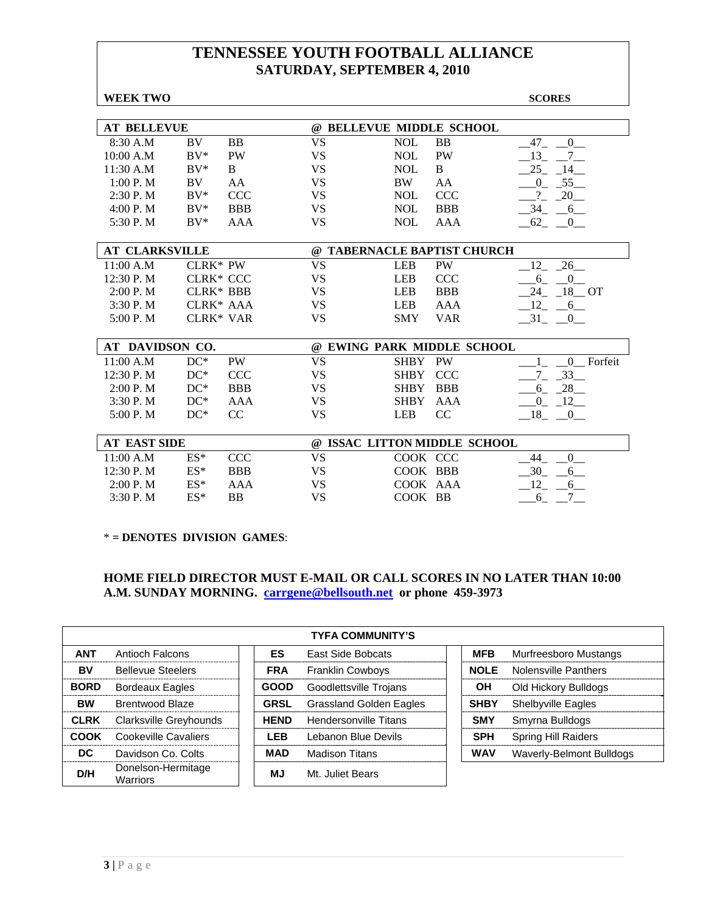# TENNESSEE YOUTH FOOTBALL ALLIANCE
## SATURDAY, SEPTEMBER 4, 2010

**WEEK TWO** **SCORES**

| AT BELLEVUE | | | @ BELLEVUE MIDDLE SCHOOL | | | |
|---|---|---|---|---|---|---|
| 8:30 A.M | BV | BB | VS | NOL | BB | 47 0 |
| 10:00 A.M | BV* | PW | VS | NOL | PW | 13 7 |
| 11:30 A.M | BV* | B | VS | NOL | B | 25 14 |
| 1:00 P. M | BV | AA | VS | BW | AA | 0 55 |
| 2:30 P. M | BV* | CCC | VS | NOL | CCC | ? 20 |
| 4:00 P. M | BV* | BBB | VS | NOL | BBB | 34 6 |
| 5:30 P. M | BV* | AAA | VS | NOL | AAA | 62 0 |

| AT CLARKSVILLE | | | @ TABERNACLE BAPTIST CHURCH | | | |
|---|---|---|---|---|---|---|
| 11:00 A.M | CLRK* | PW | VS | LEB | PW | 12 26 |
| 12:30 P. M | CLRK* | CCC | VS | LEB | CCC | 6 0 |
| 2:00 P. M | CLRK* | BBB | VS | LEB | BBB | 24 18 OT |
| 3:30 P. M | CLRK* | AAA | VS | LEB | AAA | 12 6 |
| 5:00 P. M | CLRK* | VAR | VS | SMY | VAR | 31 0 |

| AT DAVIDSON CO. | | | @ EWING PARK MIDDLE SCHOOL | | | |
|---|---|---|---|---|---|---|
| 11:00 A.M | DC* | PW | VS | SHBY | PW | 1 0 Forfeit |
| 12:30 P. M | DC* | CCC | VS | SHBY | CCC | 7 33 |
| 2:00 P. M | DC* | BBB | VS | SHBY | BBB | 6 28 |
| 3:30 P. M | DC* | AAA | VS | SHBY | AAA | 0 12 |
| 5:00 P. M | DC* | CC | VS | LEB | CC | 18 0 |

| AT EAST SIDE | | | @ ISSAC LITTON MIDDLE SCHOOL | | | |
|---|---|---|---|---|---|---|
| 11:00 A.M | ES* | CCC | VS | COOK | CCC | 44 0 |
| 12:30 P. M | ES* | BBB | VS | COOK | BBB | 30 6 |
| 2:00 P. M | ES* | AAA | VS | COOK | AAA | 12 6 |
| 3:30 P. M | ES* | BB | VS | COOK | BB | 6 7 |

**\* = DENOTES DIVISION GAMES**:

**HOME FIELD DIRECTOR MUST E-MAIL OR CALL SCORES IN NO LATER THAN 10:00 A.M. SUNDAY MORNING. carrgene@bellsouth.net or phone 459-3973**

| TYFA COMMUNITY'S | | | | | |
|---|---|---|---|---|---|
| **ANT** | Antioch Falcons | **ES** | East Side Bobcats | **MFB** | Murfreesboro Mustangs |
| **BV** | Bellevue Steelers | **FRA** | Franklin Cowboys | **NOLE** | Nolensville Panthers |
| **BORD** | Bordeaux Eagles | **GOOD** | Goodlettsville Trojans | **OH** | Old Hickory Bulldogs |
| **BW** | Brentwood Blaze | **GRSL** | Grassland Golden Eagles | **SHBY** | Shelbyville Eagles |
| **CLRK** | Clarksville Greyhounds | **HEND** | Hendersonville Titans | **SMY** | Smyrna Bulldogs |
| **COOK** | Cookeville Cavaliers | **LEB** | Lebanon Blue Devils | **SPH** | Spring Hill Raiders |
| **DC** | Davidson Co. Colts | **MAD** | Madison Titans | **WAV** | Waverly-Belmont Bulldogs |
| **D/H** | Donelson-Hermitage Warriors | **MJ** | Mt. Juliet Bears | | |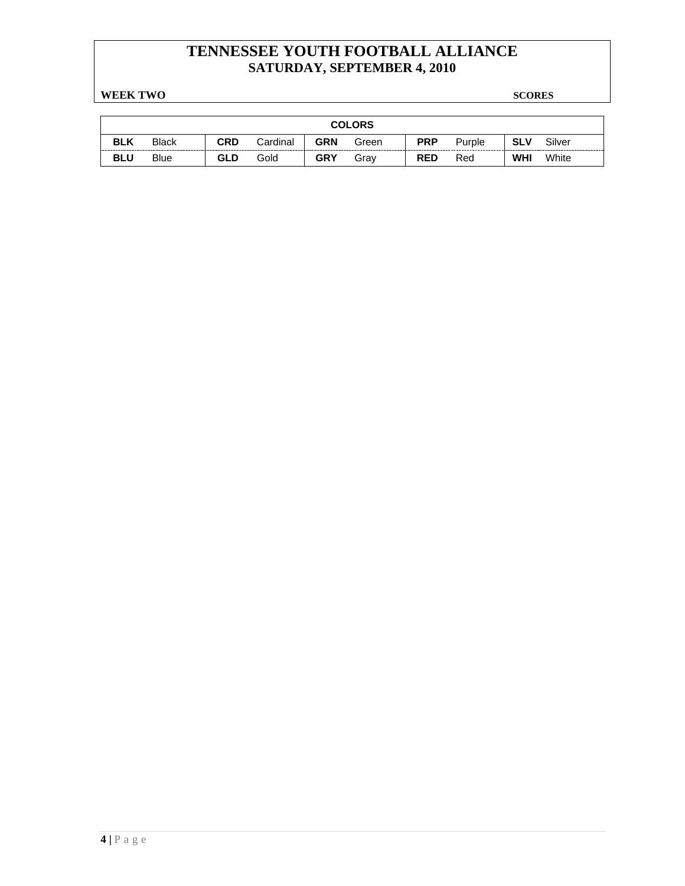# TENNESSEE YOUTH FOOTBALL ALLIANCE
## SATURDAY, SEPTEMBER 4, 2010

**WEEK TWO** **SCORES**

| COLORS | | | | | | | | | |
|---|---|---|---|---|---|---|---|---|---|
| **BLK** | Black | **CRD** | Cardinal | **GRN** | Green | **PRP** | Purple | **SLV** | Silver |
| **BLU** | Blue | **GLD** | Gold | **GRY** | Gray | **RED** | Red | **WHI** | White |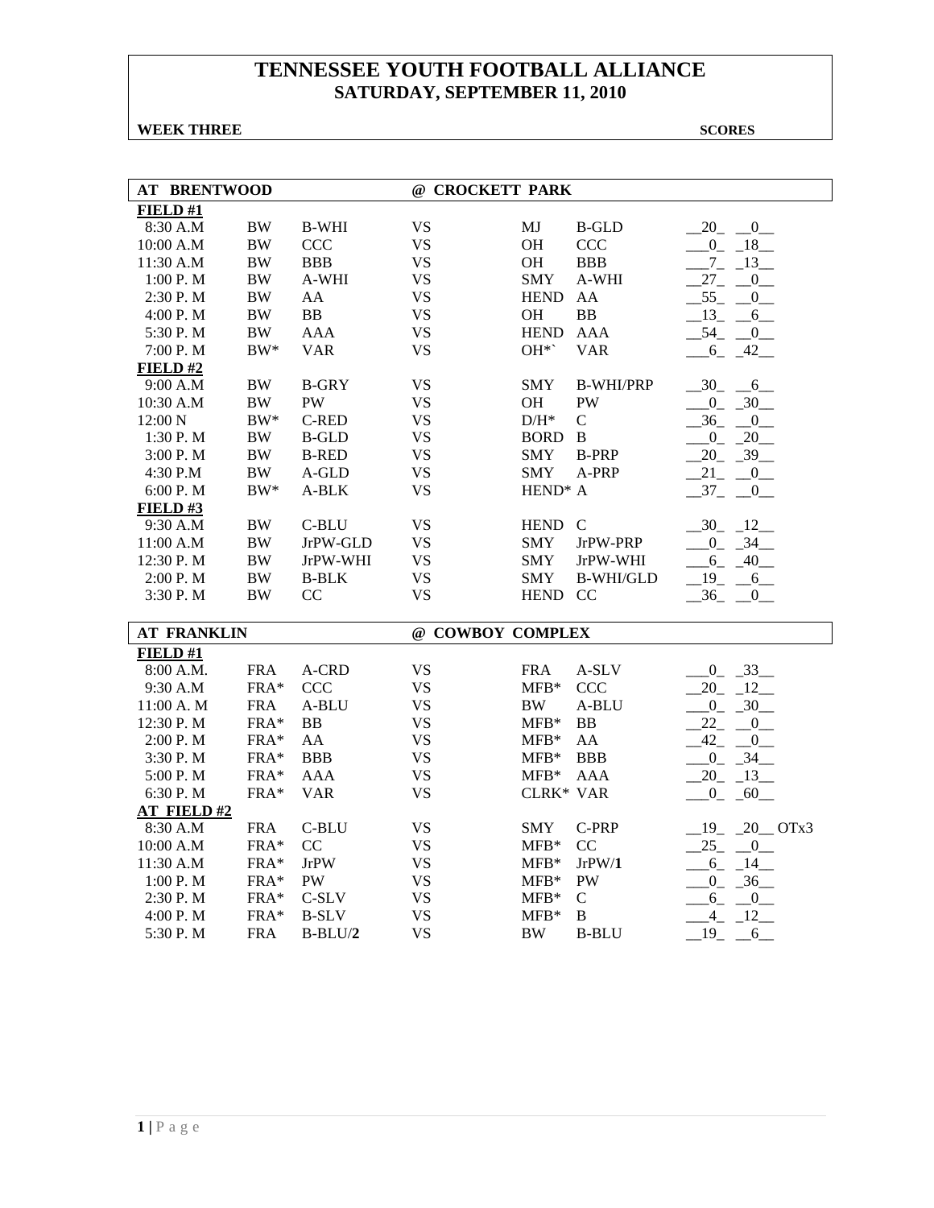# TENNESSEE YOUTH FOOTBALL ALLIANCE
## SATURDAY, SEPTEMBER 11, 2010

**WEEK THREE** **SCORES**

| AT BRENTWOOD | | | @ CROCKETT PARK | | | |
|---|---|---|---|---|---|---|
| **FIELD #1** | | | | | | |
| 8:30 A.M | BW | B-WHI | VS | MJ | B-GLD | __20_ __0__ |
| 10:00 A.M | BW | CCC | VS | OH | CCC | ___0_ _18__ |
| 11:30 A.M | BW | BBB | VS | OH | BBB | ___7_ _13__ |
| 1:00 P. M | BW | A-WHI | VS | SMY | A-WHI | __27_ __0__ |
| 2:30 P. M | BW | AA | VS | HEND | AA | __55_ __0__ |
| 4:00 P. M | BW | BB | VS | OH | BB | __13_ __6__ |
| 5:30 P. M | BW | AAA | VS | HEND | AAA | __54_ __0__ |
| 7:00 P. M | BW* | VAR | VS | OH*` | VAR | ___6_ _42__ |
| **FIELD #2** | | | | | | |
| 9:00 A.M | BW | B-GRY | VS | SMY | B-WHI/PRP | __30_ __6__ |
| 10:30 A.M | BW | PW | VS | OH | PW | ___0_ _30__ |
| 12:00 N | BW* | C-RED | VS | D/H* | C | __36_ __0__ |
| 1:30 P. M | BW | B-GLD | VS | BORD | B | ___0_ _20__ |
| 3:00 P. M | BW | B-RED | VS | SMY | B-PRP | __20_ _39__ |
| 4:30 P.M | BW | A-GLD | VS | SMY | A-PRP | __21_ __0__ |
| 6:00 P. M | BW* | A-BLK | VS | HEND* | A | __37_ __0__ |
| **FIELD #3** | | | | | | |
| 9:30 A.M | BW | C-BLU | VS | HEND | C | __30_ _12__ |
| 11:00 A.M | BW | JrPW-GLD | VS | SMY | JrPW-PRP | ___0_ _34__ |
| 12:30 P. M | BW | JrPW-WHI | VS | SMY | JrPW-WHI | ___6_ _40__ |
| 2:00 P. M | BW | B-BLK | VS | SMY | B-WHI/GLD | __19_ __6__ |
| 3:30 P. M | BW | CC | VS | HEND | CC | __36_ __0__ |

| AT FRANKLIN | | | @ COWBOY COMPLEX | | | |
|---|---|---|---|---|---|---|
| **FIELD #1** | | | | | | |
| 8:00 A.M. | FRA | A-CRD | VS | FRA | A-SLV | ___0_ _33__ |
| 9:30 A.M | FRA* | CCC | VS | MFB* | CCC | __20_ _12__ |
| 11:00 A. M | FRA | A-BLU | VS | BW | A-BLU | ___0_ _30__ |
| 12:30 P. M | FRA* | BB | VS | MFB* | BB | __22_ __0__ |
| 2:00 P. M | FRA* | AA | VS | MFB* | AA | __42_ __0__ |
| 3:30 P. M | FRA* | BBB | VS | MFB* | BBB | ___0_ _34__ |
| 5:00 P. M | FRA* | AAA | VS | MFB* | AAA | __20_ _13__ |
| 6:30 P. M | FRA* | VAR | VS | CLRK* | VAR | ___0_ _60__ |
| **AT FIELD #2** | | | | | | |
| 8:30 A.M | FRA | C-BLU | VS | SMY | C-PRP | __19_ _20__ OTx3 |
| 10:00 A.M | FRA* | CC | VS | MFB* | CC | __25_ __0__ |
| 11:30 A.M | FRA* | JrPW | VS | MFB* | JrPW/**1** | ___6_ _14__ |
| 1:00 P. M | FRA* | PW | VS | MFB* | PW | ___0_ _36__ |
| 2:30 P. M | FRA* | C-SLV | VS | MFB* | C | ___6_ __0__ |
| 4:00 P. M | FRA* | B-SLV | VS | MFB* | B | ___4_ _12__ |
| 5:30 P. M | FRA | B-BLU/**2** | VS | BW | B-BLU | __19_ __6__ |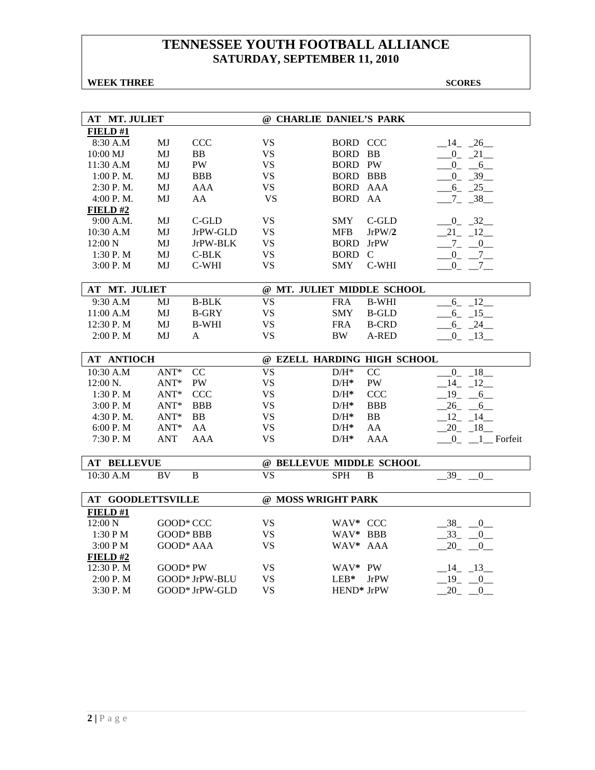# TENNESSEE YOUTH FOOTBALL ALLIANCE
## SATURDAY, SEPTEMBER 11, 2010

**WEEK THREE** **SCORES**

| **AT MT. JULIET** | | | **@ CHARLIE DANIEL'S PARK** | | | |
|---|---|---|---|---|---|---|
| **FIELD #1** | | | | | | |
| 8:30 A.M | MJ | CCC | VS | BORD | CCC | __14_ _26__ |
| 10:00 MJ | MJ | BB | VS | BORD | BB | ___0_ _21__ |
| 11:30 A.M | MJ | PW | VS | BORD | PW | ___0_ __6__ |
| 1:00 P. M. | MJ | BBB | VS | BORD | BBB | ___0_ _39__ |
| 2:30 P. M. | MJ | AAA | VS | BORD | AAA | ___6_ _25__ |
| 4:00 P. M. | MJ | AA | VS | BORD | AA | ___7_ _38__ |
| **FIELD #2** | | | | | | |
| 9:00 A.M. | MJ | C-GLD | VS | SMY | C-GLD | ___0_ _32__ |
| 10:30 A.M | MJ | JrPW-GLD | VS | MFB | JrPW/**2** | __21_ _12__ |
| 12:00 N | MJ | JrPW-BLK | VS | BORD | JrPW | ___7_ __0__ |
| 1:30 P. M | MJ | C-BLK | VS | BORD | C | ___0_ __7__ |
| 3:00 P. M | MJ | C-WHI | VS | SMY | C-WHI | ___0_ __7__ |

| **AT MT. JULIET** | | | **@ MT. JULIET MIDDLE SCHOOL** | | | |
|---|---|---|---|---|---|---|
| 9:30 A.M | MJ | B-BLK | VS | FRA | B-WHI | ___6_ _12__ |
| 11:00 A.M | MJ | B-GRY | VS | SMY | B-GLD | ___6_ _15__ |
| 12:30 P. M | MJ | B-WHI | VS | FRA | B-CRD | ___6_ _24__ |
| 2:00 P. M | MJ | A | VS | BW | A-RED | ___0_ _13__ |

| **AT ANTIOCH** | | | **@ EZELL HARDING HIGH SCHOOL** | | | |
|---|---|---|---|---|---|---|
| 10:30 A.M | ANT* | CC | VS | D/H* | CC | ___0_ _18__ |
| 12:00 N. | ANT* | PW | VS | D/H* | PW | __14_ _12__ |
| 1:30 P. M | ANT* | CCC | VS | D/H* | CCC | __19_ __6__ |
| 3:00 P. M | ANT* | BBB | VS | D/H* | BBB | __26_ __6__ |
| 4:30 P. M. | ANT* | BB | VS | D/H* | BB | __12_ _14__ |
| 6:00 P. M | ANT* | AA | VS | D/H* | AA | __20_ _18__ |
| 7:30 P. M | ANT | AAA | VS | D/H* | AAA | ___0_ __1__ Forfeit |

| **AT BELLEVUE** | | | **@ BELLEVUE MIDDLE SCHOOL** | | | |
|---|---|---|---|---|---|---|
| 10:30 A.M | BV | B | VS | SPH | B | __39_ __0__ |

| **AT GOODLETTSVILLE** | | | **@ MOSS WRIGHT PARK** | | | |
|---|---|---|---|---|---|---|
| **FIELD #1** | | | | | | |
| 12:00 N | GOOD* | CCC | VS | WAV* | CCC | __38_ __0__ |
| 1:30 P M | GOOD* | BBB | VS | WAV* | BBB | __33_ __0__ |
| 3:00 P M | GOOD* | AAA | VS | WAV* | AAA | __20_ __0__ |
| **FIELD #2** | | | | | | |
| 12:30 P. M | GOOD* | PW | VS | WAV* | PW | __14_ _13__ |
| 2:00 P. M | GOOD* | JrPW-BLU | VS | LEB* | JrPW | __19_ __0__ |
| 3:30 P. M | GOOD* | JrPW-GLD | VS | HEND* | JrPW | __20_ __0__ |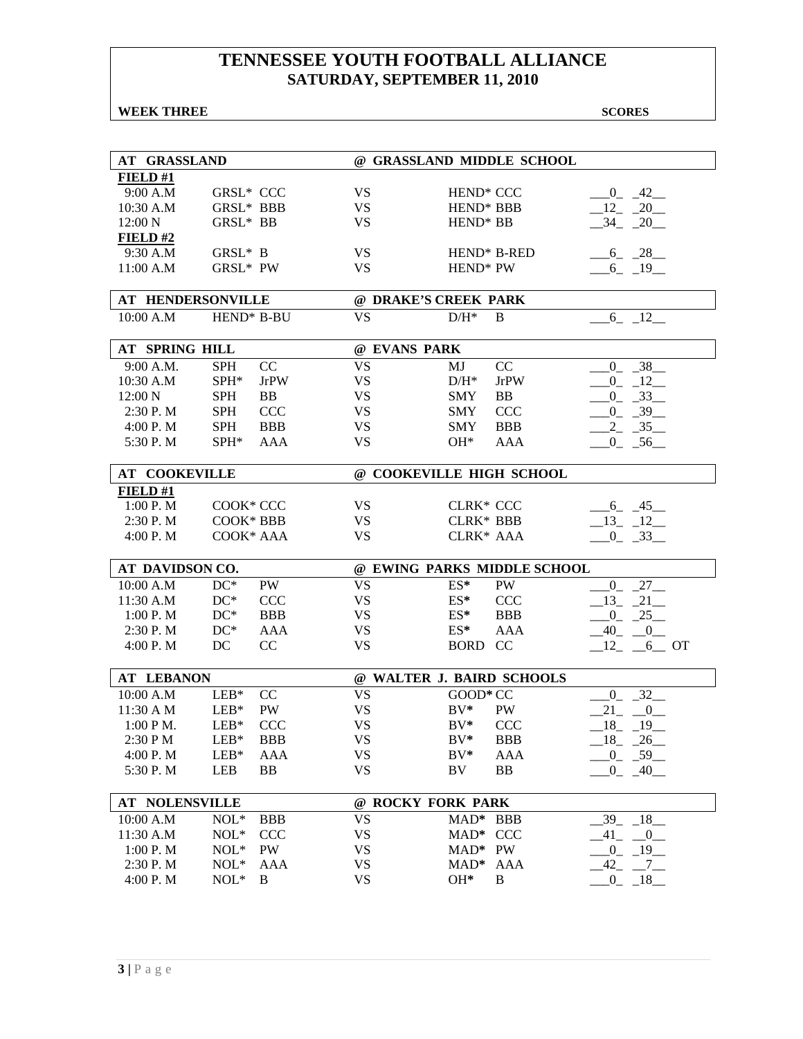# TENNESSEE YOUTH FOOTBALL ALLIANCE
## SATURDAY, SEPTEMBER 11, 2010

**WEEK THREE** **SCORES**

| AT GRASSLAND | | | @ GRASSLAND MIDDLE SCHOOL | | | |
|---|---|---|---|---|---|---|
| **FIELD #1** | | | | | | |
| 9:00 A.M | GRSL* | CCC | VS | HEND* | CCC | 0 42 |
| 10:30 A.M | GRSL* | BBB | VS | HEND* | BBB | 12 20 |
| 12:00 N | GRSL* | BB | VS | HEND* | BB | 34 20 |
| **FIELD #2** | | | | | | |
| 9:30 A.M | GRSL* | B | VS | HEND* | B-RED | 6 28 |
| 11:00 A.M | GRSL* | PW | VS | HEND* | PW | 6 19 |

| AT HENDERSONVILLE | | | @ DRAKE'S CREEK PARK | | | |
|---|---|---|---|---|---|---|
| 10:00 A.M | HEND* | B-BU | VS | D/H* | B | 6 12 |

| AT SPRING HILL | | | @ EVANS PARK | | | |
|---|---|---|---|---|---|---|
| 9:00 A.M. | SPH | CC | VS | MJ | CC | 0 38 |
| 10:30 A.M | SPH* | JrPW | VS | D/H* | JrPW | 0 12 |
| 12:00 N | SPH | BB | VS | SMY | BB | 0 33 |
| 2:30 P. M | SPH | CCC | VS | SMY | CCC | 0 39 |
| 4:00 P. M | SPH | BBB | VS | SMY | BBB | 2 35 |
| 5:30 P. M | SPH* | AAA | VS | OH* | AAA | 0 56 |

| AT COOKEVILLE | | | @ COOKEVILLE HIGH SCHOOL | | | |
|---|---|---|---|---|---|---|
| **FIELD #1** | | | | | | |
| 1:00 P. M | COOK* | CCC | VS | CLRK* | CCC | 6 45 |
| 2:30 P. M | COOK* | BBB | VS | CLRK* | BBB | 13 12 |
| 4:00 P. M | COOK* | AAA | VS | CLRK* | AAA | 0 33 |

| AT DAVIDSON CO. | | | @ EWING PARKS MIDDLE SCHOOL | | | |
|---|---|---|---|---|---|---|
| 10:00 A.M | DC* | PW | VS | ES* | PW | 0 27 |
| 11:30 A.M | DC* | CCC | VS | ES* | CCC | 13 21 |
| 1:00 P. M | DC* | BBB | VS | ES* | BBB | 0 25 |
| 2:30 P. M | DC* | AAA | VS | ES* | AAA | 40 0 |
| 4:00 P. M | DC | CC | VS | BORD | CC | 12 6 OT |

| AT LEBANON | | | @ WALTER J. BAIRD SCHOOLS | | | |
|---|---|---|---|---|---|---|
| 10:00 A.M | LEB* | CC | VS | GOOD* | CC | 0 32 |
| 11:30 A M | LEB* | PW | VS | BV* | PW | 21 0 |
| 1:00 P M. | LEB* | CCC | VS | BV* | CCC | 18 19 |
| 2:30 P M | LEB* | BBB | VS | BV* | BBB | 18 26 |
| 4:00 P. M | LEB* | AAA | VS | BV* | AAA | 0 59 |
| 5:30 P. M | LEB | BB | VS | BV | BB | 0 40 |

| AT NOLENSVILLE | | | @ ROCKY FORK PARK | | | |
|---|---|---|---|---|---|---|
| 10:00 A.M | NOL* | BBB | VS | MAD* | BBB | 39 18 |
| 11:30 A.M | NOL* | CCC | VS | MAD* | CCC | 41 0 |
| 1:00 P. M | NOL* | PW | VS | MAD* | PW | 0 19 |
| 2:30 P. M | NOL* | AAA | VS | MAD* | AAA | 42 7 |
| 4:00 P. M | NOL* | B | VS | OH* | B | 0 18 |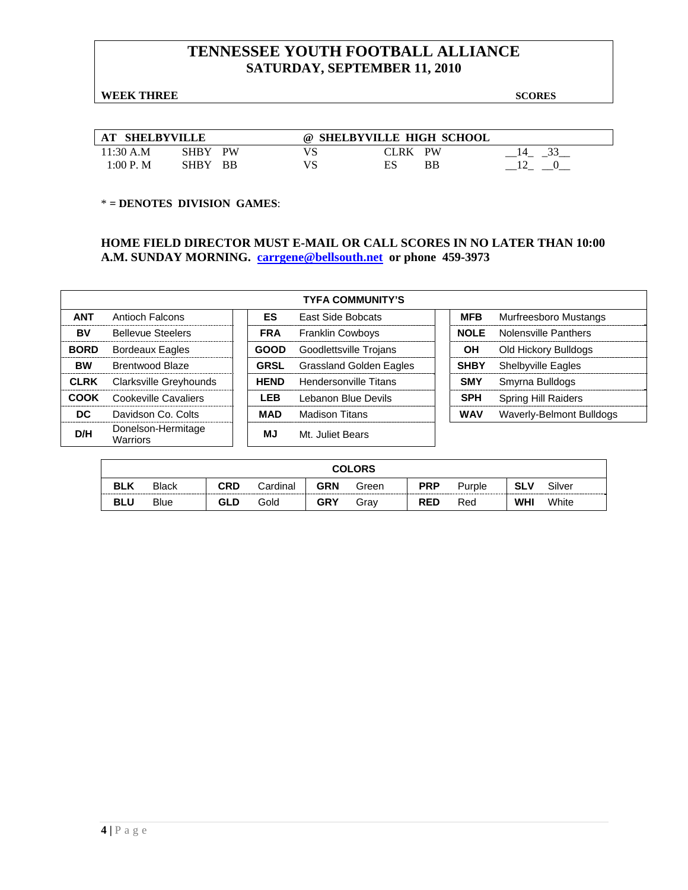# TENNESSEE YOUTH FOOTBALL ALLIANCE

## SATURDAY, SEPTEMBER 11, 2010

**WEEK THREE** **SCORES**

| AT SHELBYVILLE | | | @ SHELBYVILLE HIGH SCHOOL | | | |
|---|---|---|---|---|---|---|
| 11:30 A.M | SHBY | PW | VS | CLRK | PW | __14_ _33__ |
| 1:00 P. M | SHBY | BB | VS | ES | BB | __12_ __0__ |

* **= DENOTES DIVISION GAMES**:

**HOME FIELD DIRECTOR MUST E-MAIL OR CALL SCORES IN NO LATER THAN 10:00 A.M. SUNDAY MORNING. carrgene@bellsouth.net or phone 459-3973**

| TYFA COMMUNITY'S | | | | | |
|---|---|---|---|---|---|
| **ANT** | Antioch Falcons | **ES** | East Side Bobcats | **MFB** | Murfreesboro Mustangs |
| **BV** | Bellevue Steelers | **FRA** | Franklin Cowboys | **NOLE** | Nolensville Panthers |
| **BORD** | Bordeaux Eagles | **GOOD** | Goodlettsville Trojans | **OH** | Old Hickory Bulldogs |
| **BW** | Brentwood Blaze | **GRSL** | Grassland Golden Eagles | **SHBY** | Shelbyville Eagles |
| **CLRK** | Clarksville Greyhounds | **HEND** | Hendersonville Titans | **SMY** | Smyrna Bulldogs |
| **COOK** | Cookeville Cavaliers | **LEB** | Lebanon Blue Devils | **SPH** | Spring Hill Raiders |
| **DC** | Davidson Co. Colts | **MAD** | Madison Titans | **WAV** | Waverly-Belmont Bulldogs |
| **D/H** | Donelson-Hermitage Warriors | **MJ** | Mt. Juliet Bears | | |

| COLORS | | | | | | | | | |
|---|---|---|---|---|---|---|---|---|---|
| **BLK** | Black | **CRD** | Cardinal | **GRN** | Green | **PRP** | Purple | **SLV** | Silver |
| **BLU** | Blue | **GLD** | Gold | **GRY** | Gray | **RED** | Red | **WHI** | White |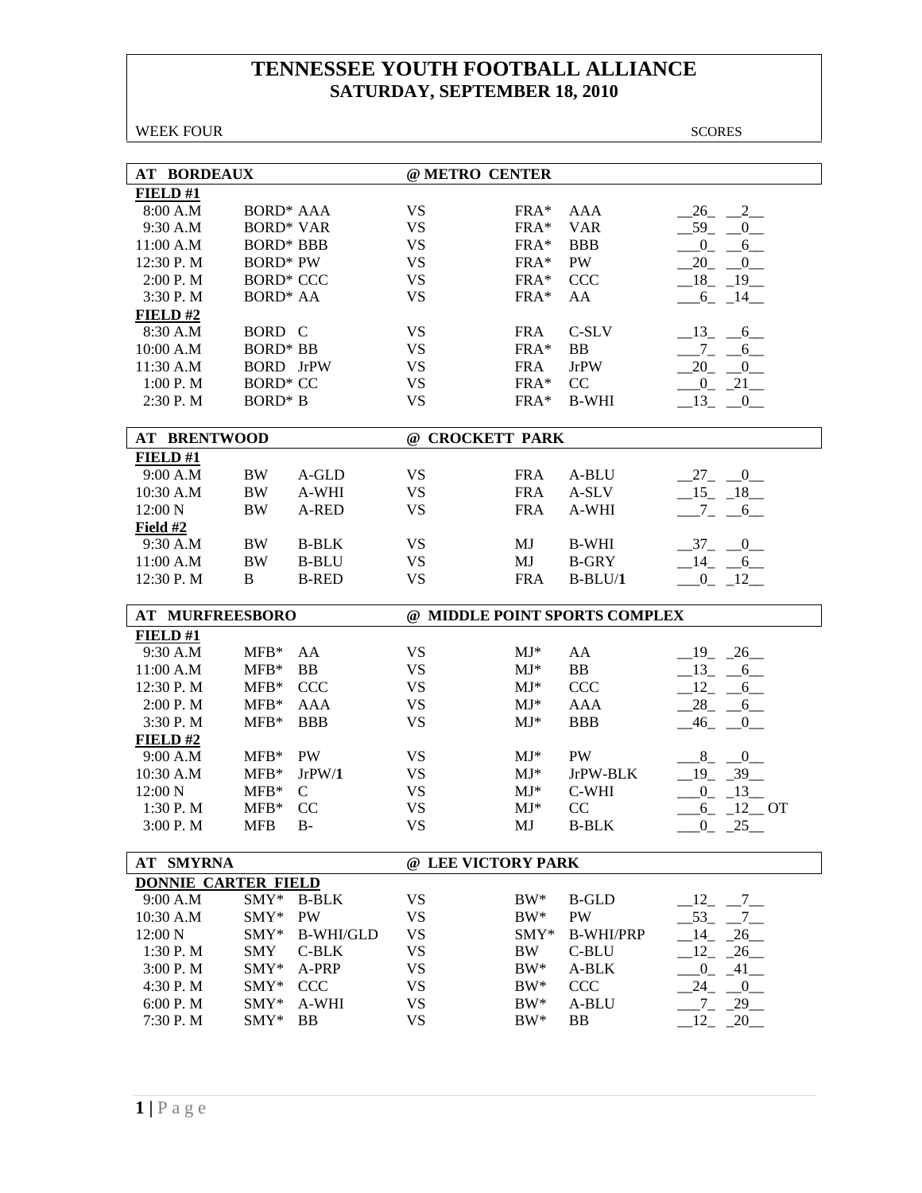# TENNESSEE YOUTH FOOTBALL ALLIANCE
## SATURDAY, SEPTEMBER 18, 2010

WEEK FOUR | SCORES

### AT BORDEAUX — @ METRO CENTER

| Time | Home | Division | | Visitor | Division | Scores |
|---|---|---|---|---|---|---|
| **FIELD #1** | | | | | | |
| 8:00 A.M | BORD* | AAA | VS | FRA* | AAA | 26 - 2 |
| 9:30 A.M | BORD* | VAR | VS | FRA* | VAR | 59 - 0 |
| 11:00 A.M | BORD* | BBB | VS | FRA* | BBB | 0 - 6 |
| 12:30 P. M | BORD* | PW | VS | FRA* | PW | 20 - 0 |
| 2:00 P. M | BORD* | CCC | VS | FRA* | CCC | 18 - 19 |
| 3:30 P. M | BORD* | AA | VS | FRA* | AA | 6 - 14 |
| **FIELD #2** | | | | | | |
| 8:30 A.M | BORD | C | VS | FRA | C-SLV | 13 - 6 |
| 10:00 A.M | BORD* | BB | VS | FRA* | BB | 7 - 6 |
| 11:30 A.M | BORD | JrPW | VS | FRA | JrPW | 20 - 0 |
| 1:00 P. M | BORD* | CC | VS | FRA* | CC | 0 - 21 |
| 2:30 P. M | BORD* | B | VS | FRA* | B-WHI | 13 - 0 |

### AT BRENTWOOD — @ CROCKETT PARK

| Time | Home | Division | | Visitor | Division | Scores |
|---|---|---|---|---|---|---|
| **FIELD #1** | | | | | | |
| 9:00 A.M | BW | A-GLD | VS | FRA | A-BLU | 27 - 0 |
| 10:30 A.M | BW | A-WHI | VS | FRA | A-SLV | 15 - 18 |
| 12:00 N | BW | A-RED | VS | FRA | A-WHI | 7 - 6 |
| **Field #2** | | | | | | |
| 9:30 A.M | BW | B-BLK | VS | MJ | B-WHI | 37 - 0 |
| 11:00 A.M | BW | B-BLU | VS | MJ | B-GRY | 14 - 6 |
| 12:30 P. M | B | B-RED | VS | FRA | B-BLU/**1** | 0 - 12 |

### AT MURFREESBORO — @ MIDDLE POINT SPORTS COMPLEX

| Time | Home | Division | | Visitor | Division | Scores |
|---|---|---|---|---|---|---|
| **FIELD #1** | | | | | | |
| 9:30 A.M | MFB* | AA | VS | MJ* | AA | 19 - 26 |
| 11:00 A.M | MFB* | BB | VS | MJ* | BB | 13 - 6 |
| 12:30 P. M | MFB* | CCC | VS | MJ* | CCC | 12 - 6 |
| 2:00 P. M | MFB* | AAA | VS | MJ* | AAA | 28 - 6 |
| 3:30 P. M | MFB* | BBB | VS | MJ* | BBB | 46 - 0 |
| **FIELD #2** | | | | | | |
| 9:00 A.M | MFB* | PW | VS | MJ* | PW | 8 - 0 |
| 10:30 A.M | MFB* | JrPW/**1** | VS | MJ* | JrPW-BLK | 19 - 39 |
| 12:00 N | MFB* | C | VS | MJ* | C-WHI | 0 - 13 |
| 1:30 P. M | MFB* | CC | VS | MJ* | CC | 6 - 12 OT |
| 3:00 P. M | MFB | B- | VS | MJ | B-BLK | 0 - 25 |

### AT SMYRNA — @ LEE VICTORY PARK

| Time | Home | Division | | Visitor | Division | Scores |
|---|---|---|---|---|---|---|
| **DONNIE CARTER FIELD** | | | | | | |
| 9:00 A.M | SMY* | B-BLK | VS | BW* | B-GLD | 12 - 7 |
| 10:30 A.M | SMY* | PW | VS | BW* | PW | 53 - 7 |
| 12:00 N | SMY* | B-WHI/GLD | VS | SMY* | B-WHI/PRP | 14 - 26 |
| 1:30 P. M | SMY | C-BLK | VS | BW | C-BLU | 12 - 26 |
| 3:00 P. M | SMY* | A-PRP | VS | BW* | A-BLK | 0 - 41 |
| 4:30 P. M | SMY* | CCC | VS | BW* | CCC | 24 - 0 |
| 6:00 P. M | SMY* | A-WHI | VS | BW* | A-BLU | 7 - 29 |
| 7:30 P. M | SMY* | BB | VS | BW* | BB | 12 - 20 |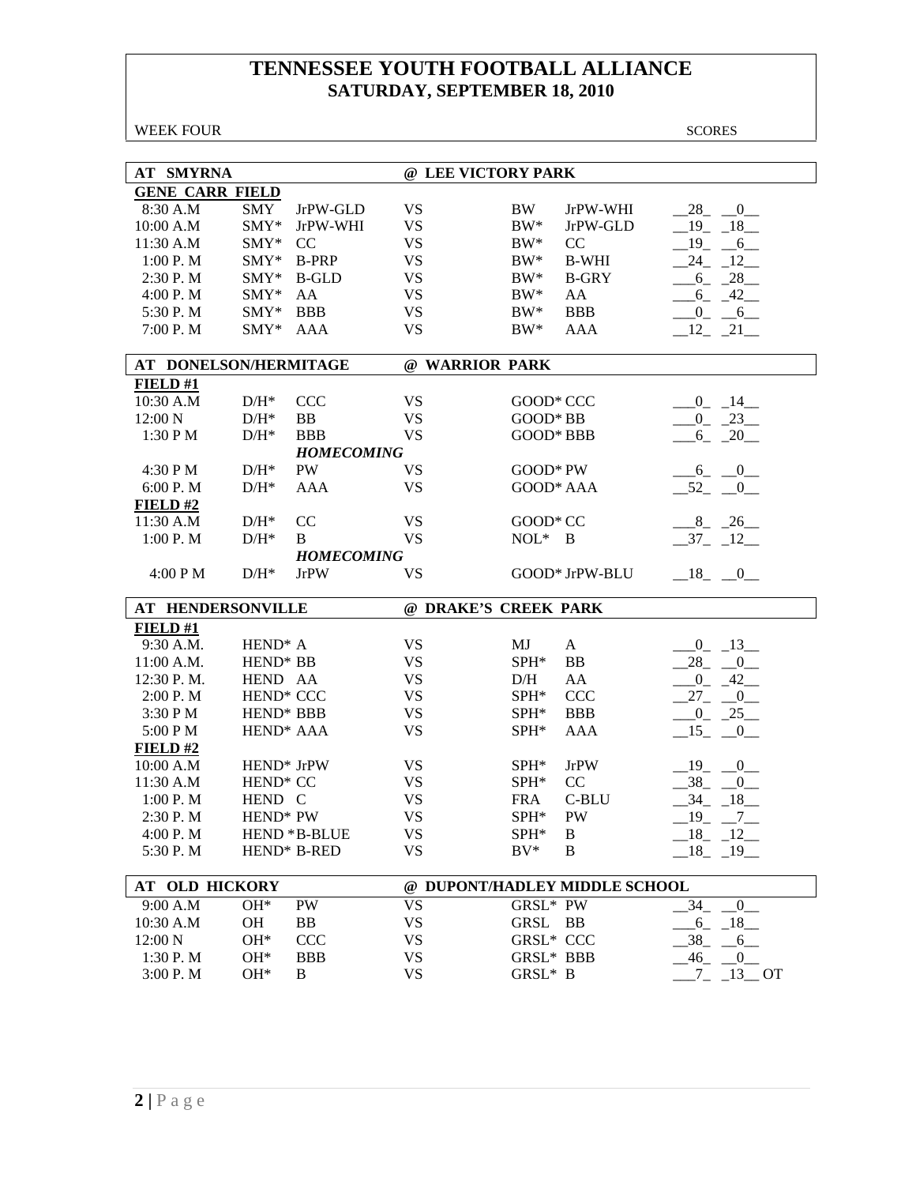# TENNESSEE YOUTH FOOTBALL ALLIANCE
## SATURDAY, SEPTEMBER 18, 2010

WEEK FOUR SCORES

### AT SMYRNA @ LEE VICTORY PARK

**GENE CARR FIELD**

| Time | Home | Div | | Away | Div | Score |
|---|---|---|---|---|---|---|
| 8:30 A.M | SMY | JrPW-GLD | VS | BW | JrPW-WHI | 28 0 |
| 10:00 A.M | SMY* | JrPW-WHI | VS | BW* | JrPW-GLD | 19 18 |
| 11:30 A.M | SMY* | CC | VS | BW* | CC | 19 6 |
| 1:00 P. M | SMY* | B-PRP | VS | BW* | B-WHI | 24 12 |
| 2:30 P. M | SMY* | B-GLD | VS | BW* | B-GRY | 6 28 |
| 4:00 P. M | SMY* | AA | VS | BW* | AA | 6 42 |
| 5:30 P. M | SMY* | BBB | VS | BW* | BBB | 0 6 |
| 7:00 P. M | SMY* | AAA | VS | BW* | AAA | 12 21 |

### AT DONELSON/HERMITAGE @ WARRIOR PARK

**FIELD #1**

| Time | Home | Div | | Away | Div | Score |
|---|---|---|---|---|---|---|
| 10:30 A.M | D/H* | CCC | VS | GOOD* | CCC | 0 14 |
| 12:00 N | D/H* | BB | VS | GOOD* | BB | 0 23 |
| 1:30 P M | D/H* | BBB | VS | GOOD* | BBB | 6 20 |
| | | ***HOMECOMING*** | | | | |
| 4:30 P M | D/H* | PW | VS | GOOD* | PW | 6 0 |
| 6:00 P. M | D/H* | AAA | VS | GOOD* | AAA | 52 0 |

**FIELD #2**

| Time | Home | Div | | Away | Div | Score |
|---|---|---|---|---|---|---|
| 11:30 A.M | D/H* | CC | VS | GOOD* | CC | 8 26 |
| 1:00 P. M | D/H* | B | VS | NOL* | B | 37 12 |
| | | ***HOMECOMING*** | | | | |
| 4:00 P M | D/H* | JrPW | VS | GOOD* | JrPW-BLU | 18 0 |

### AT HENDERSONVILLE @ DRAKE'S CREEK PARK

**FIELD #1**

| Time | Home | Div | | Away | Div | Score |
|---|---|---|---|---|---|---|
| 9:30 A.M. | HEND* | A | VS | MJ | A | 0 13 |
| 11:00 A.M. | HEND* | BB | VS | SPH* | BB | 28 0 |
| 12:30 P. M. | HEND | AA | VS | D/H | AA | 0 42 |
| 2:00 P. M | HEND* | CCC | VS | SPH* | CCC | 27 0 |
| 3:30 P M | HEND* | BBB | VS | SPH* | BBB | 0 25 |
| 5:00 P M | HEND* | AAA | VS | SPH* | AAA | 15 0 |

**FIELD #2**

| Time | Home | Div | | Away | Div | Score |
|---|---|---|---|---|---|---|
| 10:00 A.M | HEND* | JrPW | VS | SPH* | JrPW | 19 0 |
| 11:30 A.M | HEND* | CC | VS | SPH* | CC | 38 0 |
| 1:00 P. M | HEND | C | VS | FRA | C-BLU | 34 18 |
| 2:30 P. M | HEND* | PW | VS | SPH* | PW | 19 7 |
| 4:00 P. M | HEND * | B-BLUE | VS | SPH* | B | 18 12 |
| 5:30 P. M | HEND* | B-RED | VS | BV* | B | 18 19 |

### AT OLD HICKORY @ DUPONT/HADLEY MIDDLE SCHOOL

| Time | Home | Div | | Away | Div | Score |
|---|---|---|---|---|---|---|
| 9:00 A.M | OH* | PW | VS | GRSL* | PW | 34 0 |
| 10:30 A.M | OH | BB | VS | GRSL | BB | 6 18 |
| 12:00 N | OH* | CCC | VS | GRSL* | CCC | 38 6 |
| 1:30 P. M | OH* | BBB | VS | GRSL* | BBB | 46 0 |
| 3:00 P. M | OH* | B | VS | GRSL* | B | 7 13 OT |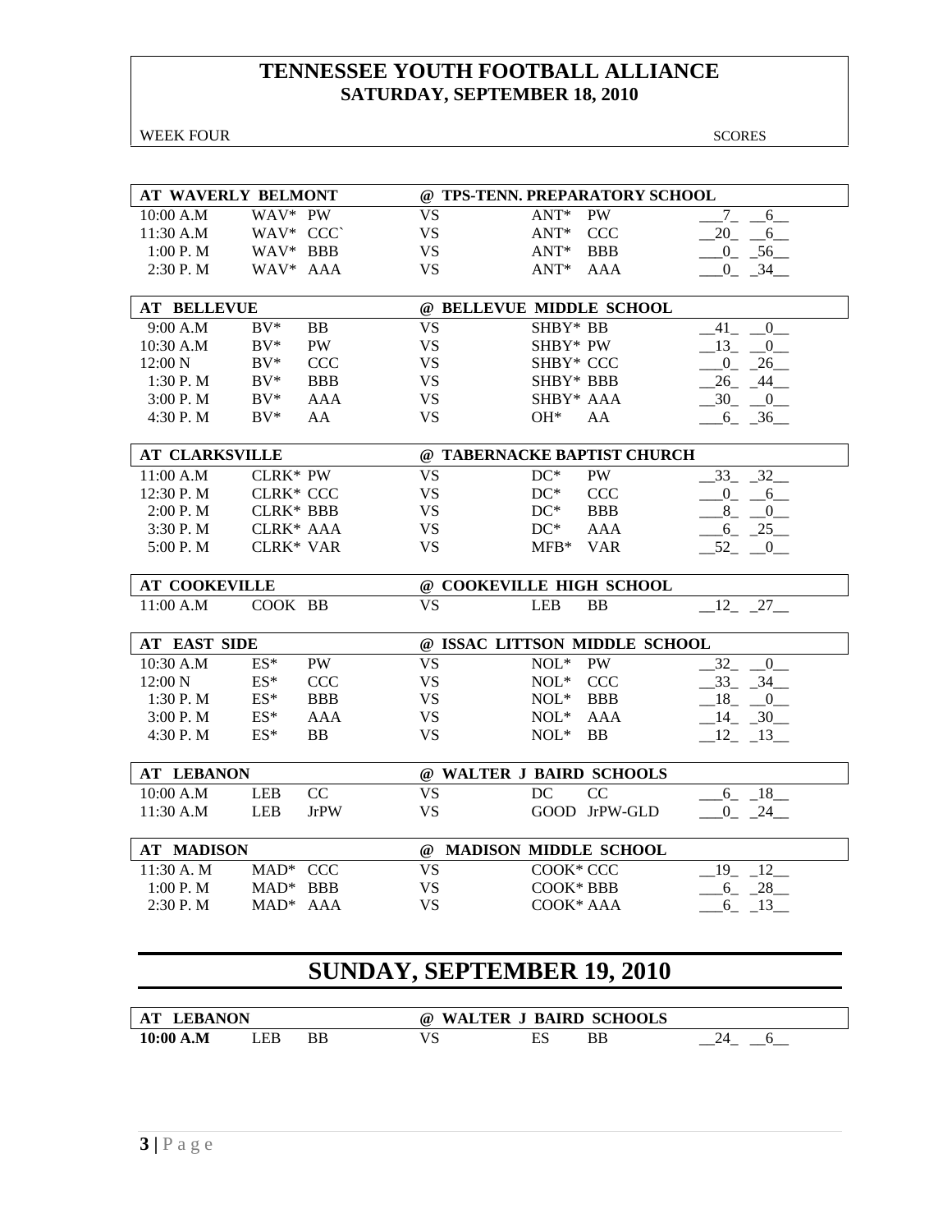# TENNESSEE YOUTH FOOTBALL ALLIANCE
## SATURDAY, SEPTEMBER 18, 2010

WEEK FOUR — SCORES

| AT WAVERLY BELMONT | | | @ TPS-TENN. PREPARATORY SCHOOL | | | |
|---|---|---|---|---|---|---|
| 10:00 A.M | WAV* | PW | VS | ANT* | PW | 7 6 |
| 11:30 A.M | WAV* | CCC` | VS | ANT* | CCC | 20 6 |
| 1:00 P. M | WAV* | BBB | VS | ANT* | BBB | 0 56 |
| 2:30 P. M | WAV* | AAA | VS | ANT* | AAA | 0 34 |

| AT BELLEVUE | | | @ BELLEVUE MIDDLE SCHOOL | | | |
|---|---|---|---|---|---|---|
| 9:00 A.M | BV* | BB | VS | SHBY* | BB | 41 0 |
| 10:30 A.M | BV* | PW | VS | SHBY* | PW | 13 0 |
| 12:00 N | BV* | CCC | VS | SHBY* | CCC | 0 26 |
| 1:30 P. M | BV* | BBB | VS | SHBY* | BBB | 26 44 |
| 3:00 P. M | BV* | AAA | VS | SHBY* | AAA | 30 0 |
| 4:30 P. M | BV* | AA | VS | OH* | AA | 6 36 |

| AT CLARKSVILLE | | | @ TABERNACKE BAPTIST CHURCH | | | |
|---|---|---|---|---|---|---|
| 11:00 A.M | CLRK* | PW | VS | DC* | PW | 33 32 |
| 12:30 P. M | CLRK* | CCC | VS | DC* | CCC | 0 6 |
| 2:00 P. M | CLRK* | BBB | VS | DC* | BBB | 8 0 |
| 3:30 P. M | CLRK* | AAA | VS | DC* | AAA | 6 25 |
| 5:00 P. M | CLRK* | VAR | VS | MFB* | VAR | 52 0 |

| AT COOKEVILLE | | | @ COOKEVILLE HIGH SCHOOL | | | |
|---|---|---|---|---|---|---|
| 11:00 A.M | COOK | BB | VS | LEB | BB | 12 27 |

| AT EAST SIDE | | | @ ISSAC LITTSON MIDDLE SCHOOL | | | |
|---|---|---|---|---|---|---|
| 10:30 A.M | ES* | PW | VS | NOL* | PW | 32 0 |
| 12:00 N | ES* | CCC | VS | NOL* | CCC | 33 34 |
| 1:30 P. M | ES* | BBB | VS | NOL* | BBB | 18 0 |
| 3:00 P. M | ES* | AAA | VS | NOL* | AAA | 14 30 |
| 4:30 P. M | ES* | BB | VS | NOL* | BB | 12 13 |

| AT LEBANON | | | @ WALTER J BAIRD SCHOOLS | | | |
|---|---|---|---|---|---|---|
| 10:00 A.M | LEB | CC | VS | DC | CC | 6 18 |
| 11:30 A.M | LEB | JrPW | VS | GOOD | JrPW-GLD | 0 24 |

| AT MADISON | | | @ MADISON MIDDLE SCHOOL | | | |
|---|---|---|---|---|---|---|
| 11:30 A. M | MAD* | CCC | VS | COOK* | CCC | 19 12 |
| 1:00 P. M | MAD* | BBB | VS | COOK* | BBB | 6 28 |
| 2:30 P. M | MAD* | AAA | VS | COOK* | AAA | 6 13 |

## SUNDAY, SEPTEMBER 19, 2010

| AT LEBANON | | | @ WALTER J BAIRD SCHOOLS | | | |
|---|---|---|---|---|---|---|
| **10:00 A.M** | LEB | BB | VS | ES | BB | 24 6 |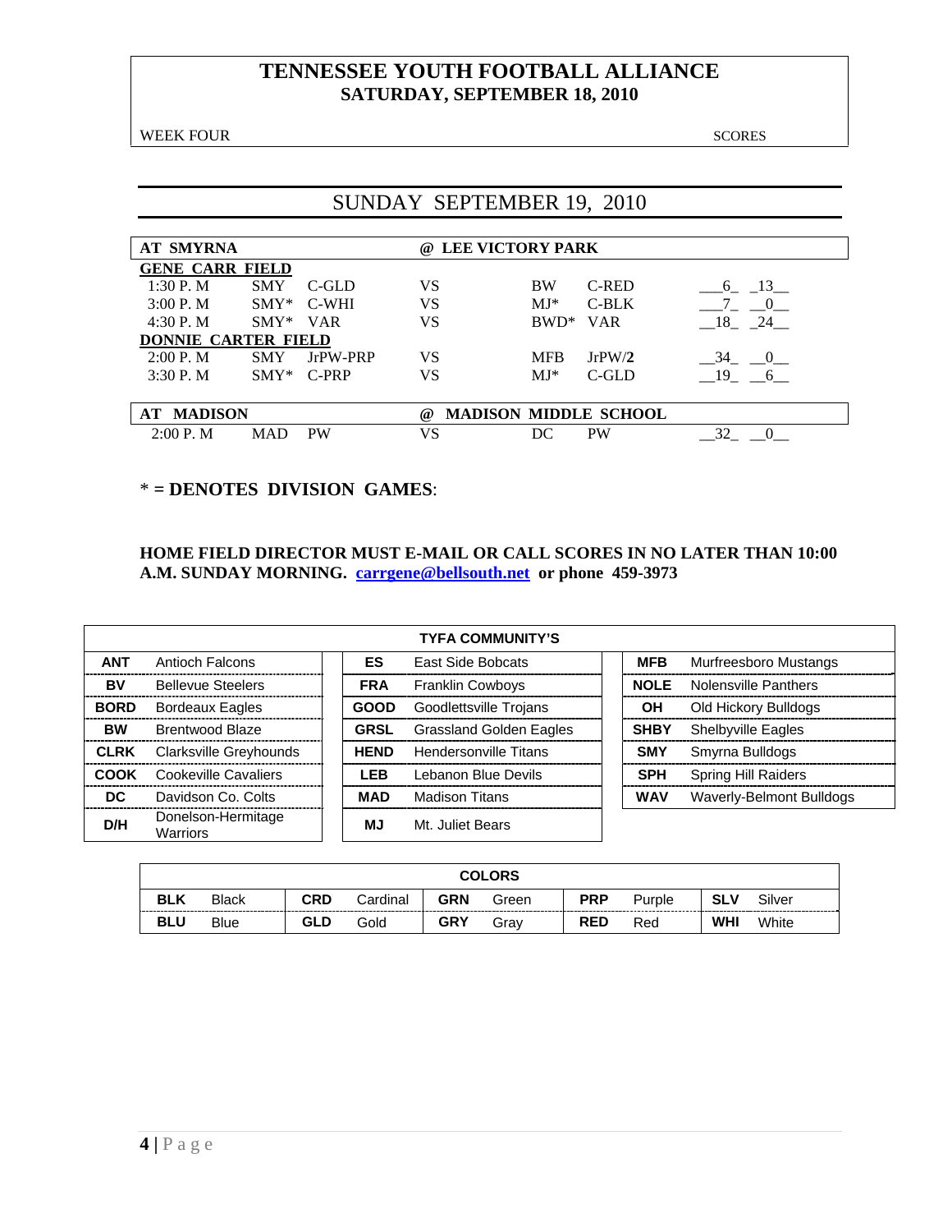# TENNESSEE YOUTH FOOTBALL ALLIANCE
## SATURDAY, SEPTEMBER 18, 2010

WEEK FOUR SCORES

## SUNDAY SEPTEMBER 19, 2010

| AT SMYRNA | | | @ LEE VICTORY PARK | | | |
|---|---|---|---|---|---|---|
| **GENE CARR FIELD** | | | | | | |
| 1:30 P. M | SMY | C-GLD | VS | BW | C-RED | 6 13 |
| 3:00 P. M | SMY* | C-WHI | VS | MJ* | C-BLK | 7 0 |
| 4:30 P. M | SMY* | VAR | VS | BWD* | VAR | 18 24 |
| **DONNIE CARTER FIELD** | | | | | | |
| 2:00 P. M | SMY | JrPW-PRP | VS | MFB | JrPW/**2** | 34 0 |
| 3:30 P. M | SMY* | C-PRP | VS | MJ* | C-GLD | 19 6 |

| AT MADISON | | | @ MADISON MIDDLE SCHOOL | | | |
|---|---|---|---|---|---|---|
| 2:00 P. M | MAD | PW | VS | DC | PW | 32 0 |

**\* = DENOTES DIVISION GAMES**:

**HOME FIELD DIRECTOR MUST E-MAIL OR CALL SCORES IN NO LATER THAN 10:00 A.M. SUNDAY MORNING. carrgene@bellsouth.net or phone 459-3973**

| TYFA COMMUNITY'S | | | | | |
|---|---|---|---|---|---|
| **ANT** | Antioch Falcons | **ES** | East Side Bobcats | **MFB** | Murfreesboro Mustangs |
| **BV** | Bellevue Steelers | **FRA** | Franklin Cowboys | **NOLE** | Nolensville Panthers |
| **BORD** | Bordeaux Eagles | **GOOD** | Goodlettsville Trojans | **OH** | Old Hickory Bulldogs |
| **BW** | Brentwood Blaze | **GRSL** | Grassland Golden Eagles | **SHBY** | Shelbyville Eagles |
| **CLRK** | Clarksville Greyhounds | **HEND** | Hendersonville Titans | **SMY** | Smyrna Bulldogs |
| **COOK** | Cookeville Cavaliers | **LEB** | Lebanon Blue Devils | **SPH** | Spring Hill Raiders |
| **DC** | Davidson Co. Colts | **MAD** | Madison Titans | **WAV** | Waverly-Belmont Bulldogs |
| **D/H** | Donelson-Hermitage Warriors | **MJ** | Mt. Juliet Bears | | |

| COLORS | | | | | | | | | |
|---|---|---|---|---|---|---|---|---|---|
| **BLK** | Black | **CRD** | Cardinal | **GRN** | Green | **PRP** | Purple | **SLV** | Silver |
| **BLU** | Blue | **GLD** | Gold | **GRY** | Gray | **RED** | Red | **WHI** | White |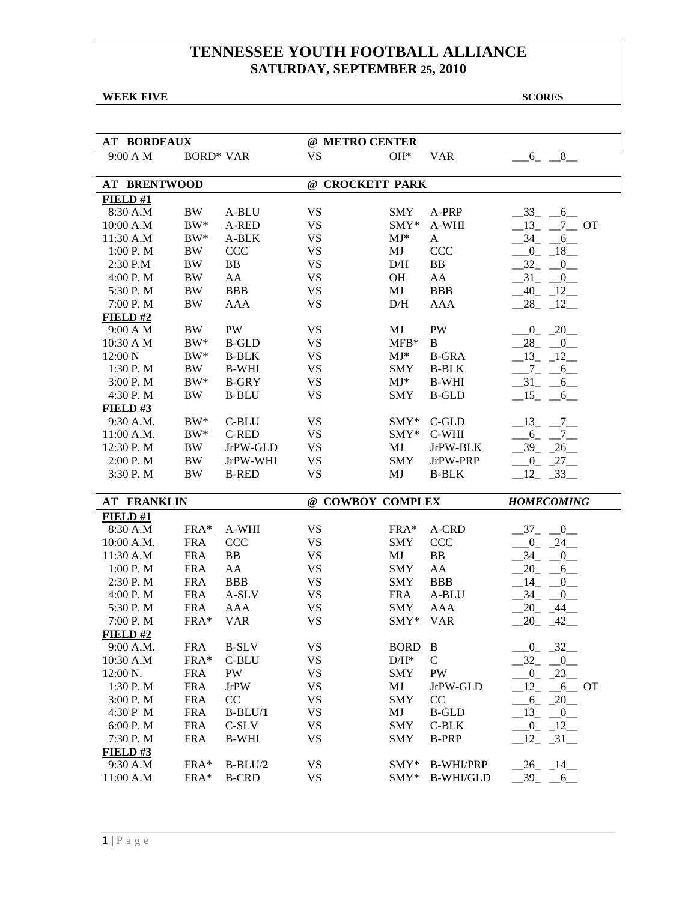# TENNESSEE YOUTH FOOTBALL ALLIANCE
## SATURDAY, SEPTEMBER 25, 2010

**WEEK FIVE** **SCORES**

| **AT BORDEAUX** | | | **@ METRO CENTER** | | | |
|---|---|---|---|---|---|---|
| 9:00 A M | BORD* | VAR | VS | OH* | VAR | 6 8 |

| **AT BRENTWOOD** | | | **@ CROCKETT PARK** | | | |
|---|---|---|---|---|---|---|
| **FIELD #1** | | | | | | |
| 8:30 A.M | BW | A-BLU | VS | SMY | A-PRP | 33 6 |
| 10:00 A.M | BW* | A-RED | VS | SMY* | A-WHI | 13 7 OT |
| 11:30 A.M | BW* | A-BLK | VS | MJ* | A | 34 6 |
| 1:00 P. M | BW | CCC | VS | MJ | CCC | 0 18 |
| 2:30 P.M | BW | BB | VS | D/H | BB | 32 0 |
| 4:00 P. M | BW | AA | VS | OH | AA | 31 0 |
| 5:30 P. M | BW | BBB | VS | MJ | BBB | 40 12 |
| 7:00 P. M | BW | AAA | VS | D/H | AAA | 28 12 |
| **FIELD #2** | | | | | | |
| 9:00 A M | BW | PW | VS | MJ | PW | 0 20 |
| 10:30 A M | BW* | B-GLD | VS | MFB* | B | 28 0 |
| 12:00 N | BW* | B-BLK | VS | MJ* | B-GRA | 13 12 |
| 1:30 P. M | BW | B-WHI | VS | SMY | B-BLK | 7 6 |
| 3:00 P. M | BW* | B-GRY | VS | MJ* | B-WHI | 31 6 |
| 4:30 P. M | BW | B-BLU | VS | SMY | B-GLD | 15 6 |
| **FIELD #3** | | | | | | |
| 9:30 A.M. | BW* | C-BLU | VS | SMY* | C-GLD | 13 7 |
| 11:00 A.M. | BW* | C-RED | VS | SMY* | C-WHI | 6 7 |
| 12:30 P. M | BW | JrPW-GLD | VS | MJ | JrPW-BLK | 39 26 |
| 2:00 P. M | BW | JrPW-WHI | VS | SMY | JrPW-PRP | 0 27 |
| 3:30 P. M | BW | B-RED | VS | MJ | B-BLK | 12 33 |

| **AT FRANKLIN** | | | **@ COWBOY COMPLEX** | | | ***HOMECOMING*** |
|---|---|---|---|---|---|---|
| **FIELD #1** | | | | | | |
| 8:30 A.M | FRA* | A-WHI | VS | FRA* | A-CRD | 37 0 |
| 10:00 A.M. | FRA | CCC | VS | SMY | CCC | 0 24 |
| 11:30 A.M | FRA | BB | VS | MJ | BB | 34 0 |
| 1:00 P. M | FRA | AA | VS | SMY | AA | 20 6 |
| 2:30 P. M | FRA | BBB | VS | SMY | BBB | 14 0 |
| 4:00 P. M | FRA | A-SLV | VS | FRA | A-BLU | 34 0 |
| 5:30 P. M | FRA | AAA | VS | SMY | AAA | 20 44 |
| 7:00 P. M | FRA* | VAR | VS | SMY* | VAR | 20 42 |
| **FIELD #2** | | | | | | |
| 9:00 A.M. | FRA | B-SLV | VS | BORD | B | 0 32 |
| 10:30 A.M | FRA* | C-BLU | VS | D/H* | C | 32 0 |
| 12:00 N. | FRA | PW | VS | SMY | PW | 0 23 |
| 1:30 P. M | FRA | JrPW | VS | MJ | JrPW-GLD | 12 6 OT |
| 3:00 P. M | FRA | CC | VS | SMY | CC | 6 20 |
| 4:30 P M | FRA | B-BLU/**1** | VS | MJ | B-GLD | 13 0 |
| 6:00 P. M | FRA | C-SLV | VS | SMY | C-BLK | 0 12 |
| 7:30 P. M | FRA | B-WHI | VS | SMY | B-PRP | 12 31 |
| **FIELD #3** | | | | | | |
| 9:30 A.M | FRA* | B-BLU/**2** | VS | SMY* | B-WHI/PRP | 26 14 |
| 11:00 A.M | FRA* | B-CRD | VS | SMY* | B-WHI/GLD | 39 6 |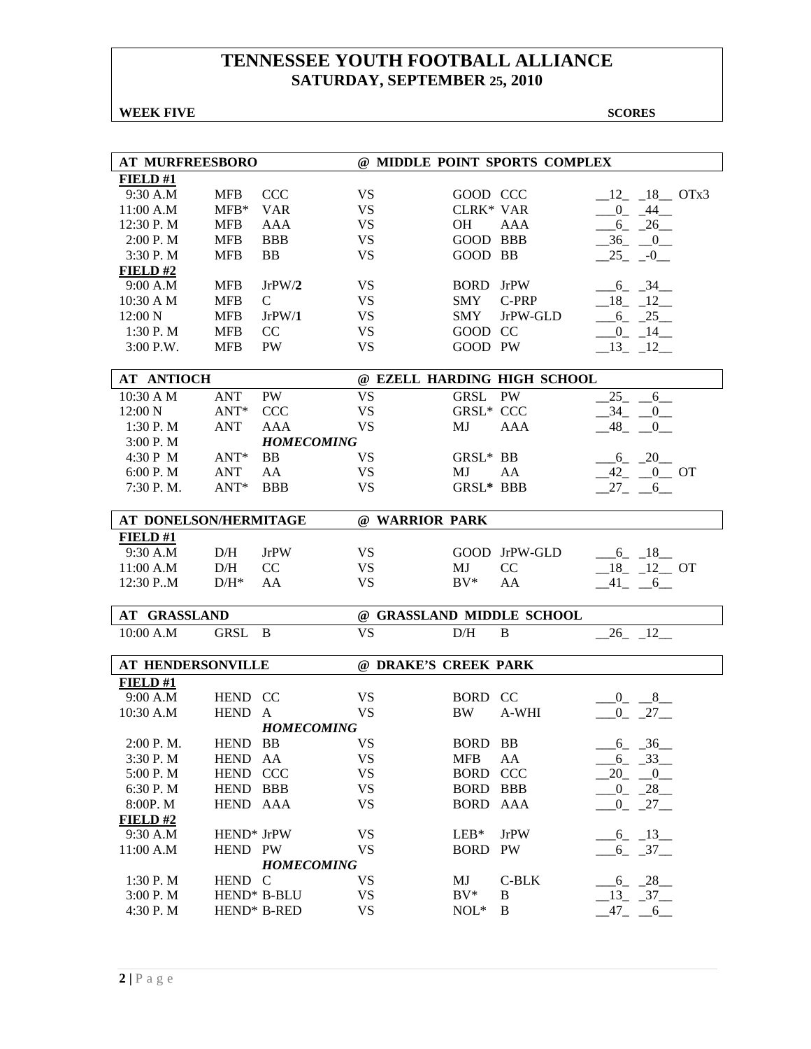# TENNESSEE YOUTH FOOTBALL ALLIANCE
## SATURDAY, SEPTEMBER 25, 2010

**WEEK FIVE** **SCORES**

| AT MURFREESBORO | | | @ MIDDLE POINT SPORTS COMPLEX | | | |
|---|---|---|---|---|---|---|
| **FIELD #1** | | | | | | |
| 9:30 A.M | MFB | CCC | VS | GOOD | CCC | __12_ _18__ OTx3 |
| 11:00 A.M | MFB* | VAR | VS | CLRK* | VAR | ___0_ _44__ |
| 12:30 P. M | MFB | AAA | VS | OH | AAA | ___6_ _26__ |
| 2:00 P. M | MFB | BBB | VS | GOOD | BBB | __36_ __0__ |
| 3:30 P. M | MFB | BB | VS | GOOD | BB | __25_ _-0__ |
| **FIELD #2** | | | | | | |
| 9:00 A.M | MFB | JrPW/**2** | VS | BORD | JrPW | ___6_ _34__ |
| 10:30 A M | MFB | C | VS | SMY | C-PRP | __18_ _12__ |
| 12:00 N | MFB | JrPW/**1** | VS | SMY | JrPW-GLD | ___6_ _25__ |
| 1:30 P. M | MFB | CC | VS | GOOD | CC | ___0_ _14__ |
| 3:00 P.W. | MFB | PW | VS | GOOD | PW | __13_ _12__ |

| AT ANTIOCH | | | @ EZELL HARDING HIGH SCHOOL | | | |
|---|---|---|---|---|---|---|
| 10:30 A M | ANT | PW | VS | GRSL | PW | __25_ __6__ |
| 12:00 N | ANT* | CCC | VS | GRSL* | CCC | __34_ __0__ |
| 1:30 P. M | ANT | AAA | VS | MJ | AAA | __48_ __0__ |
| 3:00 P. M | | ***HOMECOMING*** | | | | |
| 4:30 P M | ANT* | BB | VS | GRSL* | BB | ___6_ _20__ |
| 6:00 P. M | ANT | AA | VS | MJ | AA | __42_ __0__ OT |
| 7:30 P. M. | ANT* | BBB | VS | GRSL* | BBB | __27_ __6__ |

| AT DONELSON/HERMITAGE | | | @ WARRIOR PARK | | | |
|---|---|---|---|---|---|---|
| **FIELD #1** | | | | | | |
| 9:30 A.M | D/H | JrPW | VS | GOOD | JrPW-GLD | ___6_ _18__ |
| 11:00 A.M | D/H | CC | VS | MJ | CC | __18_ _12__ OT |
| 12:30 P..M | D/H* | AA | VS | BV* | AA | __41_ __6__ |

| AT GRASSLAND | | | @ GRASSLAND MIDDLE SCHOOL | | | |
|---|---|---|---|---|---|---|
| 10:00 A.M | GRSL | B | VS | D/H | B | __26_ _12__ |

| AT HENDERSONVILLE | | | @ DRAKE'S CREEK PARK | | | |
|---|---|---|---|---|---|---|
| **FIELD #1** | | | | | | |
| 9:00 A.M | HEND | CC | VS | BORD | CC | ___0_ __8__ |
| 10:30 A.M | HEND | A | VS | BW | A-WHI | ___0_ _27__ |
| | | ***HOMECOMING*** | | | | |
| 2:00 P. M. | HEND | BB | VS | BORD | BB | ___6_ _36__ |
| 3:30 P. M | HEND | AA | VS | MFB | AA | ___6_ _33__ |
| 5:00 P. M | HEND | CCC | VS | BORD | CCC | __20_ __0__ |
| 6:30 P. M | HEND | BBB | VS | BORD | BBB | ___0_ _28__ |
| 8:00P. M | HEND | AAA | VS | BORD | AAA | ___0_ _27__ |
| **FIELD #2** | | | | | | |
| 9:30 A.M | HEND* | JrPW | VS | LEB* | JrPW | ___6_ _13__ |
| 11:00 A.M | HEND | PW | VS | BORD | PW | ___6_ _37__ |
| | | ***HOMECOMING*** | | | | |
| 1:30 P. M | HEND | C | VS | MJ | C-BLK | ___6_ _28__ |
| 3:00 P. M | HEND* | B-BLU | VS | BV* | B | __13_ _37__ |
| 4:30 P. M | HEND* | B-RED | VS | NOL* | B | __47_ __6__ |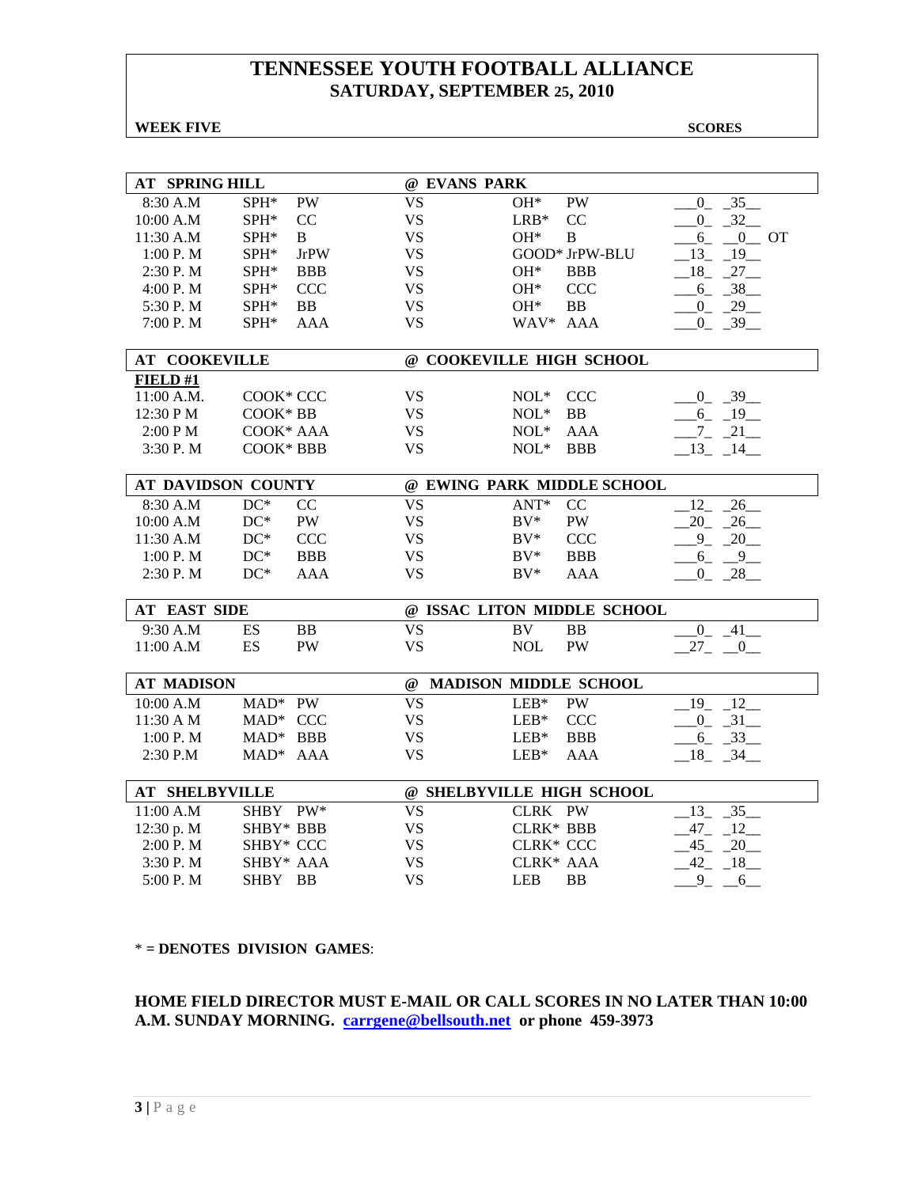# TENNESSEE YOUTH FOOTBALL ALLIANCE
## SATURDAY, SEPTEMBER 25, 2010

**WEEK FIVE** **SCORES**

| AT SPRING HILL | | | @ EVANS PARK | | | |
|---|---|---|---|---|---|---|
| 8:30 A.M | SPH* | PW | VS | OH* | PW | 0 35 |
| 10:00 A.M | SPH* | CC | VS | LRB* | CC | 0 32 |
| 11:30 A.M | SPH* | B | VS | OH* | B | 6 0 OT |
| 1:00 P. M | SPH* | JrPW | VS | GOOD* | JrPW-BLU | 13 19 |
| 2:30 P. M | SPH* | BBB | VS | OH* | BBB | 18 27 |
| 4:00 P. M | SPH* | CCC | VS | OH* | CCC | 6 38 |
| 5:30 P. M | SPH* | BB | VS | OH* | BB | 0 29 |
| 7:00 P. M | SPH* | AAA | VS | WAV* | AAA | 0 39 |

| AT COOKEVILLE | | | @ COOKEVILLE HIGH SCHOOL | | | |
|---|---|---|---|---|---|---|
| **FIELD #1** | | | | | | |
| 11:00 A.M. | COOK* | CCC | VS | NOL* | CCC | 0 39 |
| 12:30 P M | COOK* | BB | VS | NOL* | BB | 6 19 |
| 2:00 P M | COOK* | AAA | VS | NOL* | AAA | 7 21 |
| 3:30 P. M | COOK* | BBB | VS | NOL* | BBB | 13 14 |

| AT DAVIDSON COUNTY | | | @ EWING PARK MIDDLE SCHOOL | | | |
|---|---|---|---|---|---|---|
| 8:30 A.M | DC* | CC | VS | ANT* | CC | 12 26 |
| 10:00 A.M | DC* | PW | VS | BV* | PW | 20 26 |
| 11:30 A.M | DC* | CCC | VS | BV* | CCC | 9 20 |
| 1:00 P. M | DC* | BBB | VS | BV* | BBB | 6 9 |
| 2:30 P. M | DC* | AAA | VS | BV* | AAA | 0 28 |

| AT EAST SIDE | | | @ ISSAC LITON MIDDLE SCHOOL | | | |
|---|---|---|---|---|---|---|
| 9:30 A.M | ES | BB | VS | BV | BB | 0 41 |
| 11:00 A.M | ES | PW | VS | NOL | PW | 27 0 |

| AT MADISON | | | @ MADISON MIDDLE SCHOOL | | | |
|---|---|---|---|---|---|---|
| 10:00 A.M | MAD* | PW | VS | LEB* | PW | 19 12 |
| 11:30 A M | MAD* | CCC | VS | LEB* | CCC | 0 31 |
| 1:00 P. M | MAD* | BBB | VS | LEB* | BBB | 6 33 |
| 2:30 P.M | MAD* | AAA | VS | LEB* | AAA | 18 34 |

| AT SHELBYVILLE | | | @ SHELBYVILLE HIGH SCHOOL | | | |
|---|---|---|---|---|---|---|
| 11:00 A.M | SHBY | PW* | VS | CLRK | PW | 13 35 |
| 12:30 p. M | SHBY* | BBB | VS | CLRK* | BBB | 47 12 |
| 2:00 P. M | SHBY* | CCC | VS | CLRK* | CCC | 45 20 |
| 3:30 P. M | SHBY* | AAA | VS | CLRK* | AAA | 42 18 |
| 5:00 P. M | SHBY | BB | VS | LEB | BB | 9 6 |

\* = **DENOTES DIVISION GAMES**:

**HOME FIELD DIRECTOR MUST E-MAIL OR CALL SCORES IN NO LATER THAN 10:00 A.M. SUNDAY MORNING. carrgene@bellsouth.net or phone 459-3973**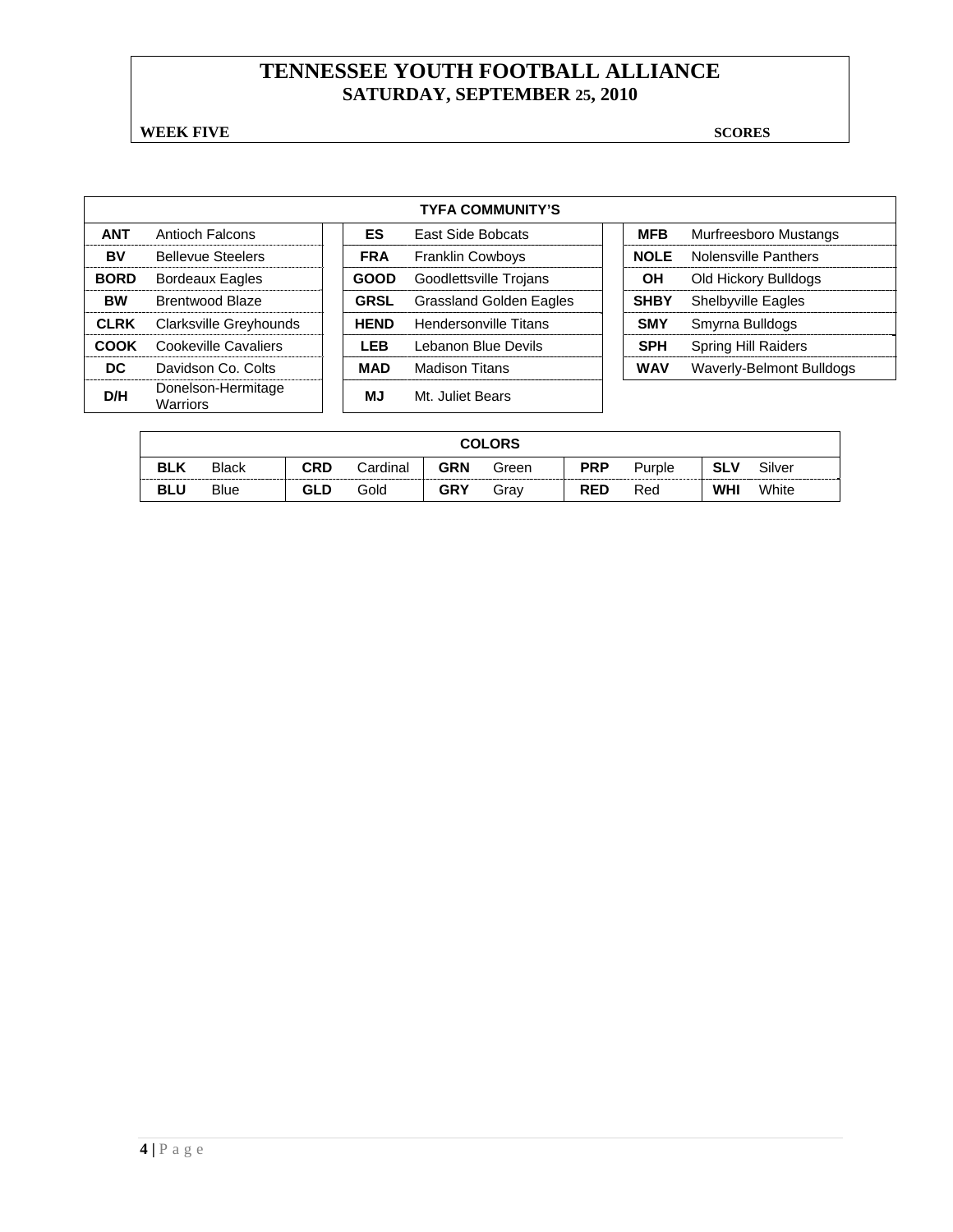# TENNESSEE YOUTH FOOTBALL ALLIANCE
## SATURDAY, SEPTEMBER 25, 2010

**WEEK FIVE** **SCORES**

| TYFA COMMUNITY'S | | | | | |
|---|---|---|---|---|---|
| **ANT** | Antioch Falcons | **ES** | East Side Bobcats | **MFB** | Murfreesboro Mustangs |
| **BV** | Bellevue Steelers | **FRA** | Franklin Cowboys | **NOLE** | Nolensville Panthers |
| **BORD** | Bordeaux Eagles | **GOOD** | Goodlettsville Trojans | **OH** | Old Hickory Bulldogs |
| **BW** | Brentwood Blaze | **GRSL** | Grassland Golden Eagles | **SHBY** | Shelbyville Eagles |
| **CLRK** | Clarksville Greyhounds | **HEND** | Hendersonville Titans | **SMY** | Smyrna Bulldogs |
| **COOK** | Cookeville Cavaliers | **LEB** | Lebanon Blue Devils | **SPH** | Spring Hill Raiders |
| **DC** | Davidson Co. Colts | **MAD** | Madison Titans | **WAV** | Waverly-Belmont Bulldogs |
| **D/H** | Donelson-Hermitage Warriors | **MJ** | Mt. Juliet Bears | | |

| COLORS | | | | | | | | | |
|---|---|---|---|---|---|---|---|---|---|
| **BLK** | Black | **CRD** | Cardinal | **GRN** | Green | **PRP** | Purple | **SLV** | Silver |
| **BLU** | Blue | **GLD** | Gold | **GRY** | Gray | **RED** | Red | **WHI** | White |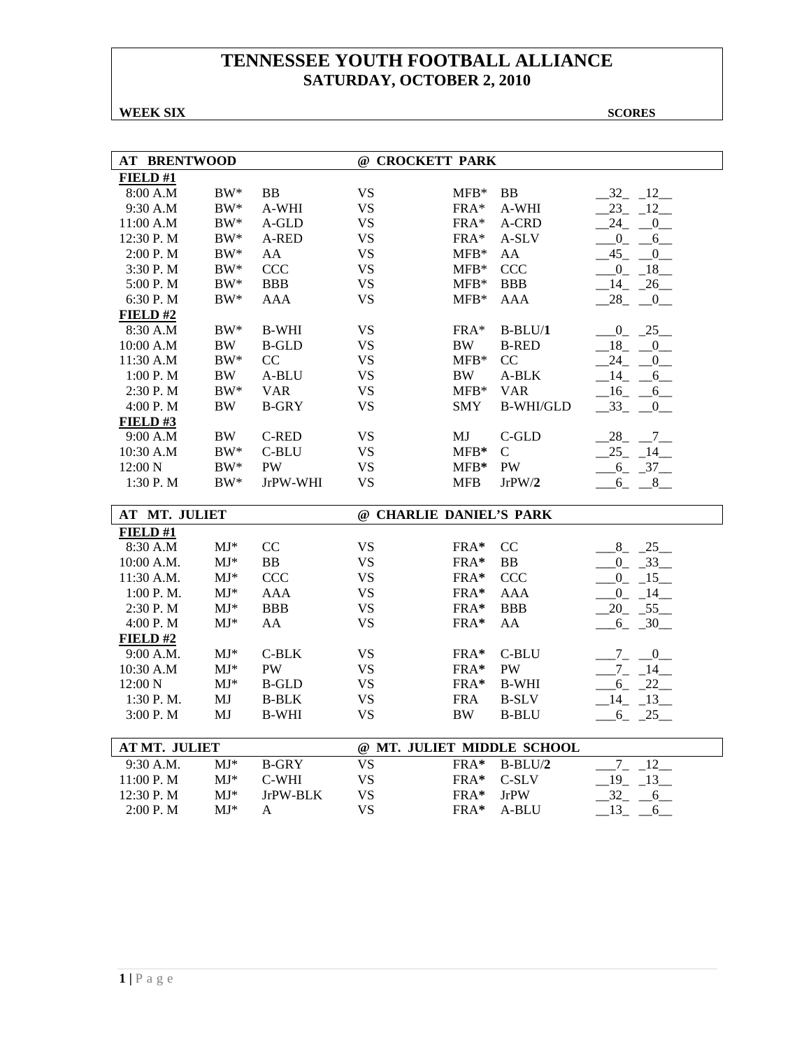# TENNESSEE YOUTH FOOTBALL ALLIANCE
## SATURDAY, OCTOBER 2, 2010

**WEEK SIX** **SCORES**

| AT BRENTWOOD | | | @ CROCKETT PARK | | | |
|---|---|---|---|---|---|---|
| **FIELD #1** | | | | | | |
| 8:00 A.M | BW* | BB | VS | MFB* | BB | __32_ _12__ |
| 9:30 A.M | BW* | A-WHI | VS | FRA* | A-WHI | __23_ _12__ |
| 11:00 A.M | BW* | A-GLD | VS | FRA* | A-CRD | __24_ __0__ |
| 12:30 P. M | BW* | A-RED | VS | FRA* | A-SLV | __0_ __6__ |
| 2:00 P. M | BW* | AA | VS | MFB* | AA | __45_ __0__ |
| 3:30 P. M | BW* | CCC | VS | MFB* | CCC | __0_ _18__ |
| 5:00 P. M | BW* | BBB | VS | MFB* | BBB | __14_ _26__ |
| 6:30 P. M | BW* | AAA | VS | MFB* | AAA | __28_ __0__ |
| **FIELD #2** | | | | | | |
| 8:30 A.M | BW* | B-WHI | VS | FRA* | B-BLU/**1** | __0_ _25__ |
| 10:00 A.M | BW | B-GLD | VS | BW | B-RED | __18_ __0__ |
| 11:30 A.M | BW* | CC | VS | MFB* | CC | __24_ __0__ |
| 1:00 P. M | BW | A-BLU | VS | BW | A-BLK | __14_ __6__ |
| 2:30 P. M | BW* | VAR | VS | MFB* | VAR | __16_ __6__ |
| 4:00 P. M | BW | B-GRY | VS | SMY | B-WHI/GLD | __33_ __0__ |
| **FIELD #3** | | | | | | |
| 9:00 A.M | BW | C-RED | VS | MJ | C-GLD | __28_ __7__ |
| 10:30 A.M | BW* | C-BLU | VS | MFB* | C | __25_ _14__ |
| 12:00 N | BW* | PW | VS | MFB* | PW | __6_ _37__ |
| 1:30 P. M | BW* | JrPW-WHI | VS | MFB | JrPW/**2** | __6_ __8__ |

| AT MT. JULIET | | | @ CHARLIE DANIEL'S PARK | | | |
|---|---|---|---|---|---|---|
| **FIELD #1** | | | | | | |
| 8:30 A.M | MJ* | CC | VS | FRA* | CC | __8_ _25__ |
| 10:00 A.M. | MJ* | BB | VS | FRA* | BB | __0_ _33__ |
| 11:30 A.M. | MJ* | CCC | VS | FRA* | CCC | __0_ _15__ |
| 1:00 P. M. | MJ* | AAA | VS | FRA* | AAA | __0_ _14__ |
| 2:30 P. M | MJ* | BBB | VS | FRA* | BBB | __20_ _55__ |
| 4:00 P. M | MJ* | AA | VS | FRA* | AA | __6_ _30__ |
| **FIELD #2** | | | | | | |
| 9:00 A.M. | MJ* | C-BLK | VS | FRA* | C-BLU | __7_ __0__ |
| 10:30 A.M | MJ* | PW | VS | FRA* | PW | __7_ _14__ |
| 12:00 N | MJ* | B-GLD | VS | FRA* | B-WHI | __6_ _22__ |
| 1:30 P. M. | MJ | B-BLK | VS | FRA | B-SLV | __14_ _13__ |
| 3:00 P. M | MJ | B-WHI | VS | BW | B-BLU | __6_ _25__ |

| AT MT. JULIET | | | @ MT. JULIET MIDDLE SCHOOL | | | |
|---|---|---|---|---|---|---|
| 9:30 A.M. | MJ* | B-GRY | VS | FRA* | B-BLU/**2** | __7_ _12__ |
| 11:00 P. M | MJ* | C-WHI | VS | FRA* | C-SLV | __19_ _13__ |
| 12:30 P. M | MJ* | JrPW-BLK | VS | FRA* | JrPW | __32_ __6__ |
| 2:00 P. M | MJ* | A | VS | FRA* | A-BLU | __13_ __6__ |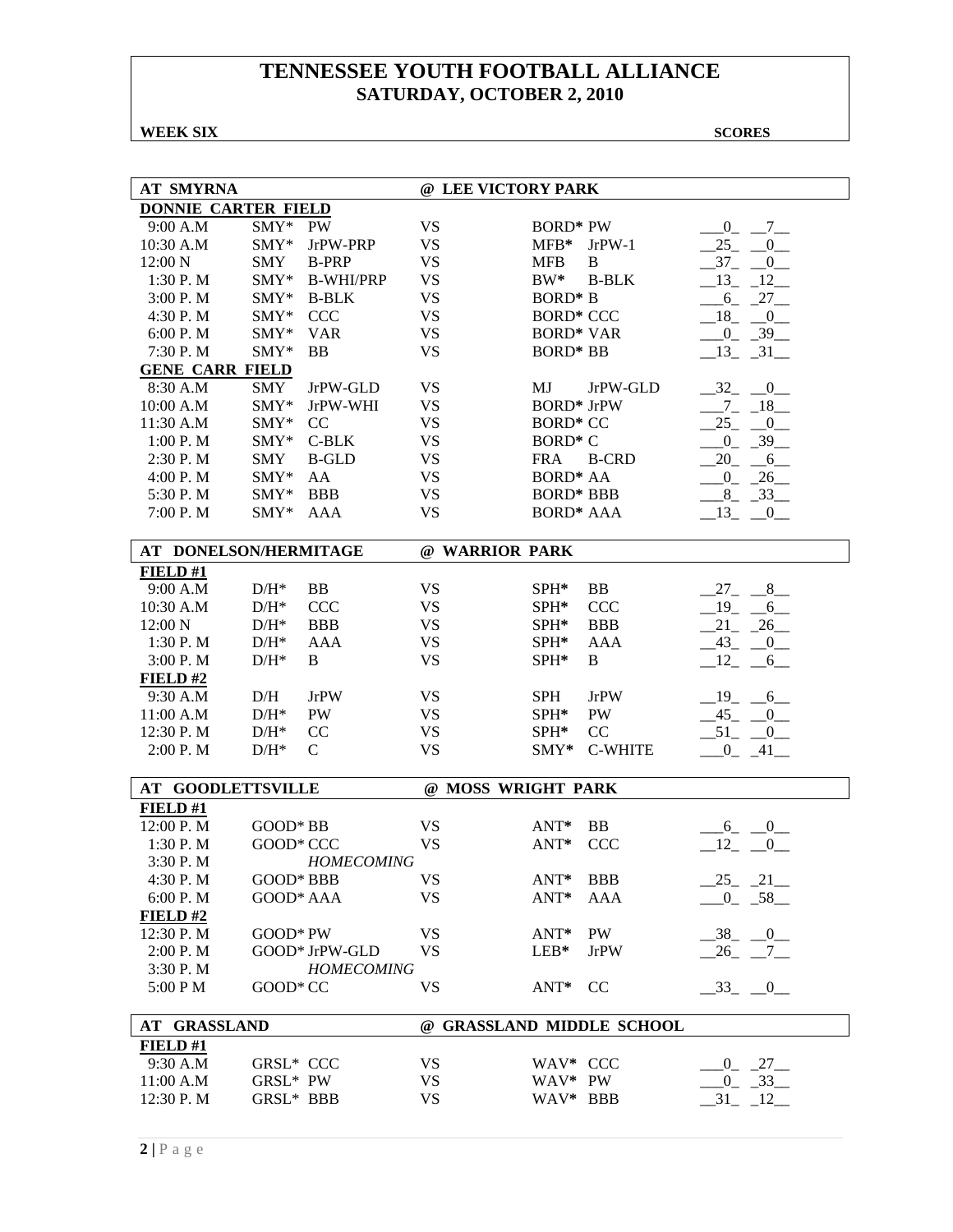# TENNESSEE YOUTH FOOTBALL ALLIANCE
## SATURDAY, OCTOBER 2, 2010

**WEEK SIX** **SCORES**

| **AT SMYRNA** | | | | **@ LEE VICTORY PARK** | | |
|---|---|---|---|---|---|---|
| **DONNIE CARTER FIELD** | | | | | | |
| 9:00 A.M | SMY* | PW | VS | BORD* | PW | 0 7 |
| 10:30 A.M | SMY* | JrPW-PRP | VS | MFB* | JrPW-1 | 25 0 |
| 12:00 N | SMY | B-PRP | VS | MFB | B | 37 0 |
| 1:30 P. M | SMY* | B-WHI/PRP | VS | BW* | B-BLK | 13 12 |
| 3:00 P. M | SMY* | B-BLK | VS | BORD* | B | 6 27 |
| 4:30 P. M | SMY* | CCC | VS | BORD* | CCC | 18 0 |
| 6:00 P. M | SMY* | VAR | VS | BORD* | VAR | 0 39 |
| 7:30 P. M | SMY* | BB | VS | BORD* | BB | 13 31 |
| **GENE CARR FIELD** | | | | | | |
| 8:30 A.M | SMY | JrPW-GLD | VS | MJ | JrPW-GLD | 32 0 |
| 10:00 A.M | SMY* | JrPW-WHI | VS | BORD* | JrPW | 7 18 |
| 11:30 A.M | SMY* | CC | VS | BORD* | CC | 25 0 |
| 1:00 P. M | SMY* | C-BLK | VS | BORD* | C | 0 39 |
| 2:30 P. M | SMY | B-GLD | VS | FRA | B-CRD | 20 6 |
| 4:00 P. M | SMY* | AA | VS | BORD* | AA | 0 26 |
| 5:30 P. M | SMY* | BBB | VS | BORD* | BBB | 8 33 |
| 7:00 P. M | SMY* | AAA | VS | BORD* | AAA | 13 0 |

| **AT DONELSON/HERMITAGE** | | | | **@ WARRIOR PARK** | | |
|---|---|---|---|---|---|---|
| **FIELD #1** | | | | | | |
| 9:00 A.M | D/H* | BB | VS | SPH* | BB | 27 8 |
| 10:30 A.M | D/H* | CCC | VS | SPH* | CCC | 19 6 |
| 12:00 N | D/H* | BBB | VS | SPH* | BBB | 21 26 |
| 1:30 P. M | D/H* | AAA | VS | SPH* | AAA | 43 0 |
| 3:00 P. M | D/H* | B | VS | SPH* | B | 12 6 |
| **FIELD #2** | | | | | | |
| 9:30 A.M | D/H | JrPW | VS | SPH | JrPW | 19 6 |
| 11:00 A.M | D/H* | PW | VS | SPH* | PW | 45 0 |
| 12:30 P. M | D/H* | CC | VS | SPH* | CC | 51 0 |
| 2:00 P. M | D/H* | C | VS | SMY* | C-WHITE | 0 41 |

| **AT GOODLETTSVILLE** | | | | **@ MOSS WRIGHT PARK** | | |
|---|---|---|---|---|---|---|
| **FIELD #1** | | | | | | |
| 12:00 P. M | GOOD* | BB | VS | ANT* | BB | 6 0 |
| 1:30 P. M | GOOD* | CCC | VS | ANT* | CCC | 12 0 |
| 3:30 P. M | | *HOMECOMING* | | | | |
| 4:30 P. M | GOOD* | BBB | VS | ANT* | BBB | 25 21 |
| 6:00 P. M | GOOD* | AAA | VS | ANT* | AAA | 0 58 |
| **FIELD #2** | | | | | | |
| 12:30 P. M | GOOD* | PW | VS | ANT* | PW | 38 0 |
| 2:00 P. M | GOOD* | JrPW-GLD | VS | LEB* | JrPW | 26 7 |
| 3:30 P. M | | *HOMECOMING* | | | | |
| 5:00 P M | GOOD* | CC | VS | ANT* | CC | 33 0 |

| **AT GRASSLAND** | | | | **@ GRASSLAND MIDDLE SCHOOL** | | |
|---|---|---|---|---|---|---|
| **FIELD #1** | | | | | | |
| 9:30 A.M | GRSL* | CCC | VS | WAV* | CCC | 0 27 |
| 11:00 A.M | GRSL* | PW | VS | WAV* | PW | 0 33 |
| 12:30 P. M | GRSL* | BBB | VS | WAV* | BBB | 31 12 |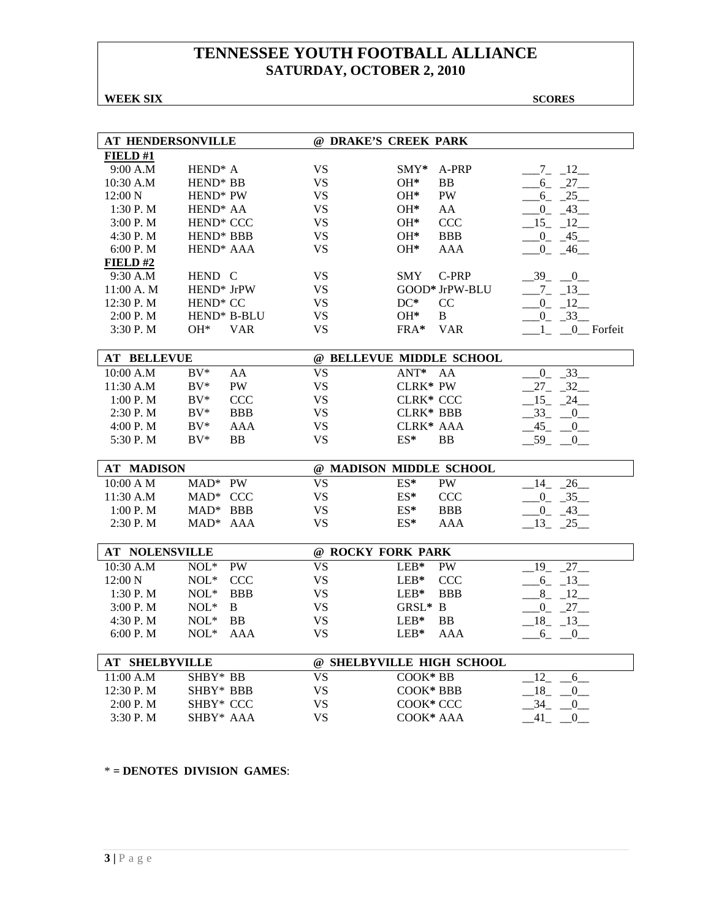# TENNESSEE YOUTH FOOTBALL ALLIANCE
## SATURDAY, OCTOBER 2, 2010

**WEEK SIX** **SCORES**

| AT HENDERSONVILLE | | @ DRAKE'S CREEK PARK | | |
|---|---|---|---|---|
| **FIELD #1** | | | | |
| 9:00 A.M | HEND* A | VS | SMY* A-PRP | 7 12 |
| 10:30 A.M | HEND* BB | VS | OH* BB | 6 27 |
| 12:00 N | HEND* PW | VS | OH* PW | 6 25 |
| 1:30 P. M | HEND* AA | VS | OH* AA | 0 43 |
| 3:00 P. M | HEND* CCC | VS | OH* CCC | 15 12 |
| 4:30 P. M | HEND* BBB | VS | OH* BBB | 0 45 |
| 6:00 P. M | HEND* AAA | VS | OH* AAA | 0 46 |
| **FIELD #2** | | | | |
| 9:30 A.M | HEND C | VS | SMY C-PRP | 39 0 |
| 11:00 A. M | HEND* JrPW | VS | GOOD* JrPW-BLU | 7 13 |
| 12:30 P. M | HEND* CC | VS | DC* CC | 0 12 |
| 2:00 P. M | HEND* B-BLU | VS | OH* B | 0 33 |
| 3:30 P. M | OH* VAR | VS | FRA* VAR | 1 0 Forfeit |

| AT BELLEVUE | | @ BELLEVUE MIDDLE SCHOOL | | |
|---|---|---|---|---|
| 10:00 A.M | BV* AA | VS | ANT* AA | 0 33 |
| 11:30 A.M | BV* PW | VS | CLRK* PW | 27 32 |
| 1:00 P. M | BV* CCC | VS | CLRK* CCC | 15 24 |
| 2:30 P. M | BV* BBB | VS | CLRK* BBB | 33 0 |
| 4:00 P. M | BV* AAA | VS | CLRK* AAA | 45 0 |
| 5:30 P. M | BV* BB | VS | ES* BB | 59 0 |

| AT MADISON | | @ MADISON MIDDLE SCHOOL | | |
|---|---|---|---|---|
| 10:00 A M | MAD* PW | VS | ES* PW | 14 26 |
| 11:30 A.M | MAD* CCC | VS | ES* CCC | 0 35 |
| 1:00 P. M | MAD* BBB | VS | ES* BBB | 0 43 |
| 2:30 P. M | MAD* AAA | VS | ES* AAA | 13 25 |

| AT NOLENSVILLE | | @ ROCKY FORK PARK | | |
|---|---|---|---|---|
| 10:30 A.M | NOL* PW | VS | LEB* PW | 19 27 |
| 12:00 N | NOL* CCC | VS | LEB* CCC | 6 13 |
| 1:30 P. M | NOL* BBB | VS | LEB* BBB | 8 12 |
| 3:00 P. M | NOL* B | VS | GRSL* B | 0 27 |
| 4:30 P. M | NOL* BB | VS | LEB* BB | 18 13 |
| 6:00 P. M | NOL* AAA | VS | LEB* AAA | 6 0 |

| AT SHELBYVILLE | | @ SHELBYVILLE HIGH SCHOOL | | |
|---|---|---|---|---|
| 11:00 A.M | SHBY* BB | VS | COOK* BB | 12 6 |
| 12:30 P. M | SHBY* BBB | VS | COOK* BBB | 18 0 |
| 2:00 P. M | SHBY* CCC | VS | COOK* CCC | 34 0 |
| 3:30 P. M | SHBY* AAA | VS | COOK* AAA | 41 0 |

* **= DENOTES DIVISION GAMES**: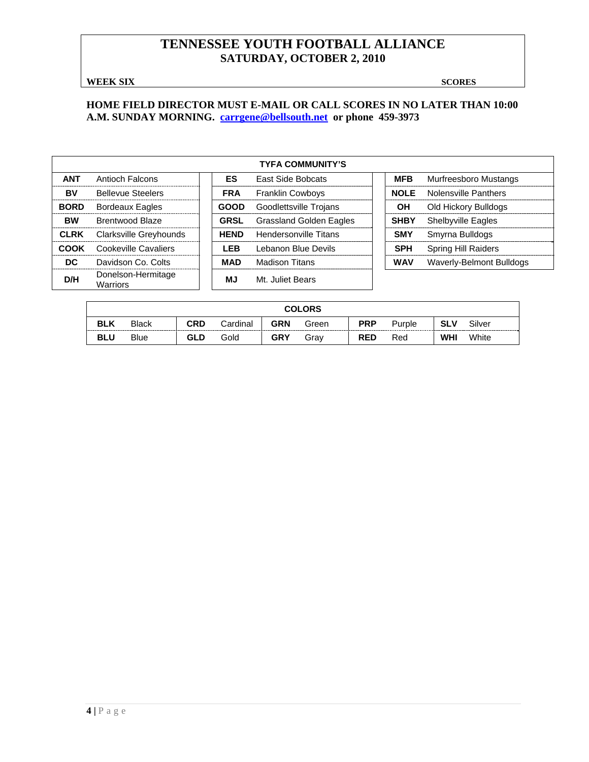# TENNESSEE YOUTH FOOTBALL ALLIANCE
## SATURDAY, OCTOBER 2, 2010

**WEEK SIX** **SCORES**

**HOME FIELD DIRECTOR MUST E-MAIL OR CALL SCORES IN NO LATER THAN 10:00 A.M. SUNDAY MORNING. carrgene@bellsouth.net or phone 459-3973**

| TYFA COMMUNITY'S | | | | | |
|---|---|---|---|---|---|
| **ANT** | Antioch Falcons | **ES** | East Side Bobcats | **MFB** | Murfreesboro Mustangs |
| **BV** | Bellevue Steelers | **FRA** | Franklin Cowboys | **NOLE** | Nolensville Panthers |
| **BORD** | Bordeaux Eagles | **GOOD** | Goodlettsville Trojans | **OH** | Old Hickory Bulldogs |
| **BW** | Brentwood Blaze | **GRSL** | Grassland Golden Eagles | **SHBY** | Shelbyville Eagles |
| **CLRK** | Clarksville Greyhounds | **HEND** | Hendersonville Titans | **SMY** | Smyrna Bulldogs |
| **COOK** | Cookeville Cavaliers | **LEB** | Lebanon Blue Devils | **SPH** | Spring Hill Raiders |
| **DC** | Davidson Co. Colts | **MAD** | Madison Titans | **WAV** | Waverly-Belmont Bulldogs |
| **D/H** | Donelson-Hermitage Warriors | **MJ** | Mt. Juliet Bears | | |

| COLORS | | | | | | | | | | | |
|---|---|---|---|---|---|---|---|---|---|---|---|
| **BLK** | Black | **CRD** | Cardinal | **GRN** | Green | **PRP** | Purple | **SLV** | Silver |
| **BLU** | Blue | **GLD** | Gold | **GRY** | Gray | **RED** | Red | **WHI** | White |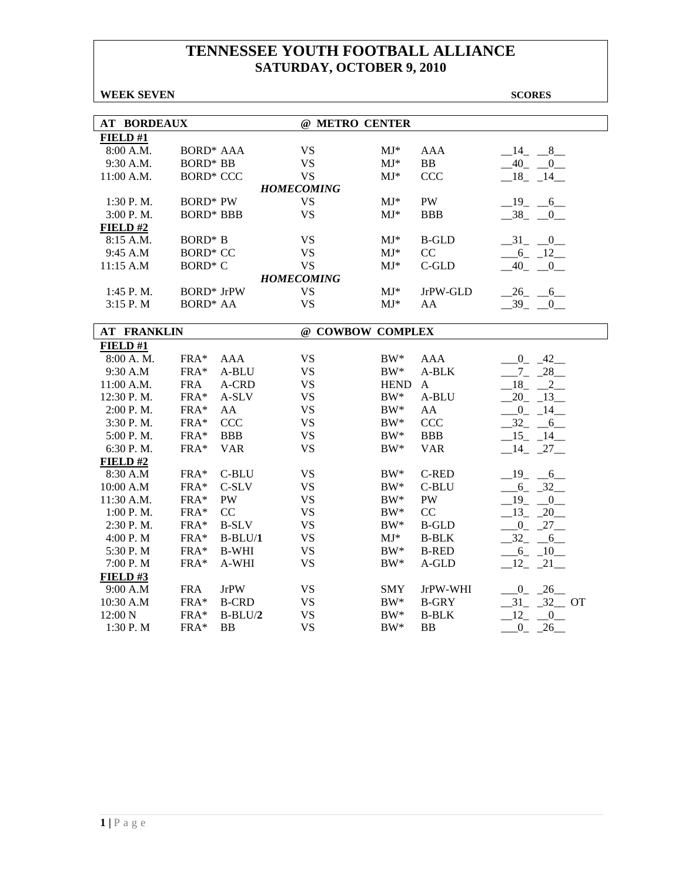# TENNESSEE YOUTH FOOTBALL ALLIANCE
## SATURDAY, OCTOBER 9, 2010

**WEEK SEVEN** **SCORES**

| AT BORDEAUX | | | @ METRO CENTER | | | |
|---|---|---|---|---|---|---|
| **FIELD #1** | | | | | | |
| 8:00 A.M. | BORD* | AAA | VS | MJ* | AAA | 14 8 |
| 9:30 A.M. | BORD* | BB | VS | MJ* | BB | 40 0 |
| 11:00 A.M. | BORD* | CCC | VS | MJ* | CCC | 18 14 |
| | | | ***HOMECOMING*** | | | |
| 1:30 P. M. | BORD* | PW | VS | MJ* | PW | 19 6 |
| 3:00 P. M. | BORD* | BBB | VS | MJ* | BBB | 38 0 |
| **FIELD #2** | | | | | | |
| 8:15 A.M. | BORD* | B | VS | MJ* | B-GLD | 31 0 |
| 9:45 A.M | BORD* | CC | VS | MJ* | CC | 6 12 |
| 11:15 A.M | BORD* | C | VS | MJ* | C-GLD | 40 0 |
| | | | ***HOMECOMING*** | | | |
| 1:45 P. M. | BORD* | JrPW | VS | MJ* | JrPW-GLD | 26 6 |
| 3:15 P. M | BORD* | AA | VS | MJ* | AA | 39 0 |

| AT FRANKLIN | | | @ COWBOW COMPLEX | | | |
|---|---|---|---|---|---|---|
| **FIELD #1** | | | | | | |
| 8:00 A. M. | FRA* | AAA | VS | BW* | AAA | 0 42 |
| 9:30 A.M | FRA* | A-BLU | VS | BW* | A-BLK | 7 28 |
| 11:00 A.M. | FRA | A-CRD | VS | HEND | A | 18 2 |
| 12:30 P. M. | FRA* | A-SLV | VS | BW* | A-BLU | 20 13 |
| 2:00 P. M. | FRA* | AA | VS | BW* | AA | 0 14 |
| 3:30 P. M. | FRA* | CCC | VS | BW* | CCC | 32 6 |
| 5:00 P. M. | FRA* | BBB | VS | BW* | BBB | 15 14 |
| 6:30 P. M. | FRA* | VAR | VS | BW* | VAR | 14 27 |
| **FIELD #2** | | | | | | |
| 8:30 A.M | FRA* | C-BLU | VS | BW* | C-RED | 19 6 |
| 10:00 A.M | FRA* | C-SLV | VS | BW* | C-BLU | 6 32 |
| 11:30 A.M. | FRA* | PW | VS | BW* | PW | 19 0 |
| 1:00 P. M. | FRA* | CC | VS | BW* | CC | 13 20 |
| 2:30 P. M. | FRA* | B-SLV | VS | BW* | B-GLD | 0 27 |
| 4:00 P. M | FRA* | B-BLU/**1** | VS | MJ* | B-BLK | 32 6 |
| 5:30 P. M | FRA* | B-WHI | VS | BW* | B-RED | 6 10 |
| 7:00 P. M | FRA* | A-WHI | VS | BW* | A-GLD | 12 21 |
| **FIELD #3** | | | | | | |
| 9:00 A.M | FRA | JrPW | VS | SMY | JrPW-WHI | 0 26 |
| 10:30 A.M | FRA* | B-CRD | VS | BW* | B-GRY | 31 32 OT |
| 12:00 N | FRA* | B-BLU/**2** | VS | BW* | B-BLK | 12 0 |
| 1:30 P. M | FRA* | BB | VS | BW* | BB | 0 26 |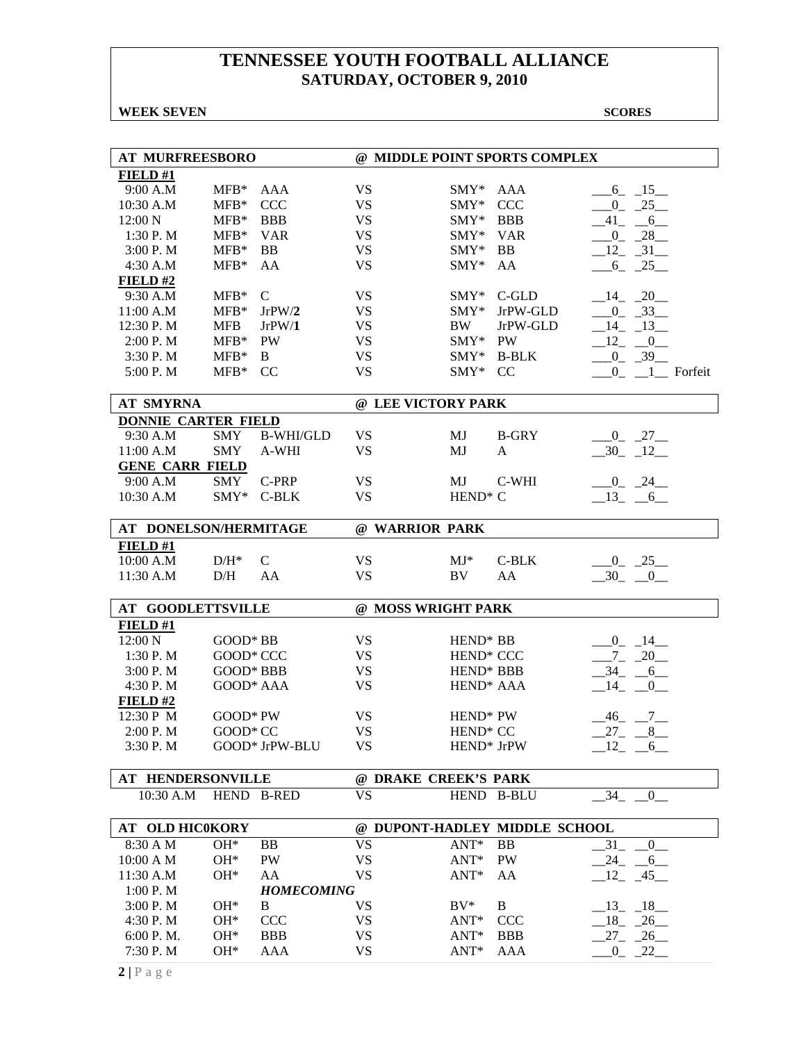# TENNESSEE YOUTH FOOTBALL ALLIANCE
## SATURDAY, OCTOBER 9, 2010

**WEEK SEVEN** **SCORES**

| **AT MURFREESBORO** | | | | **@ MIDDLE POINT SPORTS COMPLEX** | | |
|---|---|---|---|---|---|---|
| **FIELD #1** | | | | | | |
| 9:00 A.M | MFB* | AAA | VS | SMY* | AAA | 6 15 |
| 10:30 A.M | MFB* | CCC | VS | SMY* | CCC | 0 25 |
| 12:00 N | MFB* | BBB | VS | SMY* | BBB | 41 6 |
| 1:30 P. M | MFB* | VAR | VS | SMY* | VAR | 0 28 |
| 3:00 P. M | MFB* | BB | VS | SMY* | BB | 12 31 |
| 4:30 A.M | MFB* | AA | VS | SMY* | AA | 6 25 |
| **FIELD #2** | | | | | | |
| 9:30 A.M | MFB* | C | VS | SMY* | C-GLD | 14 20 |
| 11:00 A.M | MFB* | JrPW/**2** | VS | SMY* | JrPW-GLD | 0 33 |
| 12:30 P. M | MFB | JrPW/**1** | VS | BW | JrPW-GLD | 14 13 |
| 2:00 P. M | MFB* | PW | VS | SMY* | PW | 12 0 |
| 3:30 P. M | MFB* | B | VS | SMY* | B-BLK | 0 39 |
| 5:00 P. M | MFB* | CC | VS | SMY* | CC | 0 1 Forfeit |

| **AT SMYRNA** | | | | **@ LEE VICTORY PARK** | | |
|---|---|---|---|---|---|---|
| **DONNIE CARTER FIELD** | | | | | | |
| 9:30 A.M | SMY | B-WHI/GLD | VS | MJ | B-GRY | 0 27 |
| 11:00 A.M | SMY | A-WHI | VS | MJ | A | 30 12 |
| **GENE CARR FIELD** | | | | | | |
| 9:00 A.M | SMY | C-PRP | VS | MJ | C-WHI | 0 24 |
| 10:30 A.M | SMY* | C-BLK | VS | HEND* | C | 13 6 |

| **AT DONELSON/HERMITAGE** | | | | **@ WARRIOR PARK** | | |
|---|---|---|---|---|---|---|
| **FIELD #1** | | | | | | |
| 10:00 A.M | D/H* | C | VS | MJ* | C-BLK | 0 25 |
| 11:30 A.M | D/H | AA | VS | BV | AA | 30 0 |

| **AT GOODLETTSVILLE** | | | | **@ MOSS WRIGHT PARK** | | |
|---|---|---|---|---|---|---|
| **FIELD #1** | | | | | | |
| 12:00 N | GOOD* | BB | VS | HEND* | BB | 0 14 |
| 1:30 P. M | GOOD* | CCC | VS | HEND* | CCC | 7 20 |
| 3:00 P. M | GOOD* | BBB | VS | HEND* | BBB | 34 6 |
| 4:30 P. M | GOOD* | AAA | VS | HEND* | AAA | 14 0 |
| **FIELD #2** | | | | | | |
| 12:30 P M | GOOD* | PW | VS | HEND* | PW | 46 7 |
| 2:00 P. M | GOOD* | CC | VS | HEND* | CC | 27 8 |
| 3:30 P. M | GOOD* | JrPW-BLU | VS | HEND* | JrPW | 12 6 |

| **AT HENDERSONVILLE** | | | | **@ DRAKE CREEK'S PARK** | | |
|---|---|---|---|---|---|---|
| 10:30 A.M | HEND | B-RED | VS | HEND | B-BLU | 34 0 |

| **AT OLD HIC0KORY** | | | | **@ DUPONT-HADLEY MIDDLE SCHOOL** | | |
|---|---|---|---|---|---|---|
| 8:30 A M | OH* | BB | VS | ANT* | BB | 31 0 |
| 10:00 A M | OH* | PW | VS | ANT* | PW | 24 6 |
| 11:30 A.M | OH* | AA | VS | ANT* | AA | 12 45 |
| 1:00 P. M | | ***HOMECOMING*** | | | | |
| 3:00 P. M | OH* | B | VS | BV* | B | 13 18 |
| 4:30 P. M | OH* | CCC | VS | ANT* | CCC | 18 26 |
| 6:00 P. M. | OH* | BBB | VS | ANT* | BBB | 27 26 |
| 7:30 P. M | OH* | AAA | VS | ANT* | AAA | 0 22 |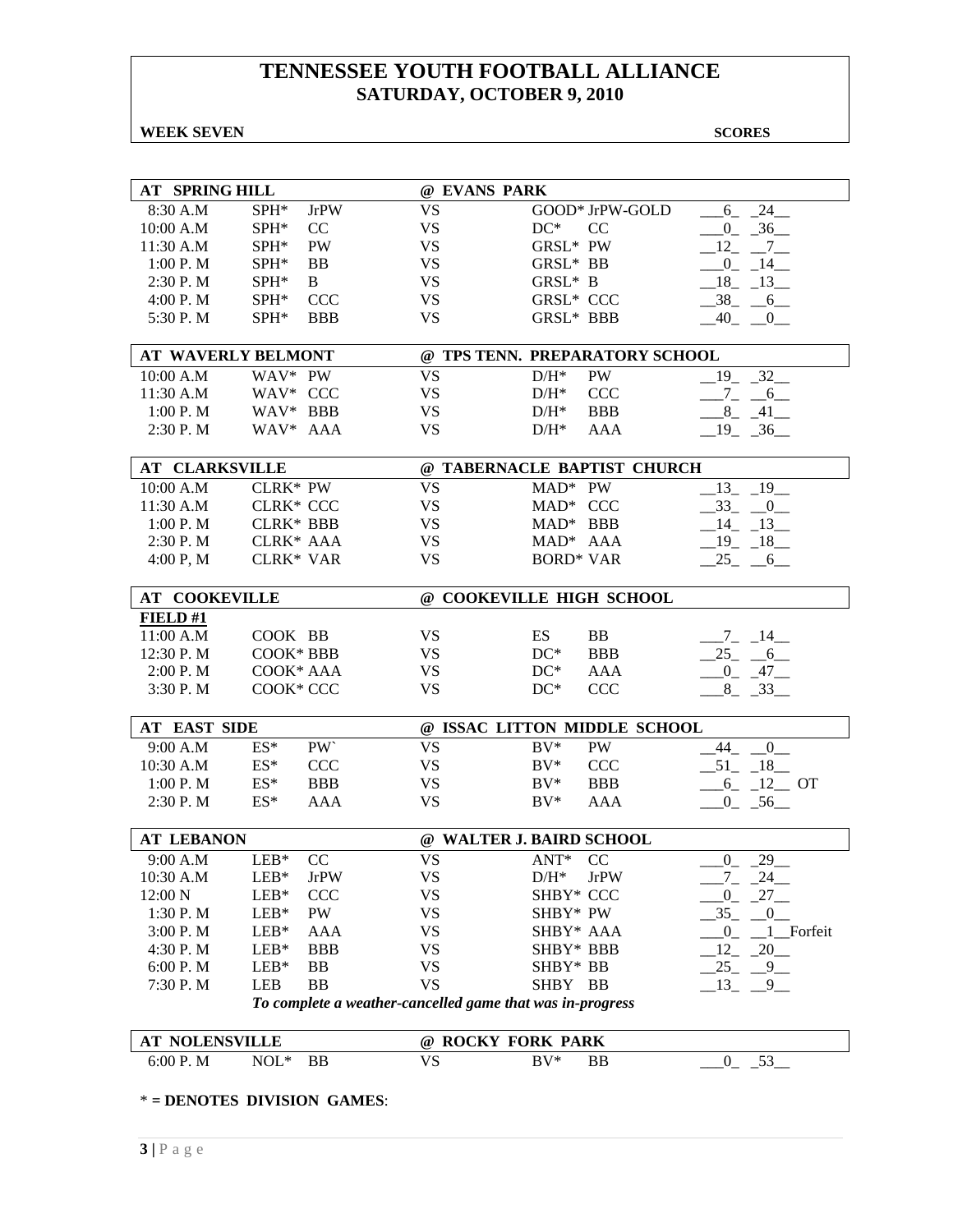# TENNESSEE YOUTH FOOTBALL ALLIANCE
## SATURDAY, OCTOBER 9, 2010

**WEEK SEVEN** **SCORES**

| AT SPRING HILL | | | @ EVANS PARK | | | |
|---|---|---|---|---|---|---|
| 8:30 A.M | SPH* | JrPW | VS | GOOD* | JrPW-GOLD | 6 24 |
| 10:00 A.M | SPH* | CC | VS | DC* | CC | 0 36 |
| 11:30 A.M | SPH* | PW | VS | GRSL* | PW | 12 7 |
| 1:00 P. M | SPH* | BB | VS | GRSL* | BB | 0 14 |
| 2:30 P. M | SPH* | B | VS | GRSL* | B | 18 13 |
| 4:00 P. M | SPH* | CCC | VS | GRSL* | CCC | 38 6 |
| 5:30 P. M | SPH* | BBB | VS | GRSL* | BBB | 40 0 |

| AT WAVERLY BELMONT | | | @ TPS TENN. PREPARATORY SCHOOL | | | |
|---|---|---|---|---|---|---|
| 10:00 A.M | WAV* | PW | VS | D/H* | PW | 19 32 |
| 11:30 A.M | WAV* | CCC | VS | D/H* | CCC | 7 6 |
| 1:00 P. M | WAV* | BBB | VS | D/H* | BBB | 8 41 |
| 2:30 P. M | WAV* | AAA | VS | D/H* | AAA | 19 36 |

| AT CLARKSVILLE | | | @ TABERNACLE BAPTIST CHURCH | | | |
|---|---|---|---|---|---|---|
| 10:00 A.M | CLRK* | PW | VS | MAD* | PW | 13 19 |
| 11:30 A.M | CLRK* | CCC | VS | MAD* | CCC | 33 0 |
| 1:00 P. M | CLRK* | BBB | VS | MAD* | BBB | 14 13 |
| 2:30 P. M | CLRK* | AAA | VS | MAD* | AAA | 19 18 |
| 4:00 P, M | CLRK* | VAR | VS | BORD* | VAR | 25 6 |

| AT COOKEVILLE | | | @ COOKEVILLE HIGH SCHOOL | | | |
|---|---|---|---|---|---|---|
| **FIELD #1** | | | | | | |
| 11:00 A.M | COOK | BB | VS | ES | BB | 7 14 |
| 12:30 P. M | COOK* | BBB | VS | DC* | BBB | 25 6 |
| 2:00 P. M | COOK* | AAA | VS | DC* | AAA | 0 47 |
| 3:30 P. M | COOK* | CCC | VS | DC* | CCC | 8 33 |

| AT EAST SIDE | | | @ ISSAC LITTON MIDDLE SCHOOL | | | |
|---|---|---|---|---|---|---|
| 9:00 A.M | ES* | PW` | VS | BV* | PW | 44 0 |
| 10:30 A.M | ES* | CCC | VS | BV* | CCC | 51 18 |
| 1:00 P. M | ES* | BBB | VS | BV* | BBB | 6 12 OT |
| 2:30 P. M | ES* | AAA | VS | BV* | AAA | 0 56 |

| AT LEBANON | | | @ WALTER J. BAIRD SCHOOL | | | |
|---|---|---|---|---|---|---|
| 9:00 A.M | LEB* | CC | VS | ANT* | CC | 0 29 |
| 10:30 A.M | LEB* | JrPW | VS | D/H* | JrPW | 7 24 |
| 12:00 N | LEB* | CCC | VS | SHBY* | CCC | 0 27 |
| 1:30 P. M | LEB* | PW | VS | SHBY* | PW | 35 0 |
| 3:00 P. M | LEB* | AAA | VS | SHBY* | AAA | 0 1 Forfeit |
| 4:30 P. M | LEB* | BBB | VS | SHBY* | BBB | 12 20 |
| 6:00 P. M | LEB* | BB | VS | SHBY* | BB | 25 9 |
| 7:30 P. M | LEB | BB | VS | SHBY | BB | 13 9 |

*To complete a weather-cancelled game that was in-progress*

| AT NOLENSVILLE | | | @ ROCKY FORK PARK | | | |
|---|---|---|---|---|---|---|
| 6:00 P. M | NOL* | BB | VS | BV* | BB | 0 53 |

**\* = DENOTES DIVISION GAMES**: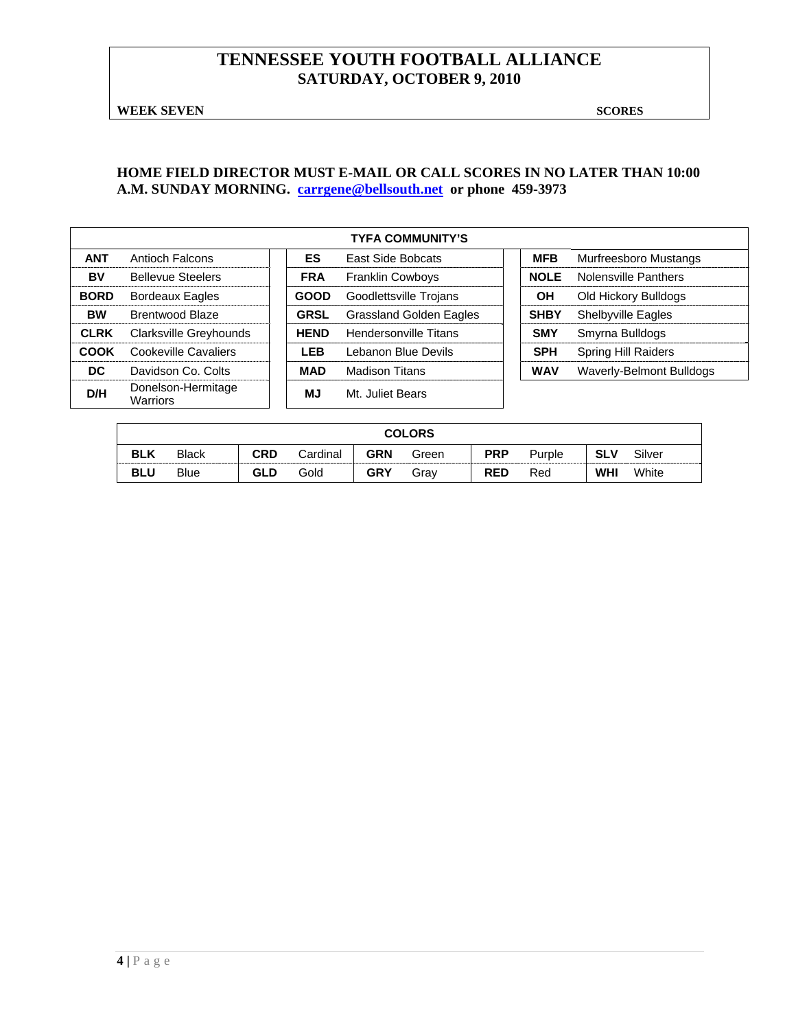# TENNESSEE YOUTH FOOTBALL ALLIANCE
## SATURDAY, OCTOBER 9, 2010

**WEEK SEVEN** **SCORES**

**HOME FIELD DIRECTOR MUST E-MAIL OR CALL SCORES IN NO LATER THAN 10:00 A.M. SUNDAY MORNING. carrgene@bellsouth.net or phone 459-3973**

| TYFA COMMUNITY'S | | | | | |
|---|---|---|---|---|---|
| **ANT** | Antioch Falcons | **ES** | East Side Bobcats | **MFB** | Murfreesboro Mustangs |
| **BV** | Bellevue Steelers | **FRA** | Franklin Cowboys | **NOLE** | Nolensville Panthers |
| **BORD** | Bordeaux Eagles | **GOOD** | Goodlettsville Trojans | **OH** | Old Hickory Bulldogs |
| **BW** | Brentwood Blaze | **GRSL** | Grassland Golden Eagles | **SHBY** | Shelbyville Eagles |
| **CLRK** | Clarksville Greyhounds | **HEND** | Hendersonville Titans | **SMY** | Smyrna Bulldogs |
| **COOK** | Cookeville Cavaliers | **LEB** | Lebanon Blue Devils | **SPH** | Spring Hill Raiders |
| **DC** | Davidson Co. Colts | **MAD** | Madison Titans | **WAV** | Waverly-Belmont Bulldogs |
| **D/H** | Donelson-Hermitage Warriors | **MJ** | Mt. Juliet Bears | | |

| COLORS | | | | | | | | | |
|---|---|---|---|---|---|---|---|---|---|
| **BLK** | Black | **CRD** | Cardinal | **GRN** | Green | **PRP** | Purple | **SLV** | Silver |
| **BLU** | Blue | **GLD** | Gold | **GRY** | Gray | **RED** | Red | **WHI** | White |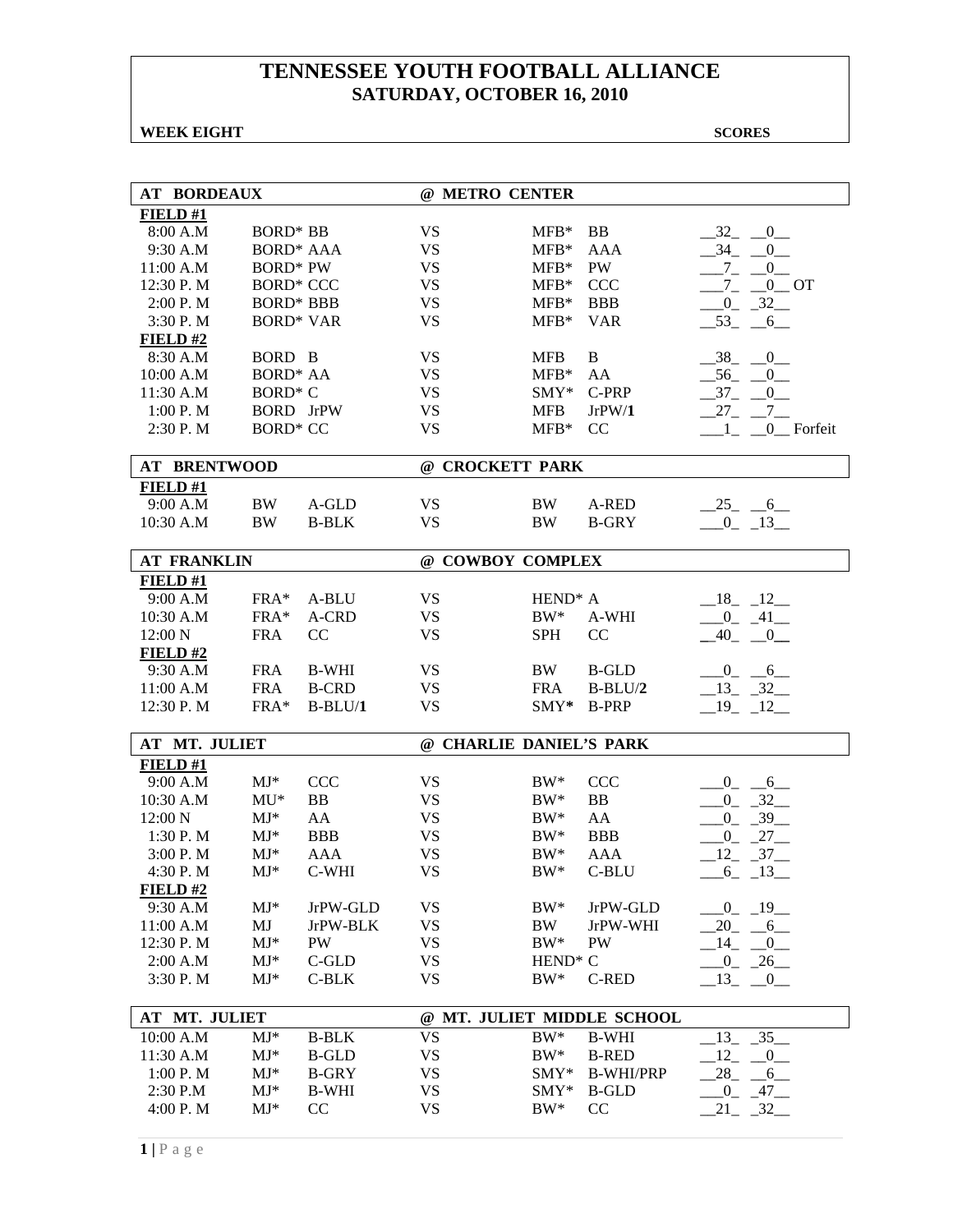# TENNESSEE YOUTH FOOTBALL ALLIANCE
## SATURDAY, OCTOBER 16, 2010

**WEEK EIGHT** **SCORES**

| AT BORDEAUX | | | @ METRO CENTER | | | |
|---|---|---|---|---|---|---|
| **FIELD #1** | | | | | | |
| 8:00 A.M | BORD* | BB | VS | MFB* | BB | _32_ _0_ |
| 9:30 A.M | BORD* | AAA | VS | MFB* | AAA | _34_ _0_ |
| 11:00 A.M | BORD* | PW | VS | MFB* | PW | _7_ _0_ |
| 12:30 P. M | BORD* | CCC | VS | MFB* | CCC | _7_ _0_ OT |
| 2:00 P. M | BORD* | BBB | VS | MFB* | BBB | _0_ _32_ |
| 3:30 P. M | BORD* | VAR | VS | MFB* | VAR | _53_ _6_ |
| **FIELD #2** | | | | | | |
| 8:30 A.M | BORD | B | VS | MFB | B | _38_ _0_ |
| 10:00 A.M | BORD* | AA | VS | MFB* | AA | _56_ _0_ |
| 11:30 A.M | BORD* | C | VS | SMY* | C-PRP | _37_ _0_ |
| 1:00 P. M | BORD | JrPW | VS | MFB | JrPW/**1** | _27_ _7_ |
| 2:30 P. M | BORD* | CC | VS | MFB* | CC | _1_ _0_ Forfeit |

| AT BRENTWOOD | | | @ CROCKETT PARK | | | |
|---|---|---|---|---|---|---|
| **FIELD #1** | | | | | | |
| 9:00 A.M | BW | A-GLD | VS | BW | A-RED | _25_ _6_ |
| 10:30 A.M | BW | B-BLK | VS | BW | B-GRY | _0_ _13_ |

| AT FRANKLIN | | | @ COWBOY COMPLEX | | | |
|---|---|---|---|---|---|---|
| **FIELD #1** | | | | | | |
| 9:00 A.M | FRA* | A-BLU | VS | HEND* | A | _18_ _12_ |
| 10:30 A.M | FRA* | A-CRD | VS | BW* | A-WHI | _0_ _41_ |
| 12:00 N | FRA | CC | VS | SPH | CC | _40_ _0_ |
| **FIELD #2** | | | | | | |
| 9:30 A.M | FRA | B-WHI | VS | BW | B-GLD | _0_ _6_ |
| 11:00 A.M | FRA | B-CRD | VS | FRA | B-BLU/**2** | _13_ _32_ |
| 12:30 P. M | FRA* | B-BLU/**1** | VS | SMY* | B-PRP | _19_ _12_ |

| AT MT. JULIET | | | @ CHARLIE DANIEL'S PARK | | | |
|---|---|---|---|---|---|---|
| **FIELD #1** | | | | | | |
| 9:00 A.M | MJ* | CCC | VS | BW* | CCC | _0_ _6_ |
| 10:30 A.M | MU* | BB | VS | BW* | BB | _0_ _32_ |
| 12:00 N | MJ* | AA | VS | BW* | AA | _0_ _39_ |
| 1:30 P. M | MJ* | BBB | VS | BW* | BBB | _0_ _27_ |
| 3:00 P. M | MJ* | AAA | VS | BW* | AAA | _12_ _37_ |
| 4:30 P. M | MJ* | C-WHI | VS | BW* | C-BLU | _6_ _13_ |
| **FIELD #2** | | | | | | |
| 9:30 A.M | MJ* | JrPW-GLD | VS | BW* | JrPW-GLD | _0_ _19_ |
| 11:00 A.M | MJ | JrPW-BLK | VS | BW | JrPW-WHI | _20_ _6_ |
| 12:30 P. M | MJ* | PW | VS | BW* | PW | _14_ _0_ |
| 2:00 A.M | MJ* | C-GLD | VS | HEND* | C | _0_ _26_ |
| 3:30 P. M | MJ* | C-BLK | VS | BW* | C-RED | _13_ _0_ |

| AT MT. JULIET | | | @ MT. JULIET MIDDLE SCHOOL | | | |
|---|---|---|---|---|---|---|
| 10:00 A.M | MJ* | B-BLK | VS | BW* | B-WHI | _13_ _35_ |
| 11:30 A.M | MJ* | B-GLD | VS | BW* | B-RED | _12_ _0_ |
| 1:00 P. M | MJ* | B-GRY | VS | SMY* | B-WHI/PRP | _28_ _6_ |
| 2:30 P.M | MJ* | B-WHI | VS | SMY* | B-GLD | _0_ _47_ |
| 4:00 P. M | MJ* | CC | VS | BW* | CC | _21_ _32_ |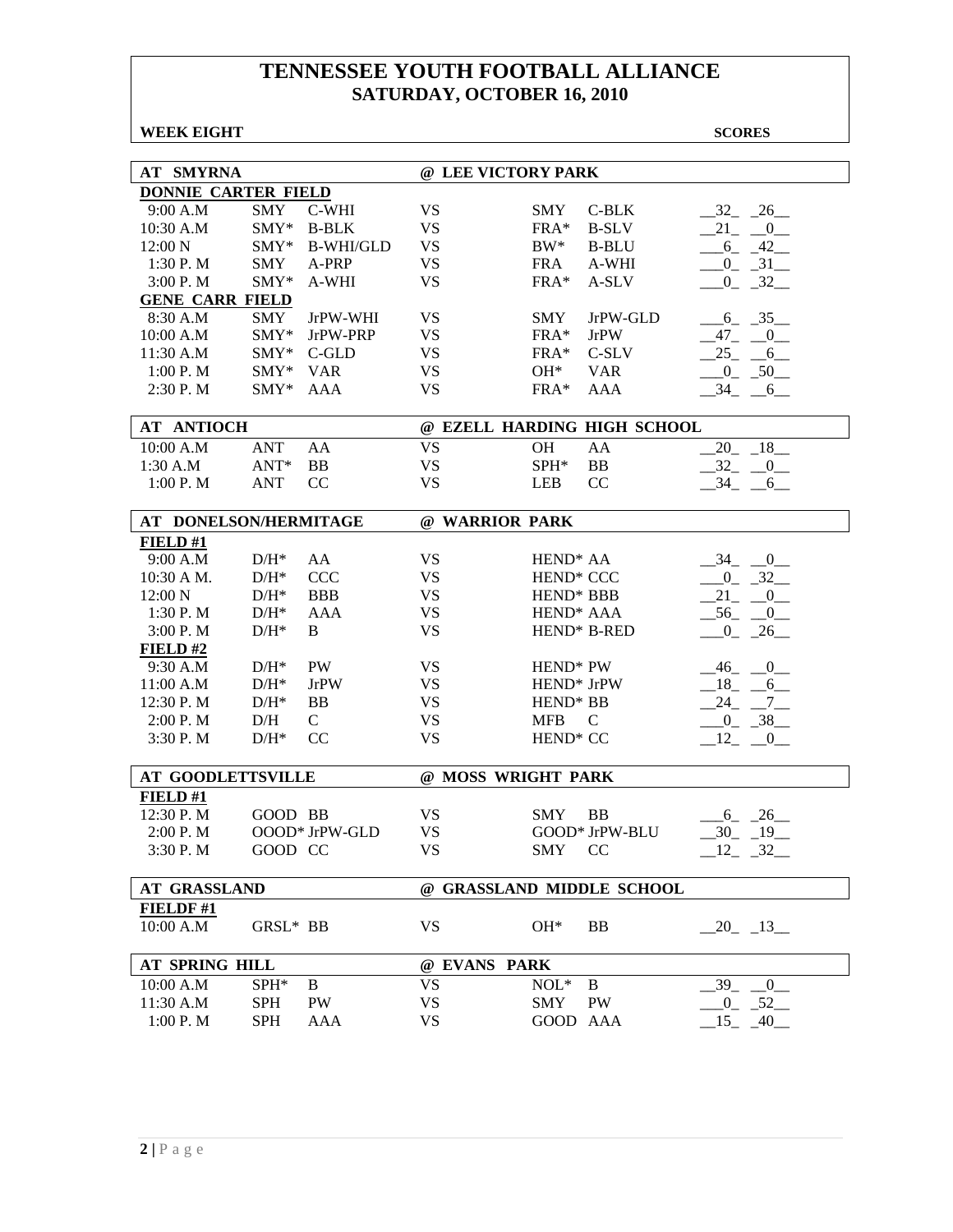# TENNESSEE YOUTH FOOTBALL ALLIANCE
## SATURDAY, OCTOBER 16, 2010

**WEEK EIGHT** **SCORES**

| AT SMYRNA | | | | @ LEE VICTORY PARK | | |
|---|---|---|---|---|---|---|
| **DONNIE CARTER FIELD** | | | | | | |
| 9:00 A.M | SMY | C-WHI | VS | SMY | C-BLK | 32 26 |
| 10:30 A.M | SMY* | B-BLK | VS | FRA* | B-SLV | 21 0 |
| 12:00 N | SMY* | B-WHI/GLD | VS | BW* | B-BLU | 6 42 |
| 1:30 P. M | SMY | A-PRP | VS | FRA | A-WHI | 0 31 |
| 3:00 P. M | SMY* | A-WHI | VS | FRA* | A-SLV | 0 32 |
| **GENE CARR FIELD** | | | | | | |
| 8:30 A.M | SMY | JrPW-WHI | VS | SMY | JrPW-GLD | 6 35 |
| 10:00 A.M | SMY* | JrPW-PRP | VS | FRA* | JrPW | 47 0 |
| 11:30 A.M | SMY* | C-GLD | VS | FRA* | C-SLV | 25 6 |
| 1:00 P. M | SMY* | VAR | VS | OH* | VAR | 0 50 |
| 2:30 P. M | SMY* | AAA | VS | FRA* | AAA | 34 6 |

| AT ANTIOCH | | | | @ EZELL HARDING HIGH SCHOOL | | |
|---|---|---|---|---|---|---|
| 10:00 A.M | ANT | AA | VS | OH | AA | 20 18 |
| 1:30 A.M | ANT* | BB | VS | SPH* | BB | 32 0 |
| 1:00 P. M | ANT | CC | VS | LEB | CC | 34 6 |

| AT DONELSON/HERMITAGE | | | | @ WARRIOR PARK | | |
|---|---|---|---|---|---|---|
| **FIELD #1** | | | | | | |
| 9:00 A.M | D/H* | AA | VS | HEND* | AA | 34 0 |
| 10:30 A M. | D/H* | CCC | VS | HEND* | CCC | 0 32 |
| 12:00 N | D/H* | BBB | VS | HEND* | BBB | 21 0 |
| 1:30 P. M | D/H* | AAA | VS | HEND* | AAA | 56 0 |
| 3:00 P. M | D/H* | B | VS | HEND* | B-RED | 0 26 |
| **FIELD #2** | | | | | | |
| 9:30 A.M | D/H* | PW | VS | HEND* | PW | 46 0 |
| 11:00 A.M | D/H* | JrPW | VS | HEND* | JrPW | 18 6 |
| 12:30 P. M | D/H* | BB | VS | HEND* | BB | 24 7 |
| 2:00 P. M | D/H | C | VS | MFB | C | 0 38 |
| 3:30 P. M | D/H* | CC | VS | HEND* | CC | 12 0 |

| AT GOODLETTSVILLE | | | | @ MOSS WRIGHT PARK | | |
|---|---|---|---|---|---|---|
| **FIELD #1** | | | | | | |
| 12:30 P. M | GOOD | BB | VS | SMY | BB | 6 26 |
| 2:00 P. M | OOOD* | JrPW-GLD | VS | GOOD* | JrPW-BLU | 30 19 |
| 3:30 P. M | GOOD | CC | VS | SMY | CC | 12 32 |

| AT GRASSLAND | | | | @ GRASSLAND MIDDLE SCHOOL | | |
|---|---|---|---|---|---|---|
| **FIELDF #1** | | | | | | |
| 10:00 A.M | GRSL* | BB | VS | OH* | BB | 20 13 |

| AT SPRING HILL | | | | @ EVANS PARK | | |
|---|---|---|---|---|---|---|
| 10:00 A.M | SPH* | B | VS | NOL* | B | 39 0 |
| 11:30 A.M | SPH | PW | VS | SMY | PW | 0 52 |
| 1:00 P. M | SPH | AAA | VS | GOOD | AAA | 15 40 |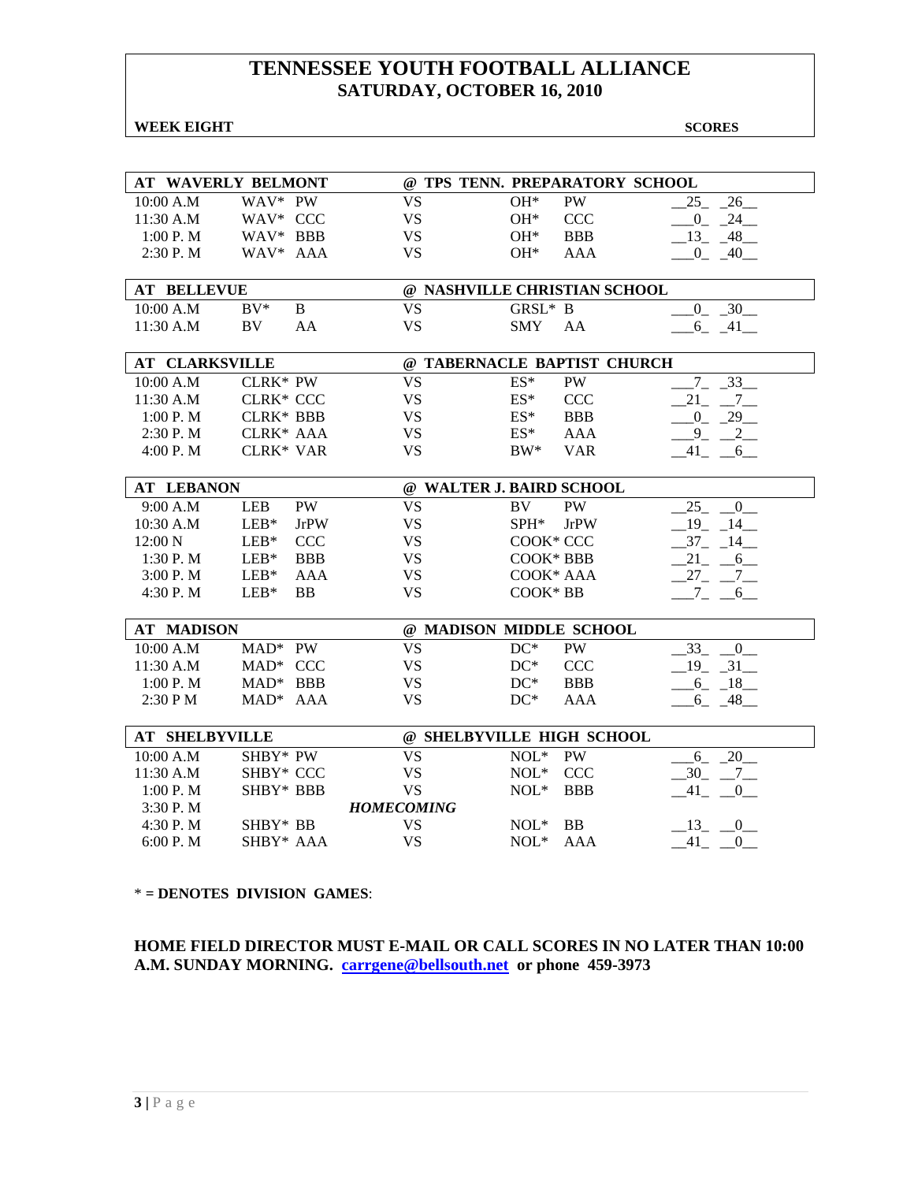# TENNESSEE YOUTH FOOTBALL ALLIANCE
## SATURDAY, OCTOBER 16, 2010

**WEEK EIGHT** **SCORES**

| AT WAVERLY BELMONT | | | @ TPS TENN. PREPARATORY SCHOOL | | | |
|---|---|---|---|---|---|---|
| 10:00 A.M | WAV* | PW | VS | OH* | PW | 25 26 |
| 11:30 A.M | WAV* | CCC | VS | OH* | CCC | 0 24 |
| 1:00 P. M | WAV* | BBB | VS | OH* | BBB | 13 48 |
| 2:30 P. M | WAV* | AAA | VS | OH* | AAA | 0 40 |

| AT BELLEVUE | | | @ NASHVILLE CHRISTIAN SCHOOL | | | |
|---|---|---|---|---|---|---|
| 10:00 A.M | BV* | B | VS | GRSL* | B | 0 30 |
| 11:30 A.M | BV | AA | VS | SMY | AA | 6 41 |

| AT CLARKSVILLE | | | @ TABERNACLE BAPTIST CHURCH | | | |
|---|---|---|---|---|---|---|
| 10:00 A.M | CLRK* | PW | VS | ES* | PW | 7 33 |
| 11:30 A.M | CLRK* | CCC | VS | ES* | CCC | 21 7 |
| 1:00 P. M | CLRK* | BBB | VS | ES* | BBB | 0 29 |
| 2:30 P. M | CLRK* | AAA | VS | ES* | AAA | 9 2 |
| 4:00 P. M | CLRK* | VAR | VS | BW* | VAR | 41 6 |

| AT LEBANON | | | @ WALTER J. BAIRD SCHOOL | | | |
|---|---|---|---|---|---|---|
| 9:00 A.M | LEB | PW | VS | BV | PW | 25 0 |
| 10:30 A.M | LEB* | JrPW | VS | SPH* | JrPW | 19 14 |
| 12:00 N | LEB* | CCC | VS | COOK* | CCC | 37 14 |
| 1:30 P. M | LEB* | BBB | VS | COOK* | BBB | 21 6 |
| 3:00 P. M | LEB* | AAA | VS | COOK* | AAA | 27 7 |
| 4:30 P. M | LEB* | BB | VS | COOK* | BB | 7 6 |

| AT MADISON | | | @ MADISON MIDDLE SCHOOL | | | |
|---|---|---|---|---|---|---|
| 10:00 A.M | MAD* | PW | VS | DC* | PW | 33 0 |
| 11:30 A.M | MAD* | CCC | VS | DC* | CCC | 19 31 |
| 1:00 P. M | MAD* | BBB | VS | DC* | BBB | 6 18 |
| 2:30 P M | MAD* | AAA | VS | DC* | AAA | 6 48 |

| AT SHELBYVILLE | | | @ SHELBYVILLE HIGH SCHOOL | | | |
|---|---|---|---|---|---|---|
| 10:00 A.M | SHBY* | PW | VS | NOL* | PW | 6 20 |
| 11:30 A.M | SHBY* | CCC | VS | NOL* | CCC | 30 7 |
| 1:00 P. M | SHBY* | BBB | VS | NOL* | BBB | 41 0 |
| 3:30 P. M | | | ***HOMECOMING*** | | | |
| 4:30 P. M | SHBY* | BB | VS | NOL* | BB | 13 0 |
| 6:00 P. M | SHBY* | AAA | VS | NOL* | AAA | 41 0 |

\* **= DENOTES DIVISION GAMES**:

**HOME FIELD DIRECTOR MUST E-MAIL OR CALL SCORES IN NO LATER THAN 10:00 A.M. SUNDAY MORNING. carrgene@bellsouth.net or phone 459-3973**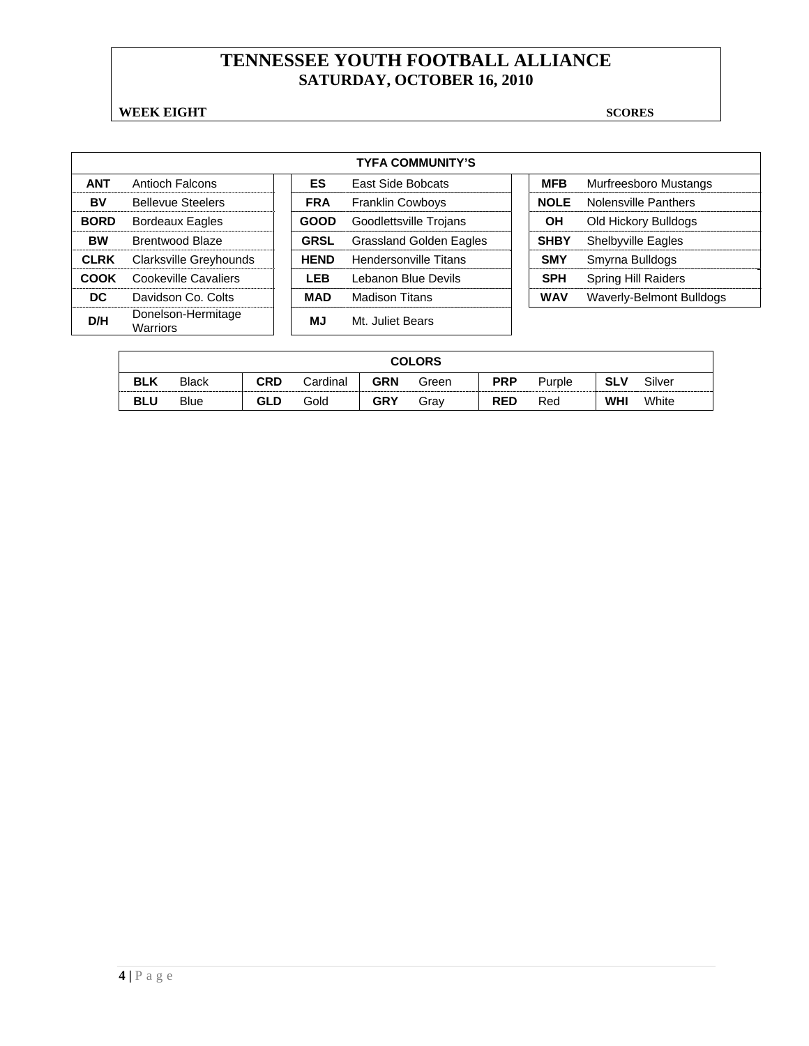# TENNESSEE YOUTH FOOTBALL ALLIANCE
## SATURDAY, OCTOBER 16, 2010

**WEEK EIGHT** **SCORES**

| TYFA COMMUNITY'S | | | | | |
|---|---|---|---|---|---|
| **ANT** | Antioch Falcons | **ES** | East Side Bobcats | **MFB** | Murfreesboro Mustangs |
| **BV** | Bellevue Steelers | **FRA** | Franklin Cowboys | **NOLE** | Nolensville Panthers |
| **BORD** | Bordeaux Eagles | **GOOD** | Goodlettsville Trojans | **OH** | Old Hickory Bulldogs |
| **BW** | Brentwood Blaze | **GRSL** | Grassland Golden Eagles | **SHBY** | Shelbyville Eagles |
| **CLRK** | Clarksville Greyhounds | **HEND** | Hendersonville Titans | **SMY** | Smyrna Bulldogs |
| **COOK** | Cookeville Cavaliers | **LEB** | Lebanon Blue Devils | **SPH** | Spring Hill Raiders |
| **DC** | Davidson Co. Colts | **MAD** | Madison Titans | **WAV** | Waverly-Belmont Bulldogs |
| **D/H** | Donelson-Hermitage Warriors | **MJ** | Mt. Juliet Bears | | |

| COLORS | | | | | | | | | |
|---|---|---|---|---|---|---|---|---|---|
| **BLK** | Black | **CRD** | Cardinal | **GRN** | Green | **PRP** | Purple | **SLV** | Silver |
| **BLU** | Blue | **GLD** | Gold | **GRY** | Gray | **RED** | Red | **WHI** | White |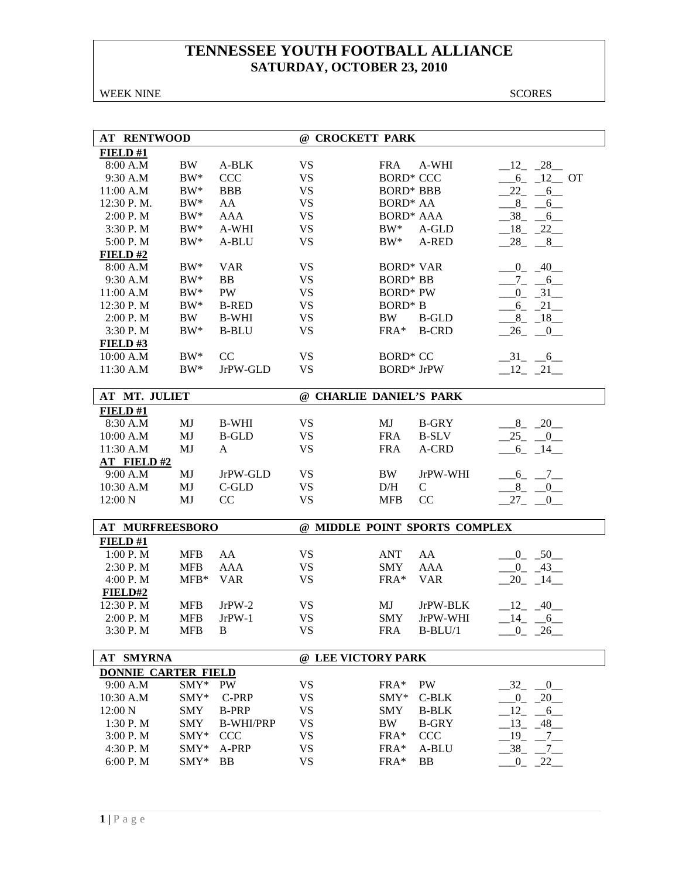# TENNESSEE YOUTH FOOTBALL ALLIANCE
## SATURDAY, OCTOBER 23, 2010

WEEK NINE | SCORES

### AT RENTWOOD @ CROCKETT PARK

**FIELD #1**

| Time | Team | Div | | Team | Div | Score |
|---|---|---|---|---|---|---|
| 8:00 A.M | BW | A-BLK | VS | FRA | A-WHI | 12 28 |
| 9:30 A.M | BW* | CCC | VS | BORD* | CCC | 6 12 OT |
| 11:00 A.M | BW* | BBB | VS | BORD* | BBB | 22 6 |
| 12:30 P. M. | BW* | AA | VS | BORD* | AA | 8 6 |
| 2:00 P. M | BW* | AAA | VS | BORD* | AAA | 38 6 |
| 3:30 P. M | BW* | A-WHI | VS | BW* | A-GLD | 18 22 |
| 5:00 P. M | BW* | A-BLU | VS | BW* | A-RED | 28 8 |

**FIELD #2**

| Time | Team | Div | | Team | Div | Score |
|---|---|---|---|---|---|---|
| 8:00 A.M | BW* | VAR | VS | BORD* | VAR | 0 40 |
| 9:30 A.M | BW* | BB | VS | BORD* | BB | 7 6 |
| 11:00 A.M | BW* | PW | VS | BORD* | PW | 0 31 |
| 12:30 P. M | BW* | B-RED | VS | BORD* | B | 6 21 |
| 2:00 P. M | BW | B-WHI | VS | BW | B-GLD | 8 18 |
| 3:30 P. M | BW* | B-BLU | VS | FRA* | B-CRD | 26 0 |

**FIELD #3**

| Time | Team | Div | | Team | Div | Score |
|---|---|---|---|---|---|---|
| 10:00 A.M | BW* | CC | VS | BORD* | CC | 31 6 |
| 11:30 A.M | BW* | JrPW-GLD | VS | BORD* | JrPW | 12 21 |

### AT MT. JULIET @ CHARLIE DANIEL'S PARK

**FIELD #1**

| Time | Team | Div | | Team | Div | Score |
|---|---|---|---|---|---|---|
| 8:30 A.M | MJ | B-WHI | VS | MJ | B-GRY | 8 20 |
| 10:00 A.M | MJ | B-GLD | VS | FRA | B-SLV | 25 0 |
| 11:30 A.M | MJ | A | VS | FRA | A-CRD | 6 14 |

**AT FIELD #2**

| Time | Team | Div | | Team | Div | Score |
|---|---|---|---|---|---|---|
| 9:00 A.M | MJ | JrPW-GLD | VS | BW | JrPW-WHI | 6 7 |
| 10:30 A.M | MJ | C-GLD | VS | D/H | C | 8 0 |
| 12:00 N | MJ | CC | VS | MFB | CC | 27 0 |

### AT MURFREESBORO @ MIDDLE POINT SPORTS COMPLEX

**FIELD #1**

| Time | Team | Div | | Team | Div | Score |
|---|---|---|---|---|---|---|
| 1:00 P. M | MFB | AA | VS | ANT | AA | 0 50 |
| 2:30 P. M | MFB | AAA | VS | SMY | AAA | 0 43 |
| 4:00 P. M | MFB* | VAR | VS | FRA* | VAR | 20 14 |

**FIELD#2**

| Time | Team | Div | | Team | Div | Score |
|---|---|---|---|---|---|---|
| 12:30 P. M | MFB | JrPW-2 | VS | MJ | JrPW-BLK | 12 40 |
| 2:00 P. M | MFB | JrPW-1 | VS | SMY | JrPW-WHI | 14 6 |
| 3:30 P. M | MFB | B | VS | FRA | B-BLU/1 | 0 26 |

### AT SMYRNA @ LEE VICTORY PARK

**DONNIE CARTER FIELD**

| Time | Team | Div | | Team | Div | Score |
|---|---|---|---|---|---|---|
| 9:00 A.M | SMY* | PW | VS | FRA* | PW | 32 0 |
| 10:30 A.M | SMY* | C-PRP | VS | SMY* | C-BLK | 0 20 |
| 12:00 N | SMY | B-PRP | VS | SMY | B-BLK | 12 6 |
| 1:30 P. M | SMY | B-WHI/PRP | VS | BW | B-GRY | 13 48 |
| 3:00 P. M | SMY* | CCC | VS | FRA* | CCC | 19 7 |
| 4:30 P. M | SMY* | A-PRP | VS | FRA* | A-BLU | 38 7 |
| 6:00 P. M | SMY* | BB | VS | FRA* | BB | 0 22 |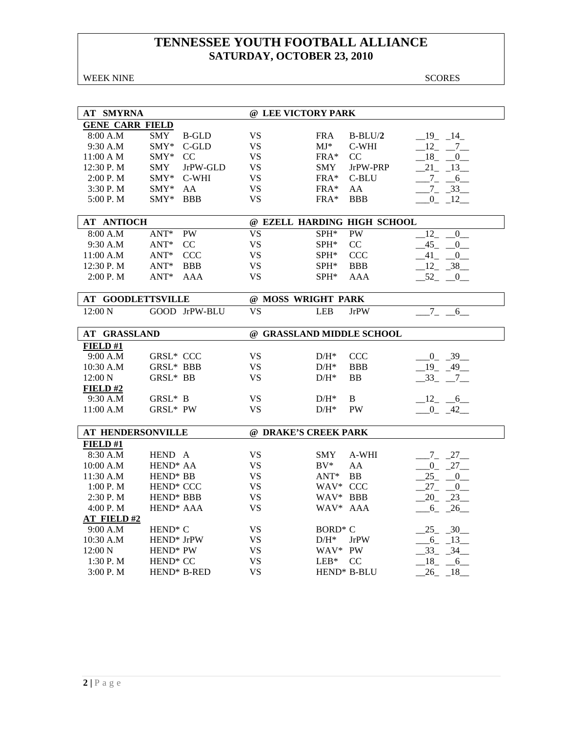# TENNESSEE YOUTH FOOTBALL ALLIANCE
## SATURDAY, OCTOBER 23, 2010

WEEK NINE SCORES

| AT SMYRNA | | | @ LEE VICTORY PARK | | | |
|---|---|---|---|---|---|---|
| **GENE CARR FIELD** | | | | | | |
| 8:00 A.M | SMY | B-GLD | VS | FRA | B-BLU/**2** | 19 14 |
| 9:30 A.M | SMY* | C-GLD | VS | MJ* | C-WHI | 12 7 |
| 11:00 A M | SMY* | CC | VS | FRA* | CC | 18 0 |
| 12:30 P. M | SMY | JrPW-GLD | VS | SMY | JrPW-PRP | 21 13 |
| 2:00 P. M | SMY* | C-WHI | VS | FRA* | C-BLU | 7 6 |
| 3:30 P. M | SMY* | AA | VS | FRA* | AA | 7 33 |
| 5:00 P. M | SMY* | BBB | VS | FRA* | BBB | 0 12 |

| AT ANTIOCH | | | @ EZELL HARDING HIGH SCHOOL | | | |
|---|---|---|---|---|---|---|
| 8:00 A.M | ANT* | PW | VS | SPH* | PW | 12 0 |
| 9:30 A.M | ANT* | CC | VS | SPH* | CC | 45 0 |
| 11:00 A.M | ANT* | CCC | VS | SPH* | CCC | 41 0 |
| 12:30 P. M | ANT* | BBB | VS | SPH* | BBB | 12 38 |
| 2:00 P. M | ANT* | AAA | VS | SPH* | AAA | 52 0 |

| AT GOODLETTSVILLE | | @ MOSS WRIGHT PARK | | | |
|---|---|---|---|---|---|
| 12:00 N | GOOD JrPW-BLU | VS | LEB | JrPW | 7 6 |

| AT GRASSLAND | | @ GRASSLAND MIDDLE SCHOOL | | | |
|---|---|---|---|---|---|
| **FIELD #1** | | | | | |
| 9:00 A.M | GRSL* CCC | VS | D/H* | CCC | 0 39 |
| 10:30 A.M | GRSL* BBB | VS | D/H* | BBB | 19 49 |
| 12:00 N | GRSL* BB | VS | D/H* | BB | 33 7 |
| **FIELD #2** | | | | | |
| 9:30 A.M | GRSL* B | VS | D/H* | B | 12 6 |
| 11:00 A.M | GRSL* PW | VS | D/H* | PW | 0 42 |

| AT HENDERSONVILLE | | @ DRAKE'S CREEK PARK | | | |
|---|---|---|---|---|---|
| **FIELD #1** | | | | | |
| 8:30 A.M | HEND A | VS | SMY | A-WHI | 7 27 |
| 10:00 A.M | HEND* AA | VS | BV* | AA | 0 27 |
| 11:30 A.M | HEND* BB | VS | ANT* | BB | 25 0 |
| 1:00 P. M | HEND* CCC | VS | WAV* | CCC | 27 0 |
| 2:30 P. M | HEND* BBB | VS | WAV* | BBB | 20 23 |
| 4:00 P. M | HEND* AAA | VS | WAV* | AAA | 6 26 |
| **AT FIELD #2** | | | | | |
| 9:00 A.M | HEND* C | VS | BORD* | C | 25 30 |
| 10:30 A.M | HEND* JrPW | VS | D/H* | JrPW | 6 13 |
| 12:00 N | HEND* PW | VS | WAV* | PW | 33 34 |
| 1:30 P. M | HEND* CC | VS | LEB* | CC | 18 6 |
| 3:00 P. M | HEND* B-RED | VS | HEND* | B-BLU | 26 18 |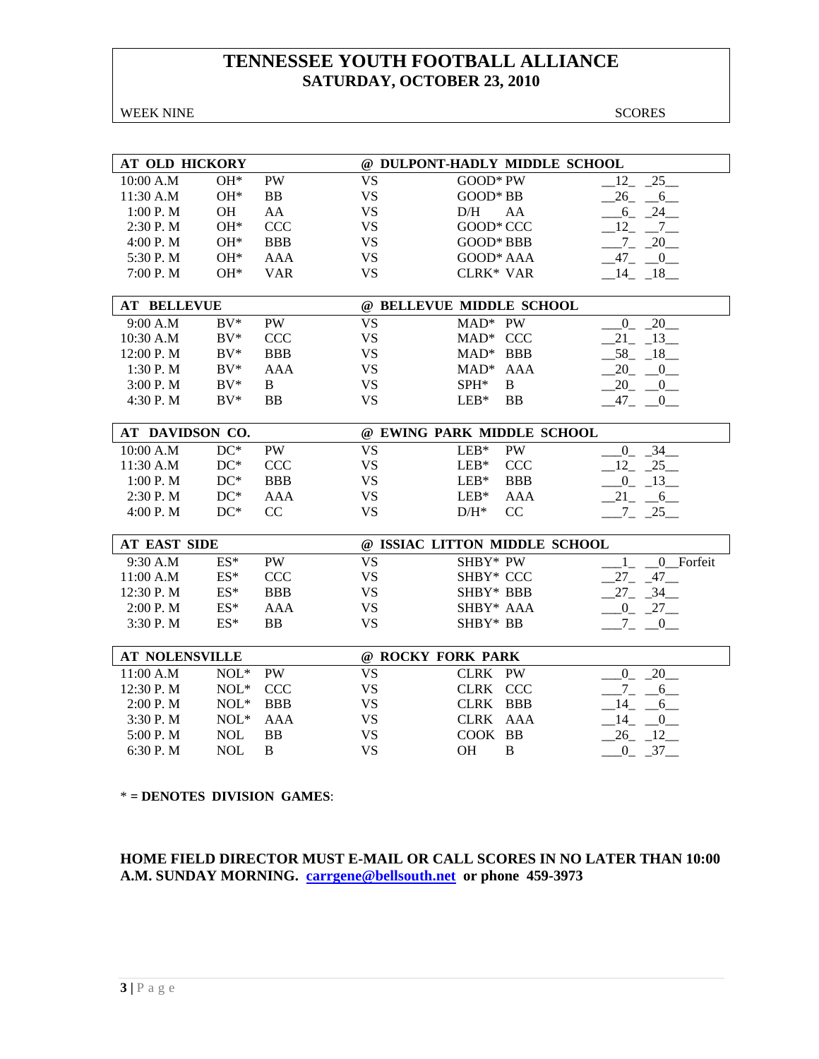# TENNESSEE YOUTH FOOTBALL ALLIANCE
## SATURDAY, OCTOBER 23, 2010

WEEK NINE SCORES

| AT OLD HICKORY | | | @ DULPONT-HADLY MIDDLE SCHOOL | | | |
|---|---|---|---|---|---|---|
| 10:00 A.M | OH* | PW | VS | GOOD* PW | 12 | 25 |
| 11:30 A.M | OH* | BB | VS | GOOD* BB | 26 | 6 |
| 1:00 P. M | OH | AA | VS | D/H AA | 6 | 24 |
| 2:30 P. M | OH* | CCC | VS | GOOD* CCC | 12 | 7 |
| 4:00 P. M | OH* | BBB | VS | GOOD* BBB | 7 | 20 |
| 5:30 P. M | OH* | AAA | VS | GOOD* AAA | 47 | 0 |
| 7:00 P. M | OH* | VAR | VS | CLRK* VAR | 14 | 18 |

| AT BELLEVUE | | | @ BELLEVUE MIDDLE SCHOOL | | | |
|---|---|---|---|---|---|---|
| 9:00 A.M | BV* | PW | VS | MAD* PW | 0 | 20 |
| 10:30 A.M | BV* | CCC | VS | MAD* CCC | 21 | 13 |
| 12:00 P. M | BV* | BBB | VS | MAD* BBB | 58 | 18 |
| 1:30 P. M | BV* | AAA | VS | MAD* AAA | 20 | 0 |
| 3:00 P. M | BV* | B | VS | SPH* B | 20 | 0 |
| 4:30 P. M | BV* | BB | VS | LEB* BB | 47 | 0 |

| AT DAVIDSON CO. | | | @ EWING PARK MIDDLE SCHOOL | | | |
|---|---|---|---|---|---|---|
| 10:00 A.M | DC* | PW | VS | LEB* PW | 0 | 34 |
| 11:30 A.M | DC* | CCC | VS | LEB* CCC | 12 | 25 |
| 1:00 P. M | DC* | BBB | VS | LEB* BBB | 0 | 13 |
| 2:30 P. M | DC* | AAA | VS | LEB* AAA | 21 | 6 |
| 4:00 P. M | DC* | CC | VS | D/H* CC | 7 | 25 |

| AT EAST SIDE | | | @ ISSIAC LITTON MIDDLE SCHOOL | | | |
|---|---|---|---|---|---|---|
| 9:30 A.M | ES* | PW | VS | SHBY* PW | 1 | 0 Forfeit |
| 11:00 A.M | ES* | CCC | VS | SHBY* CCC | 27 | 47 |
| 12:30 P. M | ES* | BBB | VS | SHBY* BBB | 27 | 34 |
| 2:00 P. M | ES* | AAA | VS | SHBY* AAA | 0 | 27 |
| 3:30 P. M | ES* | BB | VS | SHBY* BB | 7 | 0 |

| AT NOLENSVILLE | | | @ ROCKY FORK PARK | | | |
|---|---|---|---|---|---|---|
| 11:00 A.M | NOL* | PW | VS | CLRK PW | 0 | 20 |
| 12:30 P. M | NOL* | CCC | VS | CLRK CCC | 7 | 6 |
| 2:00 P. M | NOL* | BBB | VS | CLRK BBB | 14 | 6 |
| 3:30 P. M | NOL* | AAA | VS | CLRK AAA | 14 | 0 |
| 5:00 P. M | NOL | BB | VS | COOK BB | 26 | 12 |
| 6:30 P. M | NOL | B | VS | OH B | 0 | 37 |

* **= DENOTES DIVISION GAMES**:

**HOME FIELD DIRECTOR MUST E-MAIL OR CALL SCORES IN NO LATER THAN 10:00 A.M. SUNDAY MORNING. carrgene@bellsouth.net or phone 459-3973**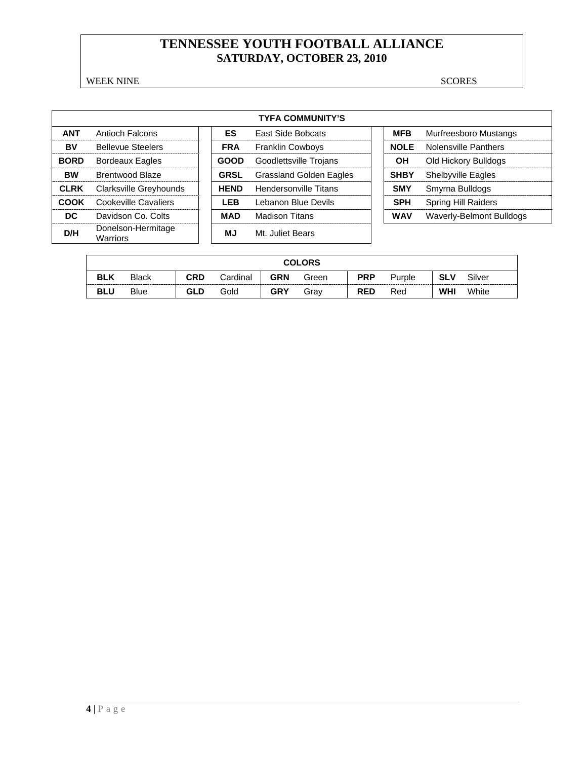# TENNESSEE YOUTH FOOTBALL ALLIANCE
## SATURDAY, OCTOBER 23, 2010

WEEK NINE SCORES

| TYFA COMMUNITY'S | | | | | |
|---|---|---|---|---|---|
| **ANT** | Antioch Falcons | **ES** | East Side Bobcats | **MFB** | Murfreesboro Mustangs |
| **BV** | Bellevue Steelers | **FRA** | Franklin Cowboys | **NOLE** | Nolensville Panthers |
| **BORD** | Bordeaux Eagles | **GOOD** | Goodlettsville Trojans | **OH** | Old Hickory Bulldogs |
| **BW** | Brentwood Blaze | **GRSL** | Grassland Golden Eagles | **SHBY** | Shelbyville Eagles |
| **CLRK** | Clarksville Greyhounds | **HEND** | Hendersonville Titans | **SMY** | Smyrna Bulldogs |
| **COOK** | Cookeville Cavaliers | **LEB** | Lebanon Blue Devils | **SPH** | Spring Hill Raiders |
| **DC** | Davidson Co. Colts | **MAD** | Madison Titans | **WAV** | Waverly-Belmont Bulldogs |
| **D/H** | Donelson-Hermitage Warriors | **MJ** | Mt. Juliet Bears | | |

| COLORS | | | | | | | | | |
|---|---|---|---|---|---|---|---|---|---|
| **BLK** | Black | **CRD** | Cardinal | **GRN** | Green | **PRP** | Purple | **SLV** | Silver |
| **BLU** | Blue | **GLD** | Gold | **GRY** | Gray | **RED** | Red | **WHI** | White |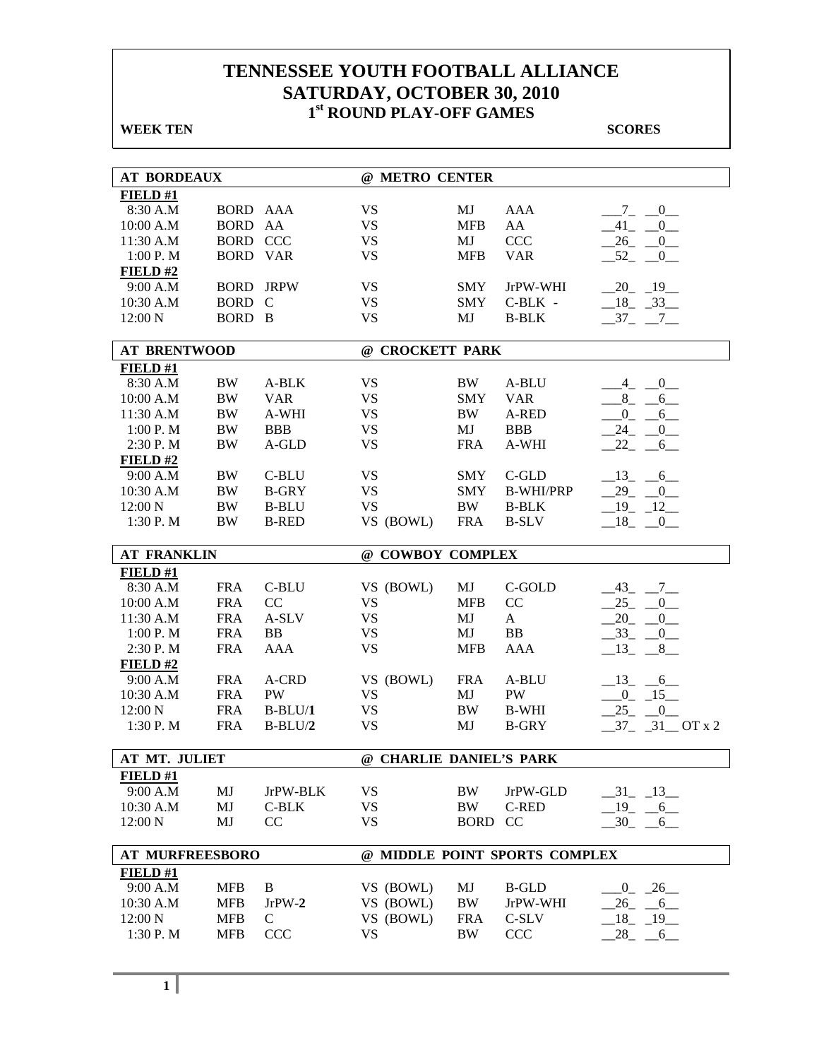# TENNESSEE YOUTH FOOTBALL ALLIANCE
## SATURDAY, OCTOBER 30, 2010
### 1st ROUND PLAY-OFF GAMES

**WEEK TEN** **SCORES**

| AT BORDEAUX | | | @ METRO CENTER | | | |
|---|---|---|---|---|---|---|
| **FIELD #1** | | | | | | |
| 8:30 A.M | BORD | AAA | VS | MJ | AAA | 7 0 |
| 10:00 A.M | BORD | AA | VS | MFB | AA | 41 0 |
| 11:30 A.M | BORD | CCC | VS | MJ | CCC | 26 0 |
| 1:00 P. M | BORD | VAR | VS | MFB | VAR | 52 0 |
| **FIELD #2** | | | | | | |
| 9:00 A.M | BORD | JRPW | VS | SMY | JrPW-WHI | 20 19 |
| 10:30 A.M | BORD | C | VS | SMY | C-BLK - | 18 33 |
| 12:00 N | BORD | B | VS | MJ | B-BLK | 37 7 |

| AT BRENTWOOD | | | @ CROCKETT PARK | | | |
|---|---|---|---|---|---|---|
| **FIELD #1** | | | | | | |
| 8:30 A.M | BW | A-BLK | VS | BW | A-BLU | 4 0 |
| 10:00 A.M | BW | VAR | VS | SMY | VAR | 8 6 |
| 11:30 A.M | BW | A-WHI | VS | BW | A-RED | 0 6 |
| 1:00 P. M | BW | BBB | VS | MJ | BBB | 24 0 |
| 2:30 P. M | BW | A-GLD | VS | FRA | A-WHI | 22 6 |
| **FIELD #2** | | | | | | |
| 9:00 A.M | BW | C-BLU | VS | SMY | C-GLD | 13 6 |
| 10:30 A.M | BW | B-GRY | VS | SMY | B-WHI/PRP | 29 0 |
| 12:00 N | BW | B-BLU | VS | BW | B-BLK | 19 12 |
| 1:30 P. M | BW | B-RED | VS (BOWL) | FRA | B-SLV | 18 0 |

| AT FRANKLIN | | | @ COWBOY COMPLEX | | | |
|---|---|---|---|---|---|---|
| **FIELD #1** | | | | | | |
| 8:30 A.M | FRA | C-BLU | VS (BOWL) | MJ | C-GOLD | 43 7 |
| 10:00 A.M | FRA | CC | VS | MFB | CC | 25 0 |
| 11:30 A.M | FRA | A-SLV | VS | MJ | A | 20 0 |
| 1:00 P. M | FRA | BB | VS | MJ | BB | 33 0 |
| 2:30 P. M | FRA | AAA | VS | MFB | AAA | 13 8 |
| **FIELD #2** | | | | | | |
| 9:00 A.M | FRA | A-CRD | VS (BOWL) | FRA | A-BLU | 13 6 |
| 10:30 A.M | FRA | PW | VS | MJ | PW | 0 15 |
| 12:00 N | FRA | B-BLU/**1** | VS | BW | B-WHI | 25 0 |
| 1:30 P. M | FRA | B-BLU/**2** | VS | MJ | B-GRY | 37 31 OT x 2 |

| AT MT. JULIET | | | @ CHARLIE DANIEL'S PARK | | | |
|---|---|---|---|---|---|---|
| **FIELD #1** | | | | | | |
| 9:00 A.M | MJ | JrPW-BLK | VS | BW | JrPW-GLD | 31 13 |
| 10:30 A.M | MJ | C-BLK | VS | BW | C-RED | 19 6 |
| 12:00 N | MJ | CC | VS | BORD | CC | 30 6 |

| AT MURFREESBORO | | | @ MIDDLE POINT SPORTS COMPLEX | | | |
|---|---|---|---|---|---|---|
| **FIELD #1** | | | | | | |
| 9:00 A.M | MFB | B | VS (BOWL) | MJ | B-GLD | 0 26 |
| 10:30 A.M | MFB | JrPW-**2** | VS (BOWL) | BW | JrPW-WHI | 26 6 |
| 12:00 N | MFB | C | VS (BOWL) | FRA | C-SLV | 18 19 |
| 1:30 P. M | MFB | CCC | VS | BW | CCC | 28 6 |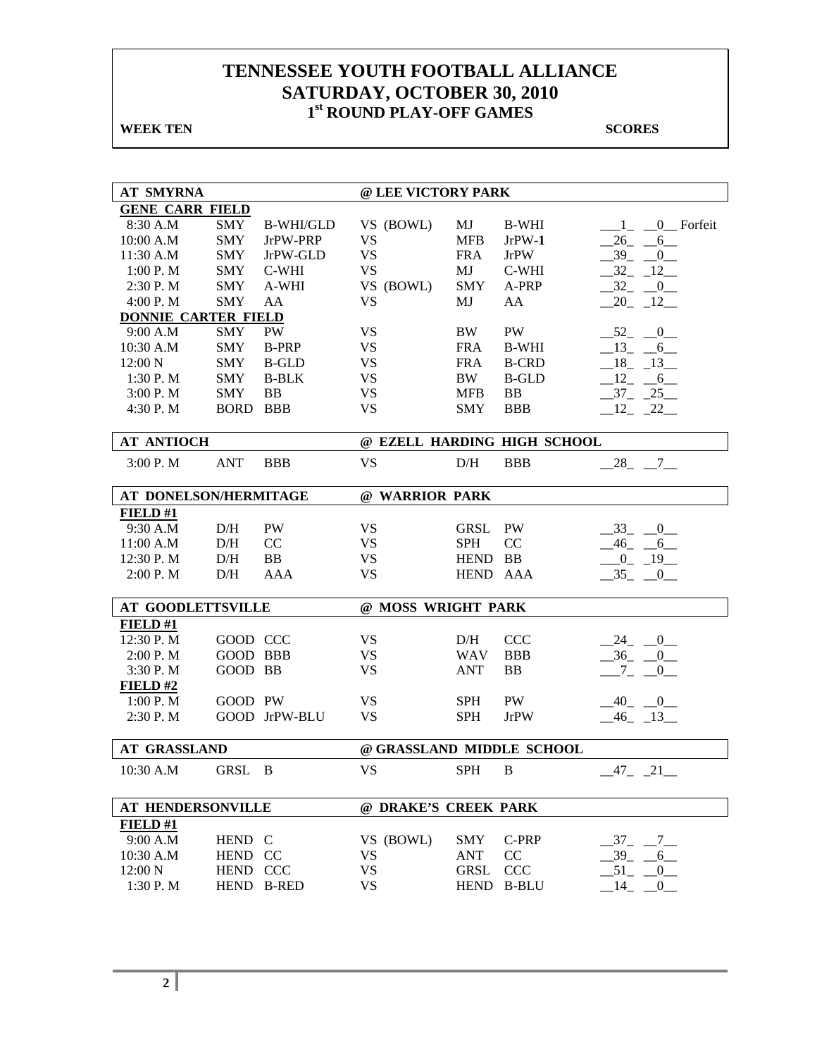# TENNESSEE YOUTH FOOTBALL ALLIANCE
## SATURDAY, OCTOBER 30, 2010
### 1st ROUND PLAY-OFF GAMES

**WEEK TEN** **SCORES**

| AT SMYRNA | | | @ LEE VICTORY PARK | | | |
|---|---|---|---|---|---|---|
| **GENE CARR FIELD** | | | | | | |
| 8:30 A.M | SMY | B-WHI/GLD | VS (BOWL) | MJ | B-WHI | __1_ __0__ Forfeit |
| 10:00 A.M | SMY | JrPW-PRP | VS | MFB | JrPW-**1** | __26_ __6__ |
| 11:30 A.M | SMY | JrPW-GLD | VS | FRA | JrPW | __39_ __0__ |
| 1:00 P. M | SMY | C-WHI | VS | MJ | C-WHI | __32_ _12__ |
| 2:30 P. M | SMY | A-WHI | VS (BOWL) | SMY | A-PRP | __32_ __0__ |
| 4:00 P. M | SMY | AA | VS | MJ | AA | __20_ _12__ |
| **DONNIE CARTER FIELD** | | | | | | |
| 9:00 A.M | SMY | PW | VS | BW | PW | __52_ __0__ |
| 10:30 A.M | SMY | B-PRP | VS | FRA | B-WHI | __13_ __6__ |
| 12:00 N | SMY | B-GLD | VS | FRA | B-CRD | __18_ _13__ |
| 1:30 P. M | SMY | B-BLK | VS | BW | B-GLD | __12_ __6__ |
| 3:00 P. M | SMY | BB | VS | MFB | BB | __37_ _25__ |
| 4:30 P. M | BORD | BBB | VS | SMY | BBB | __12_ _22__ |

| AT ANTIOCH | | | @ EZELL HARDING HIGH SCHOOL | | | |
|---|---|---|---|---|---|---|
| 3:00 P. M | ANT | BBB | VS | D/H | BBB | __28_ __7__ |

| AT DONELSON/HERMITAGE | | | @ WARRIOR PARK | | | |
|---|---|---|---|---|---|---|
| **FIELD #1** | | | | | | |
| 9:30 A.M | D/H | PW | VS | GRSL | PW | __33_ __0__ |
| 11:00 A.M | D/H | CC | VS | SPH | CC | __46_ __6__ |
| 12:30 P. M | D/H | BB | VS | HEND | BB | __0_ _19__ |
| 2:00 P. M | D/H | AAA | VS | HEND | AAA | __35_ __0__ |

| AT GOODLETTSVILLE | | | @ MOSS WRIGHT PARK | | | |
|---|---|---|---|---|---|---|
| **FIELD #1** | | | | | | |
| 12:30 P. M | GOOD | CCC | VS | D/H | CCC | __24_ __0__ |
| 2:00 P. M | GOOD | BBB | VS | WAV | BBB | __36_ __0__ |
| 3:30 P. M | GOOD | BB | VS | ANT | BB | __7_ __0__ |
| **FIELD #2** | | | | | | |
| 1:00 P. M | GOOD | PW | VS | SPH | PW | __40_ __0__ |
| 2:30 P. M | GOOD | JrPW-BLU | VS | SPH | JrPW | __46_ _13__ |

| AT GRASSLAND | | | @ GRASSLAND MIDDLE SCHOOL | | | |
|---|---|---|---|---|---|---|
| 10:30 A.M | GRSL | B | VS | SPH | B | __47_ _21__ |

| AT HENDERSONVILLE | | | @ DRAKE'S CREEK PARK | | | |
|---|---|---|---|---|---|---|
| **FIELD #1** | | | | | | |
| 9:00 A.M | HEND | C | VS (BOWL) | SMY | C-PRP | __37_ __7__ |
| 10:30 A.M | HEND | CC | VS | ANT | CC | __39_ __6__ |
| 12:00 N | HEND | CCC | VS | GRSL | CCC | __51_ __0__ |
| 1:30 P. M | HEND | B-RED | VS | HEND | B-BLU | __14_ __0__ |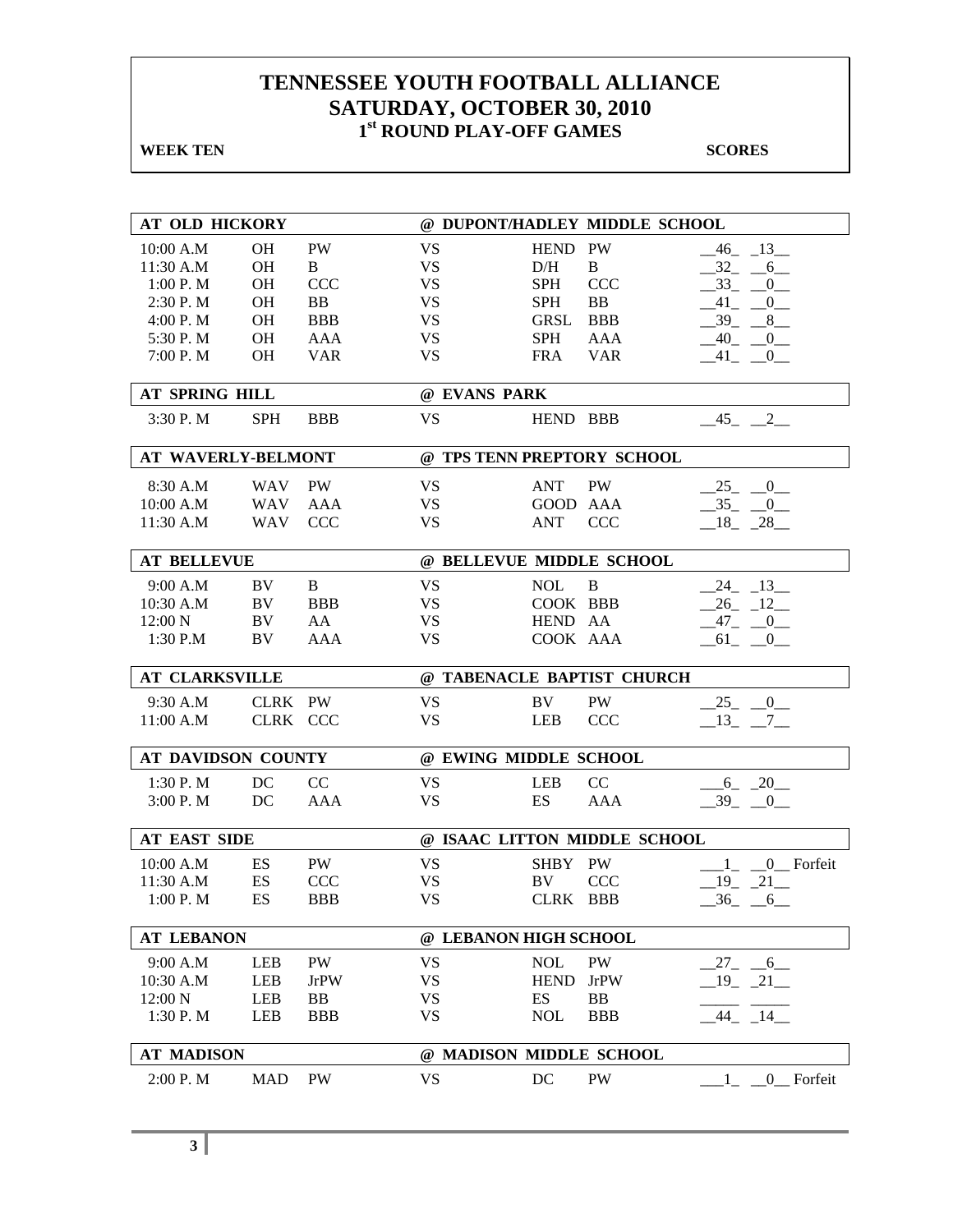# TENNESSEE YOUTH FOOTBALL ALLIANCE
## SATURDAY, OCTOBER 30, 2010
### 1st ROUND PLAY-OFF GAMES

**WEEK TEN** **SCORES**

| AT OLD HICKORY | | | @ DUPONT/HADLEY MIDDLE SCHOOL | | | |
|---|---|---|---|---|---|---|
| 10:00 A.M | OH | PW | VS | HEND | PW | 46 13 |
| 11:30 A.M | OH | B | VS | D/H | B | 32 6 |
| 1:00 P. M | OH | CCC | VS | SPH | CCC | 33 0 |
| 2:30 P. M | OH | BB | VS | SPH | BB | 41 0 |
| 4:00 P. M | OH | BBB | VS | GRSL | BBB | 39 8 |
| 5:30 P. M | OH | AAA | VS | SPH | AAA | 40 0 |
| 7:00 P. M | OH | VAR | VS | FRA | VAR | 41 0 |

| AT SPRING HILL | | | @ EVANS PARK | | | |
|---|---|---|---|---|---|---|
| 3:30 P. M | SPH | BBB | VS | HEND | BBB | 45 2 |

| AT WAVERLY-BELMONT | | | @ TPS TENN PREPTORY SCHOOL | | | |
|---|---|---|---|---|---|---|
| 8:30 A.M | WAV | PW | VS | ANT | PW | 25 0 |
| 10:00 A.M | WAV | AAA | VS | GOOD | AAA | 35 0 |
| 11:30 A.M | WAV | CCC | VS | ANT | CCC | 18 28 |

| AT BELLEVUE | | | @ BELLEVUE MIDDLE SCHOOL | | | |
|---|---|---|---|---|---|---|
| 9:00 A.M | BV | B | VS | NOL | B | 24 13 |
| 10:30 A.M | BV | BBB | VS | COOK | BBB | 26 12 |
| 12:00 N | BV | AA | VS | HEND | AA | 47 0 |
| 1:30 P.M | BV | AAA | VS | COOK | AAA | 61 0 |

| AT CLARKSVILLE | | | @ TABENACLE BAPTIST CHURCH | | | |
|---|---|---|---|---|---|---|
| 9:30 A.M | CLRK | PW | VS | BV | PW | 25 0 |
| 11:00 A.M | CLRK | CCC | VS | LEB | CCC | 13 7 |

| AT DAVIDSON COUNTY | | | @ EWING MIDDLE SCHOOL | | | |
|---|---|---|---|---|---|---|
| 1:30 P. M | DC | CC | VS | LEB | CC | 6 20 |
| 3:00 P. M | DC | AAA | VS | ES | AAA | 39 0 |

| AT EAST SIDE | | | @ ISAAC LITTON MIDDLE SCHOOL | | | |
|---|---|---|---|---|---|---|
| 10:00 A.M | ES | PW | VS | SHBY | PW | 1 0 Forfeit |
| 11:30 A.M | ES | CCC | VS | BV | CCC | 19 21 |
| 1:00 P. M | ES | BBB | VS | CLRK | BBB | 36 6 |

| AT LEBANON | | | @ LEBANON HIGH SCHOOL | | | |
|---|---|---|---|---|---|---|
| 9:00 A.M | LEB | PW | VS | NOL | PW | 27 6 |
| 10:30 A.M | LEB | JrPW | VS | HEND | JrPW | 19 21 |
| 12:00 N | LEB | BB | VS | ES | BB | |
| 1:30 P. M | LEB | BBB | VS | NOL | BBB | 44 14 |

| AT MADISON | | | @ MADISON MIDDLE SCHOOL | | | |
|---|---|---|---|---|---|---|
| 2:00 P. M | MAD | PW | VS | DC | PW | 1 0 Forfeit |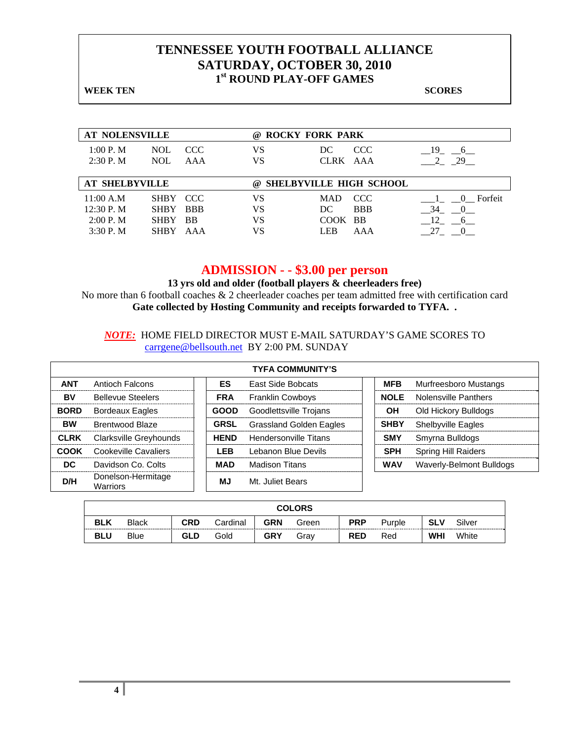# TENNESSEE YOUTH FOOTBALL ALLIANCE
## SATURDAY, OCTOBER 30, 2010
### 1st ROUND PLAY-OFF GAMES

**WEEK TEN** **SCORES**

| AT NOLENSVILLE | | | | @ ROCKY FORK PARK | | |
|---|---|---|---|---|---|---|
| 1:00 P. M | NOL | CCC | VS | DC | CCC | 19 6 |
| 2:30 P. M | NOL | AAA | VS | CLRK | AAA | 2 29 |

| AT SHELBYVILLE | | | | @ SHELBYVILLE HIGH SCHOOL | | |
|---|---|---|---|---|---|---|
| 11:00 A.M | SHBY | CCC | VS | MAD | CCC | 1 0 Forfeit |
| 12:30 P. M | SHBY | BBB | VS | DC | BBB | 34 0 |
| 2:00 P. M | SHBY | BB | VS | COOK | BB | 12 6 |
| 3:30 P. M | SHBY | AAA | VS | LEB | AAA | 27 0 |

## ADMISSION - - $3.00 per person

**13 yrs old and older (football players & cheerleaders free)**

No more than 6 football coaches & 2 cheerleader coaches per team admitted free with certification card

**Gate collected by Hosting Community and receipts forwarded to TYFA. .**

***NOTE:*** HOME FIELD DIRECTOR MUST E-MAIL SATURDAY'S GAME SCORES TO carrgene@bellsouth.net BY 2:00 PM. SUNDAY

| TYFA COMMUNITY'S | | | | | |
|---|---|---|---|---|---|
| **ANT** | Antioch Falcons | **ES** | East Side Bobcats | **MFB** | Murfreesboro Mustangs |
| **BV** | Bellevue Steelers | **FRA** | Franklin Cowboys | **NOLE** | Nolensville Panthers |
| **BORD** | Bordeaux Eagles | **GOOD** | Goodlettsville Trojans | **OH** | Old Hickory Bulldogs |
| **BW** | Brentwood Blaze | **GRSL** | Grassland Golden Eagles | **SHBY** | Shelbyville Eagles |
| **CLRK** | Clarksville Greyhounds | **HEND** | Hendersonville Titans | **SMY** | Smyrna Bulldogs |
| **COOK** | Cookeville Cavaliers | **LEB** | Lebanon Blue Devils | **SPH** | Spring Hill Raiders |
| **DC** | Davidson Co. Colts | **MAD** | Madison Titans | **WAV** | Waverly-Belmont Bulldogs |
| **D/H** | Donelson-Hermitage Warriors | **MJ** | Mt. Juliet Bears | | |

| COLORS | | | | | | | | | |
|---|---|---|---|---|---|---|---|---|---|
| **BLK** | Black | **CRD** | Cardinal | **GRN** | Green | **PRP** | Purple | **SLV** | Silver |
| **BLU** | Blue | **GLD** | Gold | **GRY** | Gray | **RED** | Red | **WHI** | White |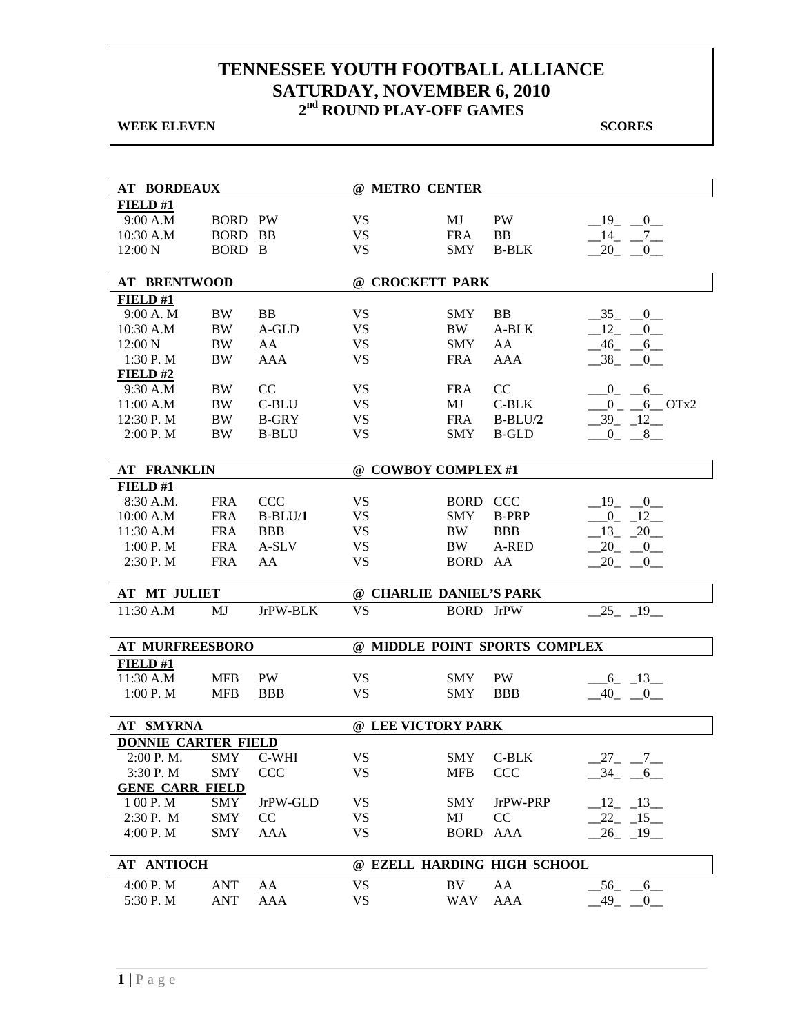# TENNESSEE YOUTH FOOTBALL ALLIANCE
## SATURDAY, NOVEMBER 6, 2010
### 2nd ROUND PLAY-OFF GAMES

**WEEK ELEVEN** **SCORES**

| AT BORDEAUX | | | @ METRO CENTER | | | |
|---|---|---|---|---|---|---|
| **FIELD #1** | | | | | | |
| 9:00 A.M | BORD | PW | VS | MJ | PW | __19_ __0__ |
| 10:30 A.M | BORD | BB | VS | FRA | BB | __14_ __7__ |
| 12:00 N | BORD | B | VS | SMY | B-BLK | __20_ __0__ |

| AT BRENTWOOD | | | @ CROCKETT PARK | | | |
|---|---|---|---|---|---|---|
| **FIELD #1** | | | | | | |
| 9:00 A. M | BW | BB | VS | SMY | BB | __35_ __0__ |
| 10:30 A.M | BW | A-GLD | VS | BW | A-BLK | __12_ __0__ |
| 12:00 N | BW | AA | VS | SMY | AA | __46_ __6__ |
| 1:30 P. M | BW | AAA | VS | FRA | AAA | __38_ __0__ |
| **FIELD #2** | | | | | | |
| 9:30 A.M | BW | CC | VS | FRA | CC | ___0_ __6__ |
| 11:00 A.M | BW | C-BLU | VS | MJ | C-BLK | ___0_ __6__ OTx2 |
| 12:30 P. M | BW | B-GRY | VS | FRA | B-BLU/**2** | __39_ _12__ |
| 2:00 P. M | BW | B-BLU | VS | SMY | B-GLD | ___0_ __8__ |

| AT FRANKLIN | | | @ COWBOY COMPLEX #1 | | | |
|---|---|---|---|---|---|---|
| **FIELD #1** | | | | | | |
| 8:30 A.M. | FRA | CCC | VS | BORD | CCC | __19_ __0__ |
| 10:00 A.M | FRA | B-BLU/**1** | VS | SMY | B-PRP | ___0_ _12__ |
| 11:30 A.M | FRA | BBB | VS | BW | BBB | __13_ _20__ |
| 1:00 P. M | FRA | A-SLV | VS | BW | A-RED | __20_ __0__ |
| 2:30 P. M | FRA | AA | VS | BORD | AA | __20_ __0__ |

| AT MT JULIET | | | @ CHARLIE DANIEL'S PARK | | | |
|---|---|---|---|---|---|---|
| 11:30 A.M | MJ | JrPW-BLK | VS | BORD | JrPW | __25_ _19__ |

| AT MURFREESBORO | | | @ MIDDLE POINT SPORTS COMPLEX | | | |
|---|---|---|---|---|---|---|
| **FIELD #1** | | | | | | |
| 11:30 A.M | MFB | PW | VS | SMY | PW | ___6_ _13__ |
| 1:00 P. M | MFB | BBB | VS | SMY | BBB | __40_ __0__ |

| AT SMYRNA | | | @ LEE VICTORY PARK | | | |
|---|---|---|---|---|---|---|
| **DONNIE CARTER FIELD** | | | | | | |
| 2:00 P. M. | SMY | C-WHI | VS | SMY | C-BLK | __27_ __7__ |
| 3:30 P. M | SMY | CCC | VS | MFB | CCC | __34_ __6__ |
| **GENE CARR FIELD** | | | | | | |
| 1 00 P. M | SMY | JrPW-GLD | VS | SMY | JrPW-PRP | __12_ _13__ |
| 2:30 P. M | SMY | CC | VS | MJ | CC | __22_ _15__ |
| 4:00 P. M | SMY | AAA | VS | BORD | AAA | __26_ _19__ |

| AT ANTIOCH | | | @ EZELL HARDING HIGH SCHOOL | | | |
|---|---|---|---|---|---|---|
| 4:00 P. M | ANT | AA | VS | BV | AA | __56_ __6__ |
| 5:30 P. M | ANT | AAA | VS | WAV | AAA | __49_ __0__ |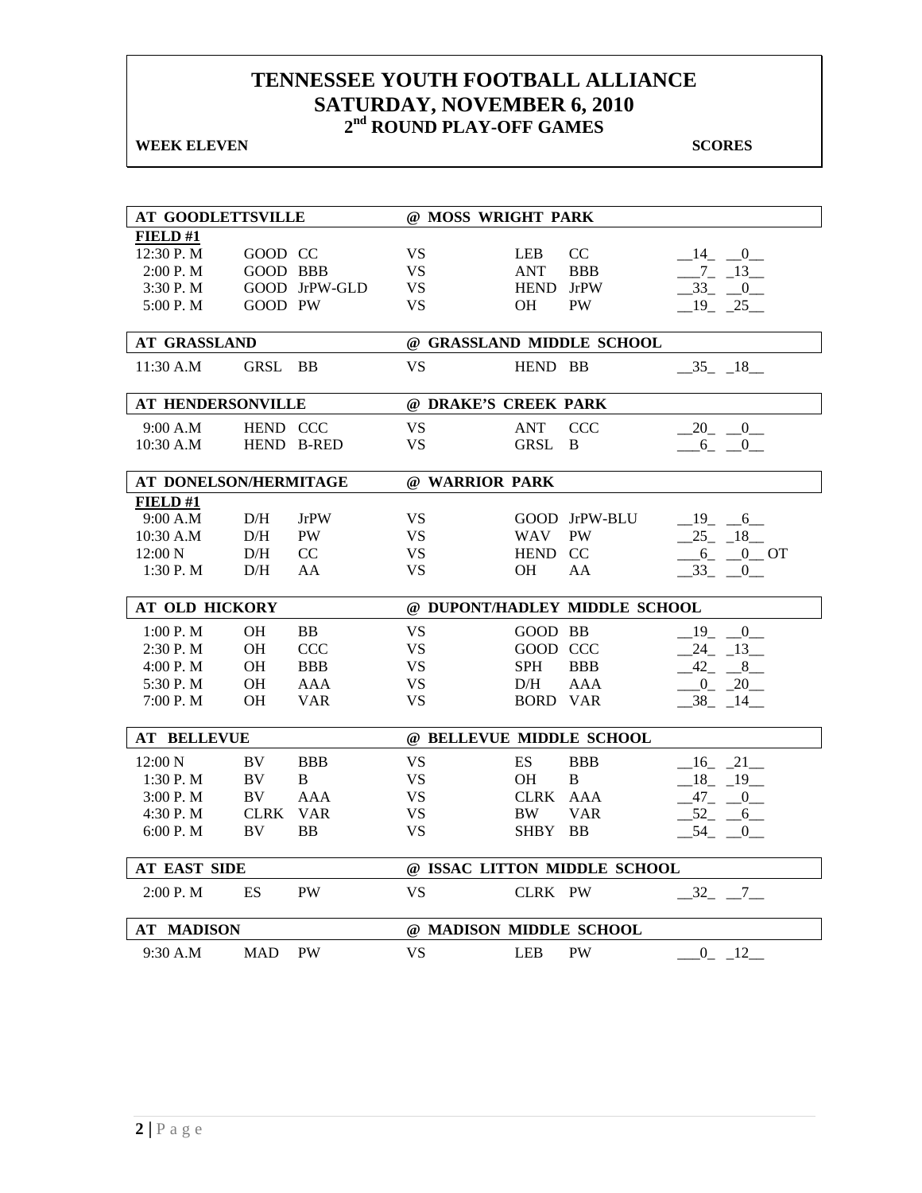# TENNESSEE YOUTH FOOTBALL ALLIANCE
## SATURDAY, NOVEMBER 6, 2010
### 2nd ROUND PLAY-OFF GAMES

**WEEK ELEVEN** **SCORES**

| AT GOODLETTSVILLE | | | @ MOSS WRIGHT PARK | | | |
|---|---|---|---|---|---|---|
| **FIELD #1** | | | | | | |
| 12:30 P. M | GOOD | CC | VS | LEB | CC | 14 0 |
| 2:00 P. M | GOOD | BBB | VS | ANT | BBB | 7 13 |
| 3:30 P. M | GOOD | JrPW-GLD | VS | HEND | JrPW | 33 0 |
| 5:00 P. M | GOOD | PW | VS | OH | PW | 19 25 |

| AT GRASSLAND | | | @ GRASSLAND MIDDLE SCHOOL | | | |
|---|---|---|---|---|---|---|
| 11:30 A.M | GRSL | BB | VS | HEND | BB | 35 18 |

| AT HENDERSONVILLE | | | @ DRAKE'S CREEK PARK | | | |
|---|---|---|---|---|---|---|
| 9:00 A.M | HEND | CCC | VS | ANT | CCC | 20 0 |
| 10:30 A.M | HEND | B-RED | VS | GRSL | B | 6 0 |

| AT DONELSON/HERMITAGE | | | @ WARRIOR PARK | | | |
|---|---|---|---|---|---|---|
| **FIELD #1** | | | | | | |
| 9:00 A.M | D/H | JrPW | VS | GOOD | JrPW-BLU | 19 6 |
| 10:30 A.M | D/H | PW | VS | WAV | PW | 25 18 |
| 12:00 N | D/H | CC | VS | HEND | CC | 6 0 OT |
| 1:30 P. M | D/H | AA | VS | OH | AA | 33 0 |

| AT OLD HICKORY | | | @ DUPONT/HADLEY MIDDLE SCHOOL | | | |
|---|---|---|---|---|---|---|
| 1:00 P. M | OH | BB | VS | GOOD | BB | 19 0 |
| 2:30 P. M | OH | CCC | VS | GOOD | CCC | 24 13 |
| 4:00 P. M | OH | BBB | VS | SPH | BBB | 42 8 |
| 5:30 P. M | OH | AAA | VS | D/H | AAA | 0 20 |
| 7:00 P. M | OH | VAR | VS | BORD | VAR | 38 14 |

| AT BELLEVUE | | | @ BELLEVUE MIDDLE SCHOOL | | | |
|---|---|---|---|---|---|---|
| 12:00 N | BV | BBB | VS | ES | BBB | 16 21 |
| 1:30 P. M | BV | B | VS | OH | B | 18 19 |
| 3:00 P. M | BV | AAA | VS | CLRK | AAA | 47 0 |
| 4:30 P. M | CLRK | VAR | VS | BW | VAR | 52 6 |
| 6:00 P. M | BV | BB | VS | SHBY | BB | 54 0 |

| AT EAST SIDE | | | @ ISSAC LITTON MIDDLE SCHOOL | | | |
|---|---|---|---|---|---|---|
| 2:00 P. M | ES | PW | VS | CLRK | PW | 32 7 |

| AT MADISON | | | @ MADISON MIDDLE SCHOOL | | | |
|---|---|---|---|---|---|---|
| 9:30 A.M | MAD | PW | VS | LEB | PW | 0 12 |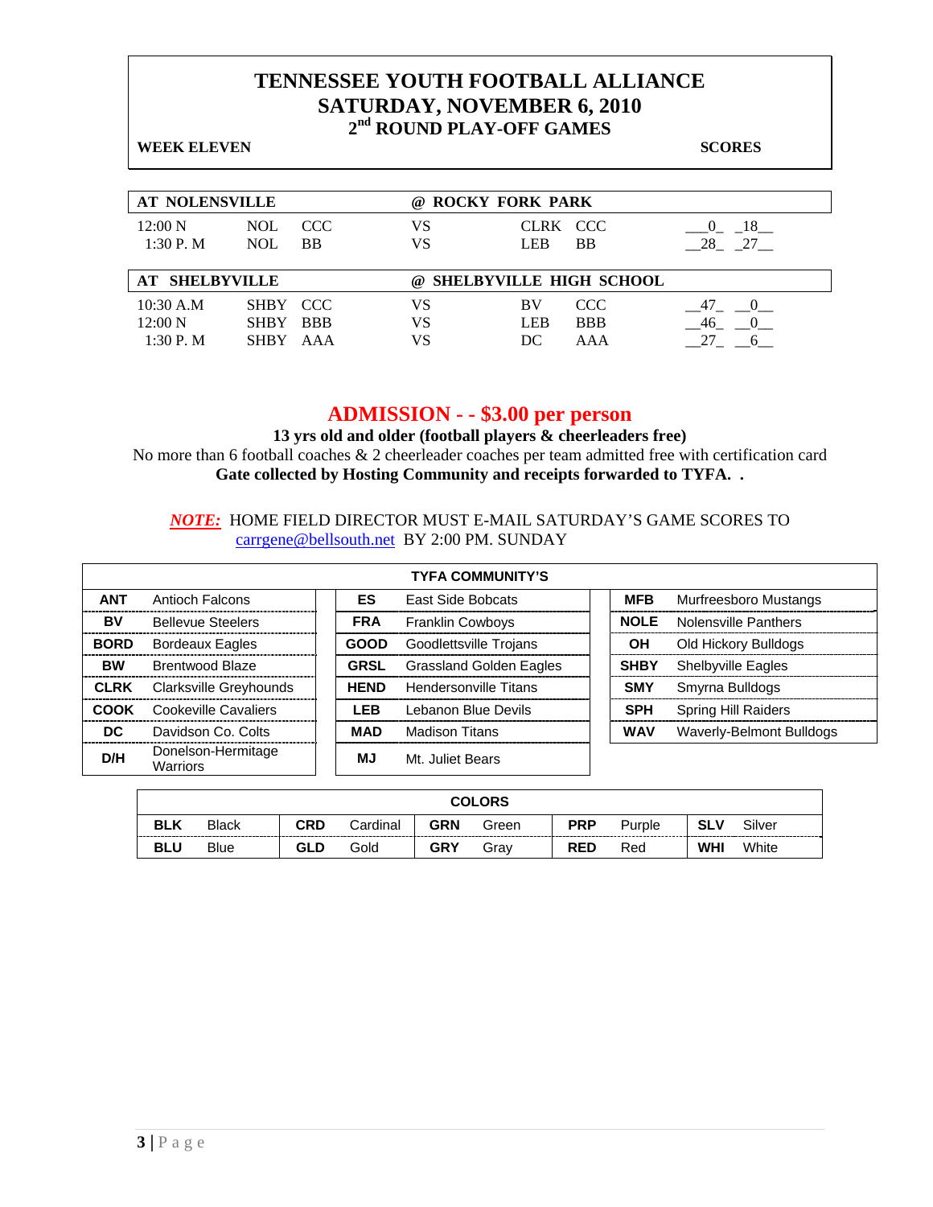# TENNESSEE YOUTH FOOTBALL ALLIANCE
## SATURDAY, NOVEMBER 6, 2010
### 2nd ROUND PLAY-OFF GAMES

**WEEK ELEVEN** **SCORES**

| AT NOLENSVILLE | | | @ ROCKY FORK PARK | | | |
|---|---|---|---|---|---|---|
| 12:00 N | NOL | CCC | VS | CLRK | CCC | 0 18 |
| 1:30 P. M | NOL | BB | VS | LEB | BB | 28 27 |

| AT SHELBYVILLE | | | @ SHELBYVILLE HIGH SCHOOL | | | |
|---|---|---|---|---|---|---|
| 10:30 A.M | SHBY | CCC | VS | BV | CCC | 47 0 |
| 12:00 N | SHBY | BBB | VS | LEB | BBB | 46 0 |
| 1:30 P. M | SHBY | AAA | VS | DC | AAA | 27 6 |

## ADMISSION - - $3.00 per person

**13 yrs old and older (football players & cheerleaders free)**

No more than 6 football coaches & 2 cheerleader coaches per team admitted free with certification card

**Gate collected by Hosting Community and receipts forwarded to TYFA. .**

***NOTE:*** HOME FIELD DIRECTOR MUST E-MAIL SATURDAY'S GAME SCORES TO carrgene@bellsouth.net BY 2:00 PM. SUNDAY

| TYFA COMMUNITY'S | | | | | |
|---|---|---|---|---|---|
| **ANT** | Antioch Falcons | **ES** | East Side Bobcats | **MFB** | Murfreesboro Mustangs |
| **BV** | Bellevue Steelers | **FRA** | Franklin Cowboys | **NOLE** | Nolensville Panthers |
| **BORD** | Bordeaux Eagles | **GOOD** | Goodlettsville Trojans | **OH** | Old Hickory Bulldogs |
| **BW** | Brentwood Blaze | **GRSL** | Grassland Golden Eagles | **SHBY** | Shelbyville Eagles |
| **CLRK** | Clarksville Greyhounds | **HEND** | Hendersonville Titans | **SMY** | Smyrna Bulldogs |
| **COOK** | Cookeville Cavaliers | **LEB** | Lebanon Blue Devils | **SPH** | Spring Hill Raiders |
| **DC** | Davidson Co. Colts | **MAD** | Madison Titans | **WAV** | Waverly-Belmont Bulldogs |
| **D/H** | Donelson-Hermitage Warriors | **MJ** | Mt. Juliet Bears | | |

| COLORS | | | | | | | | | |
|---|---|---|---|---|---|---|---|---|---|
| **BLK** | Black | **CRD** | Cardinal | **GRN** | Green | **PRP** | Purple | **SLV** | Silver |
| **BLU** | Blue | **GLD** | Gold | **GRY** | Gray | **RED** | Red | **WHI** | White |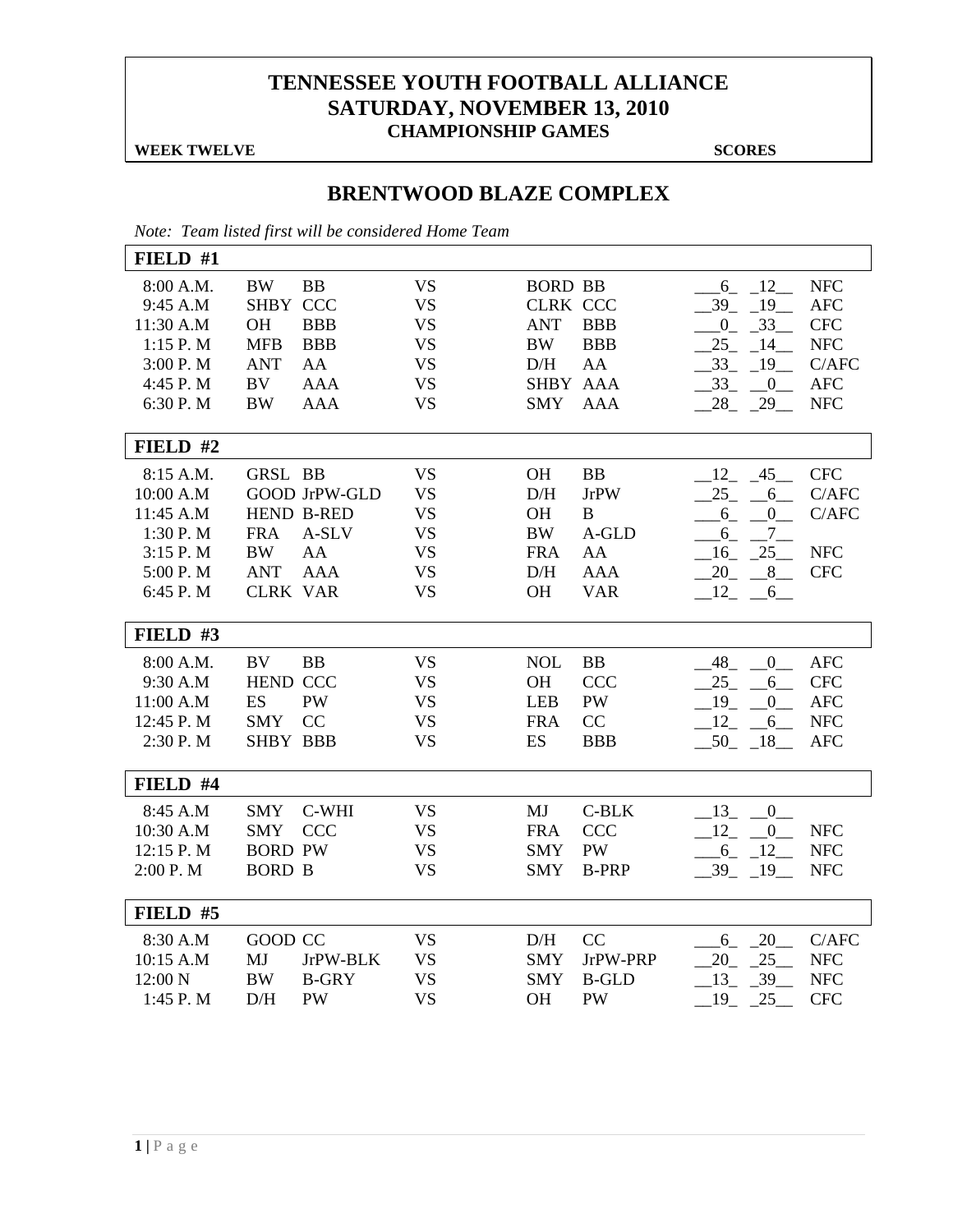# TENNESSEE YOUTH FOOTBALL ALLIANCE
## SATURDAY, NOVEMBER 13, 2010
### CHAMPIONSHIP GAMES

**WEEK TWELVE** **SCORES**

## BRENTWOOD BLAZE COMPLEX

*Note: Team listed first will be considered Home Team*

**FIELD #1**

| Time | Home | Division | | Visitor | Division | Home Score | Visitor Score | Conf. |
|---|---|---|---|---|---|---|---|---|
| 8:00 A.M. | BW | BB | VS | BORD | BB | 6 | 12 | NFC |
| 9:45 A.M | SHBY | CCC | VS | CLRK | CCC | 39 | 19 | AFC |
| 11:30 A.M | OH | BBB | VS | ANT | BBB | 0 | 33 | CFC |
| 1:15 P. M | MFB | BBB | VS | BW | BBB | 25 | 14 | NFC |
| 3:00 P. M | ANT | AA | VS | D/H | AA | 33 | 19 | C/AFC |
| 4:45 P. M | BV | AAA | VS | SHBY | AAA | 33 | 0 | AFC |
| 6:30 P. M | BW | AAA | VS | SMY | AAA | 28 | 29 | NFC |

**FIELD #2**

| Time | Home | Division | | Visitor | Division | Home Score | Visitor Score | Conf. |
|---|---|---|---|---|---|---|---|---|
| 8:15 A.M. | GRSL | BB | VS | OH | BB | 12 | 45 | CFC |
| 10:00 A.M | GOOD | JrPW-GLD | VS | D/H | JrPW | 25 | 6 | C/AFC |
| 11:45 A.M | HEND | B-RED | VS | OH | B | 6 | 0 | C/AFC |
| 1:30 P. M | FRA | A-SLV | VS | BW | A-GLD | 6 | 7 | |
| 3:15 P. M | BW | AA | VS | FRA | AA | 16 | 25 | NFC |
| 5:00 P. M | ANT | AAA | VS | D/H | AAA | 20 | 8 | CFC |
| 6:45 P. M | CLRK | VAR | VS | OH | VAR | 12 | 6 | |

**FIELD #3**

| Time | Home | Division | | Visitor | Division | Home Score | Visitor Score | Conf. |
|---|---|---|---|---|---|---|---|---|
| 8:00 A.M. | BV | BB | VS | NOL | BB | 48 | 0 | AFC |
| 9:30 A.M | HEND | CCC | VS | OH | CCC | 25 | 6 | CFC |
| 11:00 A.M | ES | PW | VS | LEB | PW | 19 | 0 | AFC |
| 12:45 P. M | SMY | CC | VS | FRA | CC | 12 | 6 | NFC |
| 2:30 P. M | SHBY | BBB | VS | ES | BBB | 50 | 18 | AFC |

**FIELD #4**

| Time | Home | Division | | Visitor | Division | Home Score | Visitor Score | Conf. |
|---|---|---|---|---|---|---|---|---|
| 8:45 A.M | SMY | C-WHI | VS | MJ | C-BLK | 13 | 0 | |
| 10:30 A.M | SMY | CCC | VS | FRA | CCC | 12 | 0 | NFC |
| 12:15 P. M | BORD | PW | VS | SMY | PW | 6 | 12 | NFC |
| 2:00 P. M | BORD | B | VS | SMY | B-PRP | 39 | 19 | NFC |

**FIELD #5**

| Time | Home | Division | | Visitor | Division | Home Score | Visitor Score | Conf. |
|---|---|---|---|---|---|---|---|---|
| 8:30 A.M | GOOD | CC | VS | D/H | CC | 6 | 20 | C/AFC |
| 10:15 A.M | MJ | JrPW-BLK | VS | SMY | JrPW-PRP | 20 | 25 | NFC |
| 12:00 N | BW | B-GRY | VS | SMY | B-GLD | 13 | 39 | NFC |
| 1:45 P. M | D/H | PW | VS | OH | PW | 19 | 25 | CFC |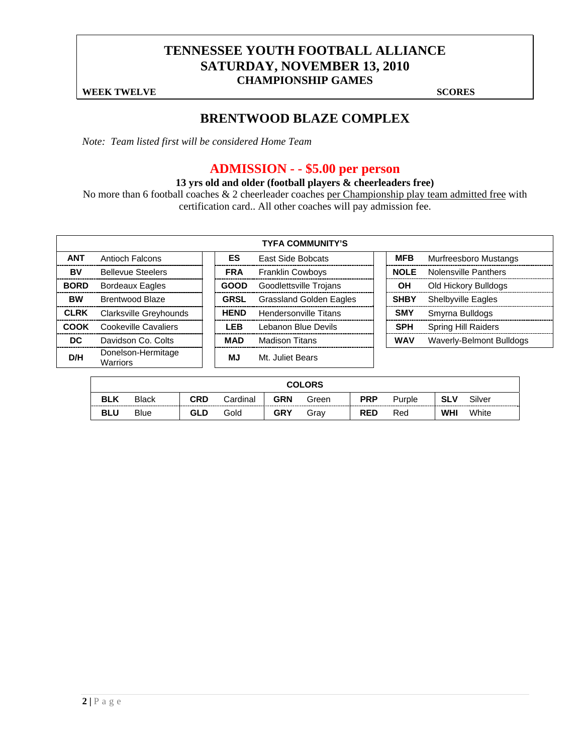# TENNESSEE YOUTH FOOTBALL ALLIANCE
# SATURDAY, NOVEMBER 13, 2010
## CHAMPIONSHIP GAMES

**WEEK TWELVE** **SCORES**

## BRENTWOOD BLAZE COMPLEX

*Note: Team listed first will be considered Home Team*

## ADMISSION - - $5.00 per person

**13 yrs old and older (football players & cheerleaders free)**

No more than 6 football coaches & 2 cheerleader coaches per Championship play team admitted free with certification card.. All other coaches will pay admission fee.

| TYFA COMMUNITY'S | | | | | |
|---|---|---|---|---|---|
| **ANT** | Antioch Falcons | **ES** | East Side Bobcats | **MFB** | Murfreesboro Mustangs |
| **BV** | Bellevue Steelers | **FRA** | Franklin Cowboys | **NOLE** | Nolensville Panthers |
| **BORD** | Bordeaux Eagles | **GOOD** | Goodlettsville Trojans | **OH** | Old Hickory Bulldogs |
| **BW** | Brentwood Blaze | **GRSL** | Grassland Golden Eagles | **SHBY** | Shelbyville Eagles |
| **CLRK** | Clarksville Greyhounds | **HEND** | Hendersonville Titans | **SMY** | Smyrna Bulldogs |
| **COOK** | Cookeville Cavaliers | **LEB** | Lebanon Blue Devils | **SPH** | Spring Hill Raiders |
| **DC** | Davidson Co. Colts | **MAD** | Madison Titans | **WAV** | Waverly-Belmont Bulldogs |
| **D/H** | Donelson-Hermitage Warriors | **MJ** | Mt. Juliet Bears | | |

| COLORS | | | | | | | | | |
|---|---|---|---|---|---|---|---|---|---|
| **BLK** | Black | **CRD** | Cardinal | **GRN** | Green | **PRP** | Purple | **SLV** | Silver |
| **BLU** | Blue | **GLD** | Gold | **GRY** | Gray | **RED** | Red | **WHI** | White |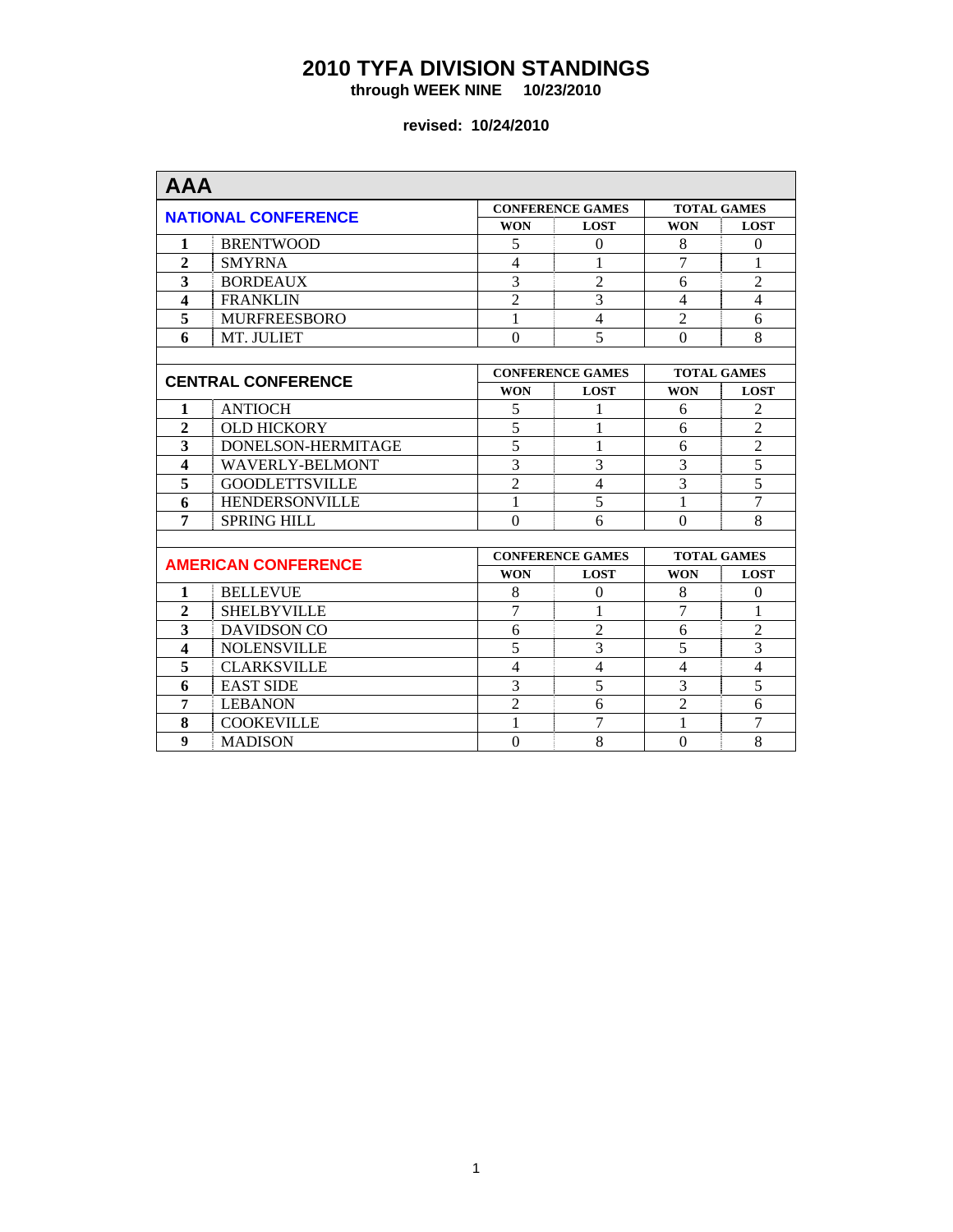# 2010 TYFA DIVISION STANDINGS

**through WEEK NINE 10/23/2010**

**revised: 10/24/2010**

## AAA

| NATIONAL CONFERENCE | | CONFERENCE GAMES | | TOTAL GAMES | |
|---|---|---|---|---|---|
| | | WON | LOST | WON | LOST |
| 1 | BRENTWOOD | 5 | 0 | 8 | 0 |
| 2 | SMYRNA | 4 | 1 | 7 | 1 |
| 3 | BORDEAUX | 3 | 2 | 6 | 2 |
| 4 | FRANKLIN | 2 | 3 | 4 | 4 |
| 5 | MURFREESBORO | 1 | 4 | 2 | 6 |
| 6 | MT. JULIET | 0 | 5 | 0 | 8 |

| CENTRAL CONFERENCE | | CONFERENCE GAMES | | TOTAL GAMES | |
|---|---|---|---|---|---|
| | | WON | LOST | WON | LOST |
| 1 | ANTIOCH | 5 | 1 | 6 | 2 |
| 2 | OLD HICKORY | 5 | 1 | 6 | 2 |
| 3 | DONELSON-HERMITAGE | 5 | 1 | 6 | 2 |
| 4 | WAVERLY-BELMONT | 3 | 3 | 3 | 5 |
| 5 | GOODLETTSVILLE | 2 | 4 | 3 | 5 |
| 6 | HENDERSONVILLE | 1 | 5 | 1 | 7 |
| 7 | SPRING HILL | 0 | 6 | 0 | 8 |

| AMERICAN CONFERENCE | | CONFERENCE GAMES | | TOTAL GAMES | |
|---|---|---|---|---|---|
| | | WON | LOST | WON | LOST |
| 1 | BELLEVUE | 8 | 0 | 8 | 0 |
| 2 | SHELBYVILLE | 7 | 1 | 7 | 1 |
| 3 | DAVIDSON CO | 6 | 2 | 6 | 2 |
| 4 | NOLENSVILLE | 5 | 3 | 5 | 3 |
| 5 | CLARKSVILLE | 4 | 4 | 4 | 4 |
| 6 | EAST SIDE | 3 | 5 | 3 | 5 |
| 7 | LEBANON | 2 | 6 | 2 | 6 |
| 8 | COOKEVILLE | 1 | 7 | 1 | 7 |
| 9 | MADISON | 0 | 8 | 0 | 8 |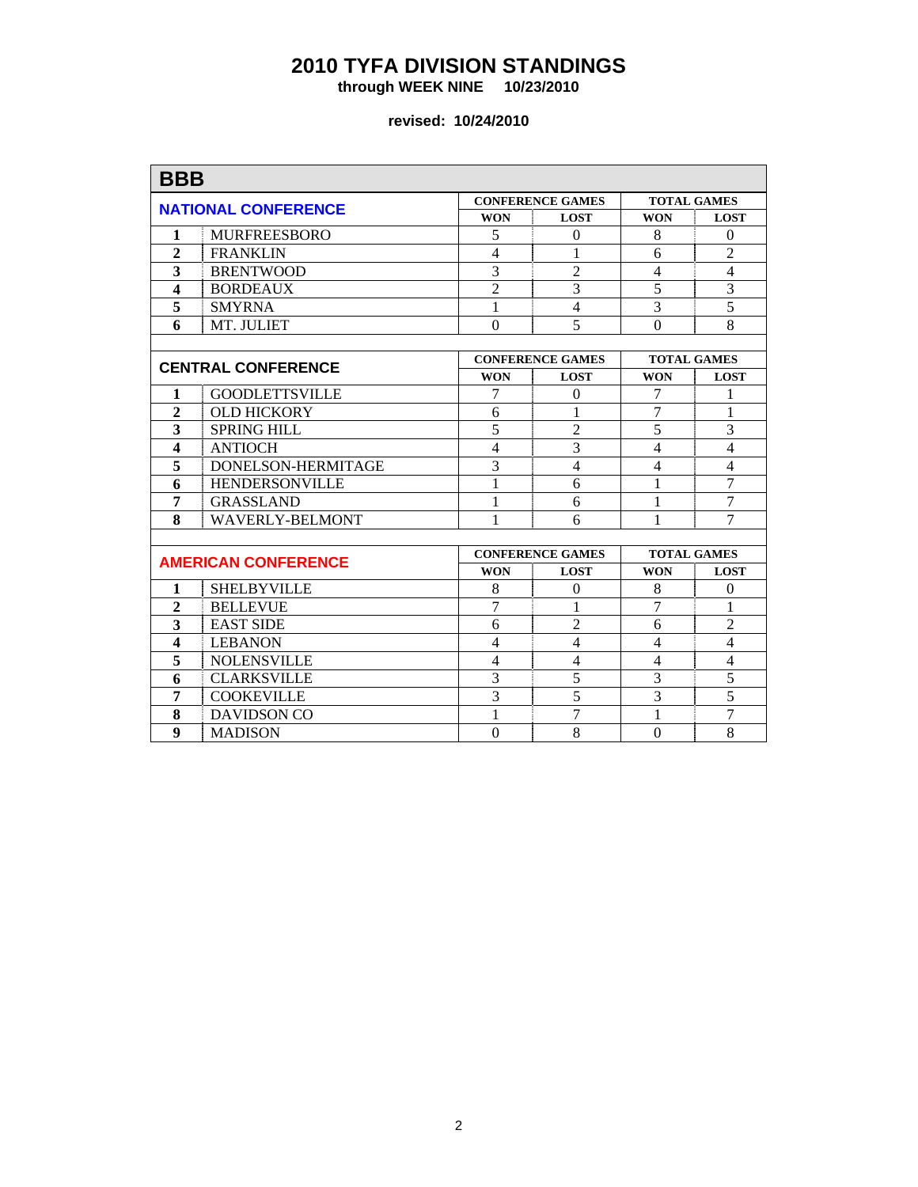# 2010 TYFA DIVISION STANDINGS

**through WEEK NINE 10/23/2010**

**revised: 10/24/2010**

## BBB

| NATIONAL CONFERENCE | | CONFERENCE GAMES | | TOTAL GAMES | |
|---|---|---|---|---|---|
| | | WON | LOST | WON | LOST |
| 1 | MURFREESBORO | 5 | 0 | 8 | 0 |
| 2 | FRANKLIN | 4 | 1 | 6 | 2 |
| 3 | BRENTWOOD | 3 | 2 | 4 | 4 |
| 4 | BORDEAUX | 2 | 3 | 5 | 3 |
| 5 | SMYRNA | 1 | 4 | 3 | 5 |
| 6 | MT. JULIET | 0 | 5 | 0 | 8 |

| CENTRAL CONFERENCE | | CONFERENCE GAMES | | TOTAL GAMES | |
|---|---|---|---|---|---|
| | | WON | LOST | WON | LOST |
| 1 | GOODLETTSVILLE | 7 | 0 | 7 | 1 |
| 2 | OLD HICKORY | 6 | 1 | 7 | 1 |
| 3 | SPRING HILL | 5 | 2 | 5 | 3 |
| 4 | ANTIOCH | 4 | 3 | 4 | 4 |
| 5 | DONELSON-HERMITAGE | 3 | 4 | 4 | 4 |
| 6 | HENDERSONVILLE | 1 | 6 | 1 | 7 |
| 7 | GRASSLAND | 1 | 6 | 1 | 7 |
| 8 | WAVERLY-BELMONT | 1 | 6 | 1 | 7 |

| AMERICAN CONFERENCE | | CONFERENCE GAMES | | TOTAL GAMES | |
|---|---|---|---|---|---|
| | | WON | LOST | WON | LOST |
| 1 | SHELBYVILLE | 8 | 0 | 8 | 0 |
| 2 | BELLEVUE | 7 | 1 | 7 | 1 |
| 3 | EAST SIDE | 6 | 2 | 6 | 2 |
| 4 | LEBANON | 4 | 4 | 4 | 4 |
| 5 | NOLENSVILLE | 4 | 4 | 4 | 4 |
| 6 | CLARKSVILLE | 3 | 5 | 3 | 5 |
| 7 | COOKEVILLE | 3 | 5 | 3 | 5 |
| 8 | DAVIDSON CO | 1 | 7 | 1 | 7 |
| 9 | MADISON | 0 | 8 | 0 | 8 |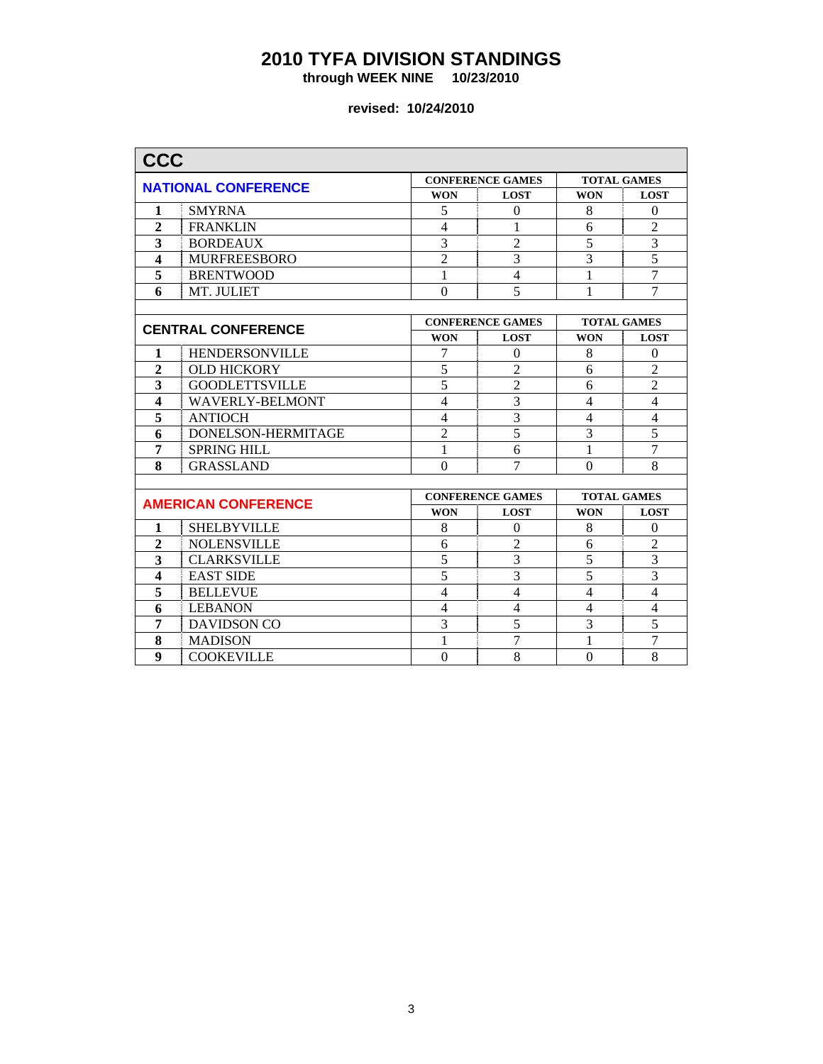# 2010 TYFA DIVISION STANDINGS

**through WEEK NINE 10/23/2010**

**revised: 10/24/2010**

## CCC

### NATIONAL CONFERENCE

| | | CONFERENCE GAMES | | TOTAL GAMES | |
|---|---|---|---|---|---|
| | | WON | LOST | WON | LOST |
| 1 | SMYRNA | 5 | 0 | 8 | 0 |
| 2 | FRANKLIN | 4 | 1 | 6 | 2 |
| 3 | BORDEAUX | 3 | 2 | 5 | 3 |
| 4 | MURFREESBORO | 2 | 3 | 3 | 5 |
| 5 | BRENTWOOD | 1 | 4 | 1 | 7 |
| 6 | MT. JULIET | 0 | 5 | 1 | 7 |

### CENTRAL CONFERENCE

| | | CONFERENCE GAMES | | TOTAL GAMES | |
|---|---|---|---|---|---|
| | | WON | LOST | WON | LOST |
| 1 | HENDERSONVILLE | 7 | 0 | 8 | 0 |
| 2 | OLD HICKORY | 5 | 2 | 6 | 2 |
| 3 | GOODLETTSVILLE | 5 | 2 | 6 | 2 |
| 4 | WAVERLY-BELMONT | 4 | 3 | 4 | 4 |
| 5 | ANTIOCH | 4 | 3 | 4 | 4 |
| 6 | DONELSON-HERMITAGE | 2 | 5 | 3 | 5 |
| 7 | SPRING HILL | 1 | 6 | 1 | 7 |
| 8 | GRASSLAND | 0 | 7 | 0 | 8 |

### AMERICAN CONFERENCE

| | | CONFERENCE GAMES | | TOTAL GAMES | |
|---|---|---|---|---|---|
| | | WON | LOST | WON | LOST |
| 1 | SHELBYVILLE | 8 | 0 | 8 | 0 |
| 2 | NOLENSVILLE | 6 | 2 | 6 | 2 |
| 3 | CLARKSVILLE | 5 | 3 | 5 | 3 |
| 4 | EAST SIDE | 5 | 3 | 5 | 3 |
| 5 | BELLEVUE | 4 | 4 | 4 | 4 |
| 6 | LEBANON | 4 | 4 | 4 | 4 |
| 7 | DAVIDSON CO | 3 | 5 | 3 | 5 |
| 8 | MADISON | 1 | 7 | 1 | 7 |
| 9 | COOKEVILLE | 0 | 8 | 0 | 8 |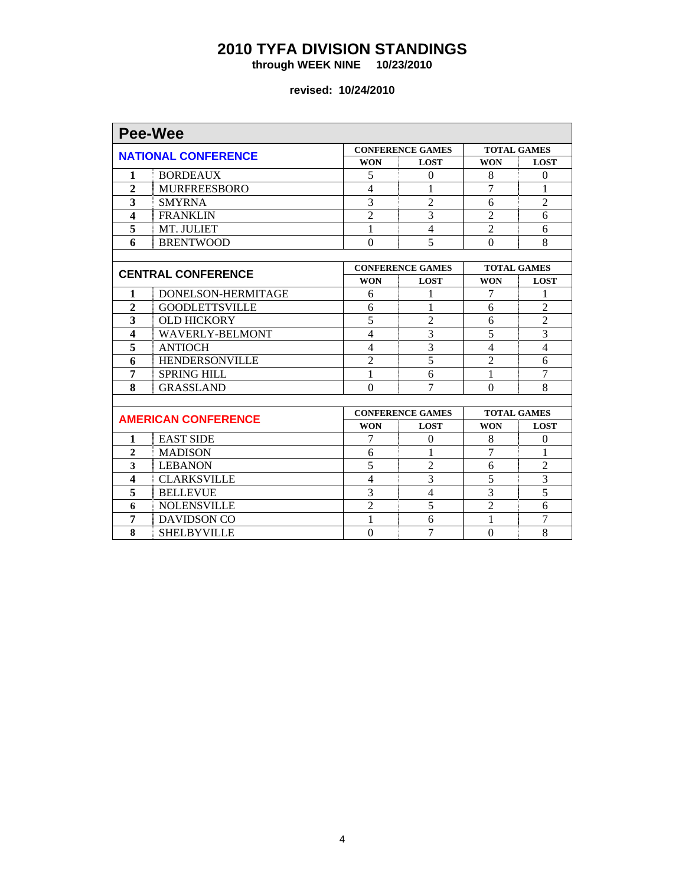# 2010 TYFA DIVISION STANDINGS

**through WEEK NINE 10/23/2010**

**revised: 10/24/2010**

## Pee-Wee

| NATIONAL CONFERENCE | | CONFERENCE GAMES | | TOTAL GAMES | |
|---|---|---|---|---|---|
| | | WON | LOST | WON | LOST |
| 1 | BORDEAUX | 5 | 0 | 8 | 0 |
| 2 | MURFREESBORO | 4 | 1 | 7 | 1 |
| 3 | SMYRNA | 3 | 2 | 6 | 2 |
| 4 | FRANKLIN | 2 | 3 | 2 | 6 |
| 5 | MT. JULIET | 1 | 4 | 2 | 6 |
| 6 | BRENTWOOD | 0 | 5 | 0 | 8 |

| CENTRAL CONFERENCE | | CONFERENCE GAMES | | TOTAL GAMES | |
|---|---|---|---|---|---|
| | | WON | LOST | WON | LOST |
| 1 | DONELSON-HERMITAGE | 6 | 1 | 7 | 1 |
| 2 | GOODLETTSVILLE | 6 | 1 | 6 | 2 |
| 3 | OLD HICKORY | 5 | 2 | 6 | 2 |
| 4 | WAVERLY-BELMONT | 4 | 3 | 5 | 3 |
| 5 | ANTIOCH | 4 | 3 | 4 | 4 |
| 6 | HENDERSONVILLE | 2 | 5 | 2 | 6 |
| 7 | SPRING HILL | 1 | 6 | 1 | 7 |
| 8 | GRASSLAND | 0 | 7 | 0 | 8 |

| AMERICAN CONFERENCE | | CONFERENCE GAMES | | TOTAL GAMES | |
|---|---|---|---|---|---|
| | | WON | LOST | WON | LOST |
| 1 | EAST SIDE | 7 | 0 | 8 | 0 |
| 2 | MADISON | 6 | 1 | 7 | 1 |
| 3 | LEBANON | 5 | 2 | 6 | 2 |
| 4 | CLARKSVILLE | 4 | 3 | 5 | 3 |
| 5 | BELLEVUE | 3 | 4 | 3 | 5 |
| 6 | NOLENSVILLE | 2 | 5 | 2 | 6 |
| 7 | DAVIDSON CO | 1 | 6 | 1 | 7 |
| 8 | SHELBYVILLE | 0 | 7 | 0 | 8 |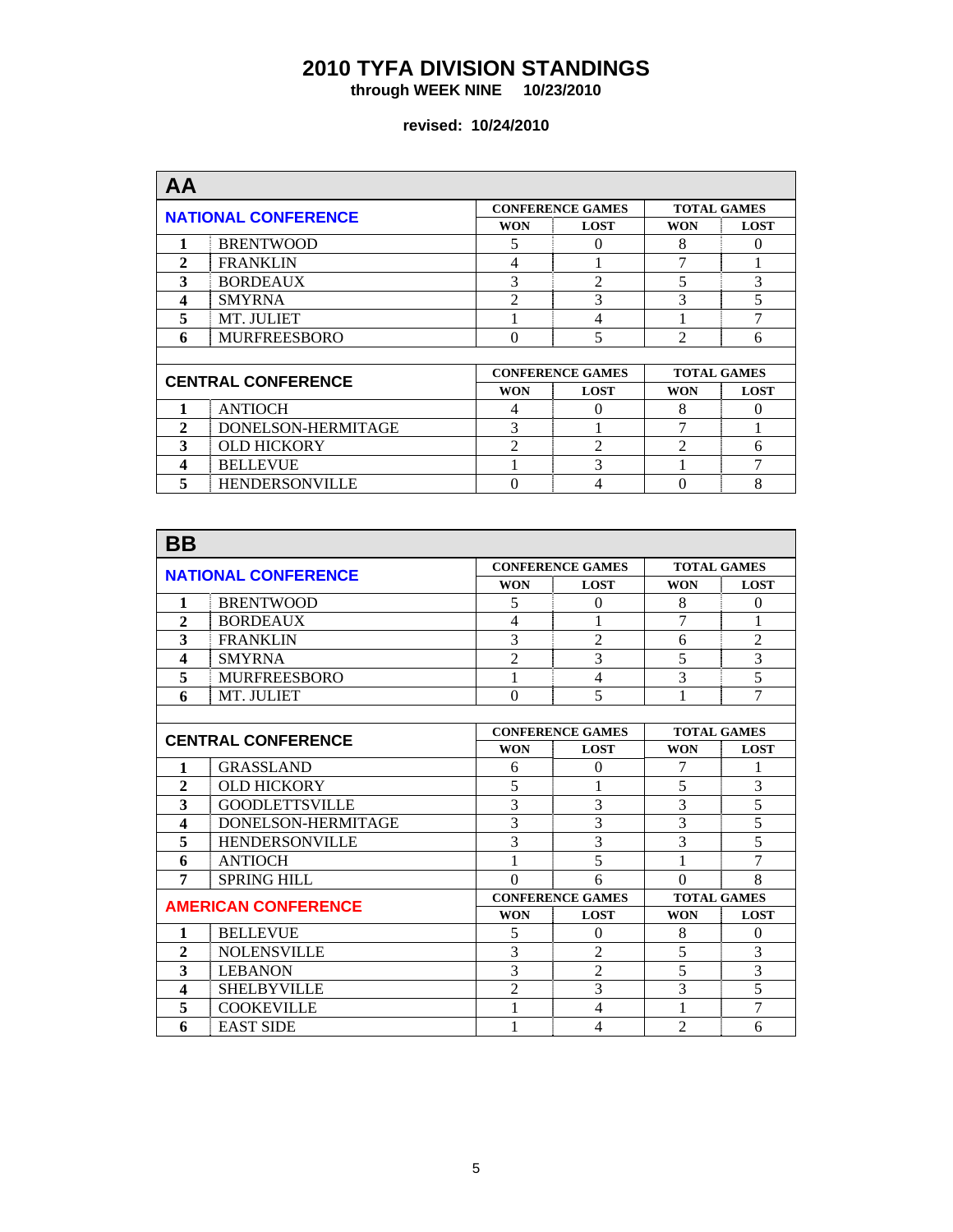# 2010 TYFA DIVISION STANDINGS

**through WEEK NINE 10/23/2010**

**revised: 10/24/2010**

## AA

| NATIONAL CONFERENCE | | CONFERENCE GAMES | | TOTAL GAMES | |
|---|---|---|---|---|---|
| | | WON | LOST | WON | LOST |
| 1 | BRENTWOOD | 5 | 0 | 8 | 0 |
| 2 | FRANKLIN | 4 | 1 | 7 | 1 |
| 3 | BORDEAUX | 3 | 2 | 5 | 3 |
| 4 | SMYRNA | 2 | 3 | 3 | 5 |
| 5 | MT. JULIET | 1 | 4 | 1 | 7 |
| 6 | MURFREESBORO | 0 | 5 | 2 | 6 |

| CENTRAL CONFERENCE | | CONFERENCE GAMES | | TOTAL GAMES | |
|---|---|---|---|---|---|
| | | WON | LOST | WON | LOST |
| 1 | ANTIOCH | 4 | 0 | 8 | 0 |
| 2 | DONELSON-HERMITAGE | 3 | 1 | 7 | 1 |
| 3 | OLD HICKORY | 2 | 2 | 2 | 6 |
| 4 | BELLEVUE | 1 | 3 | 1 | 7 |
| 5 | HENDERSONVILLE | 0 | 4 | 0 | 8 |

## BB

| NATIONAL CONFERENCE | | CONFERENCE GAMES | | TOTAL GAMES | |
|---|---|---|---|---|---|
| | | WON | LOST | WON | LOST |
| 1 | BRENTWOOD | 5 | 0 | 8 | 0 |
| 2 | BORDEAUX | 4 | 1 | 7 | 1 |
| 3 | FRANKLIN | 3 | 2 | 6 | 2 |
| 4 | SMYRNA | 2 | 3 | 5 | 3 |
| 5 | MURFREESBORO | 1 | 4 | 3 | 5 |
| 6 | MT. JULIET | 0 | 5 | 1 | 7 |

| CENTRAL CONFERENCE | | CONFERENCE GAMES | | TOTAL GAMES | |
|---|---|---|---|---|---|
| | | WON | LOST | WON | LOST |
| 1 | GRASSLAND | 6 | 0 | 7 | 1 |
| 2 | OLD HICKORY | 5 | 1 | 5 | 3 |
| 3 | GOODLETTSVILLE | 3 | 3 | 3 | 5 |
| 4 | DONELSON-HERMITAGE | 3 | 3 | 3 | 5 |
| 5 | HENDERSONVILLE | 3 | 3 | 3 | 5 |
| 6 | ANTIOCH | 1 | 5 | 1 | 7 |
| 7 | SPRING HILL | 0 | 6 | 0 | 8 |

| AMERICAN CONFERENCE | | CONFERENCE GAMES | | TOTAL GAMES | |
|---|---|---|---|---|---|
| | | WON | LOST | WON | LOST |
| 1 | BELLEVUE | 5 | 0 | 8 | 0 |
| 2 | NOLENSVILLE | 3 | 2 | 5 | 3 |
| 3 | LEBANON | 3 | 2 | 5 | 3 |
| 4 | SHELBYVILLE | 2 | 3 | 3 | 5 |
| 5 | COOKEVILLE | 1 | 4 | 1 | 7 |
| 6 | EAST SIDE | 1 | 4 | 2 | 6 |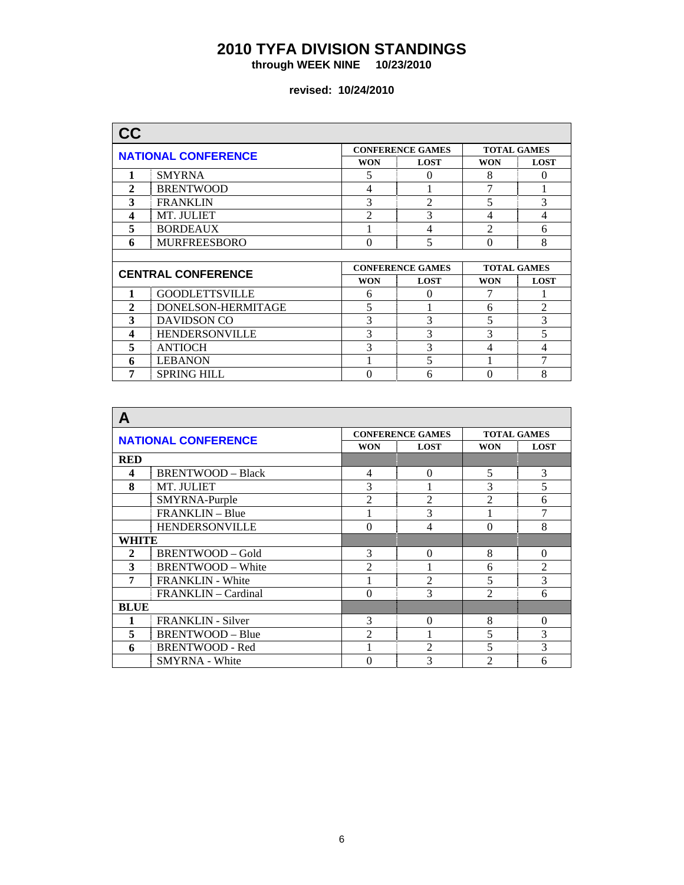# 2010 TYFA DIVISION STANDINGS

**through WEEK NINE 10/23/2010**

**revised: 10/24/2010**

## CC

| NATIONAL CONFERENCE | | CONFERENCE GAMES | | TOTAL GAMES | |
|---|---|---|---|---|---|
| | | WON | LOST | WON | LOST |
| 1 | SMYRNA | 5 | 0 | 8 | 0 |
| 2 | BRENTWOOD | 4 | 1 | 7 | 1 |
| 3 | FRANKLIN | 3 | 2 | 5 | 3 |
| 4 | MT. JULIET | 2 | 3 | 4 | 4 |
| 5 | BORDEAUX | 1 | 4 | 2 | 6 |
| 6 | MURFREESBORO | 0 | 5 | 0 | 8 |

| CENTRAL CONFERENCE | | CONFERENCE GAMES | | TOTAL GAMES | |
|---|---|---|---|---|---|
| | | WON | LOST | WON | LOST |
| 1 | GOODLETTSVILLE | 6 | 0 | 7 | 1 |
| 2 | DONELSON-HERMITAGE | 5 | 1 | 6 | 2 |
| 3 | DAVIDSON CO | 3 | 3 | 5 | 3 |
| 4 | HENDERSONVILLE | 3 | 3 | 3 | 5 |
| 5 | ANTIOCH | 3 | 3 | 4 | 4 |
| 6 | LEBANON | 1 | 5 | 1 | 7 |
| 7 | SPRING HILL | 0 | 6 | 0 | 8 |

## A

| NATIONAL CONFERENCE | | CONFERENCE GAMES | | TOTAL GAMES | |
|---|---|---|---|---|---|
| | | WON | LOST | WON | LOST |
| **RED** | | | | | |
| 4 | BRENTWOOD – Black | 4 | 0 | 5 | 3 |
| 8 | MT. JULIET | 3 | 1 | 3 | 5 |
| | SMYRNA-Purple | 2 | 2 | 2 | 6 |
| | FRANKLIN – Blue | 1 | 3 | 1 | 7 |
| | HENDERSONVILLE | 0 | 4 | 0 | 8 |
| **WHITE** | | | | | |
| 2 | BRENTWOOD – Gold | 3 | 0 | 8 | 0 |
| 3 | BRENTWOOD – White | 2 | 1 | 6 | 2 |
| 7 | FRANKLIN - White | 1 | 2 | 5 | 3 |
| | FRANKLIN – Cardinal | 0 | 3 | 2 | 6 |
| **BLUE** | | | | | |
| 1 | FRANKLIN - Silver | 3 | 0 | 8 | 0 |
| 5 | BRENTWOOD – Blue | 2 | 1 | 5 | 3 |
| 6 | BRENTWOOD - Red | 1 | 2 | 5 | 3 |
| | SMYRNA - White | 0 | 3 | 2 | 6 |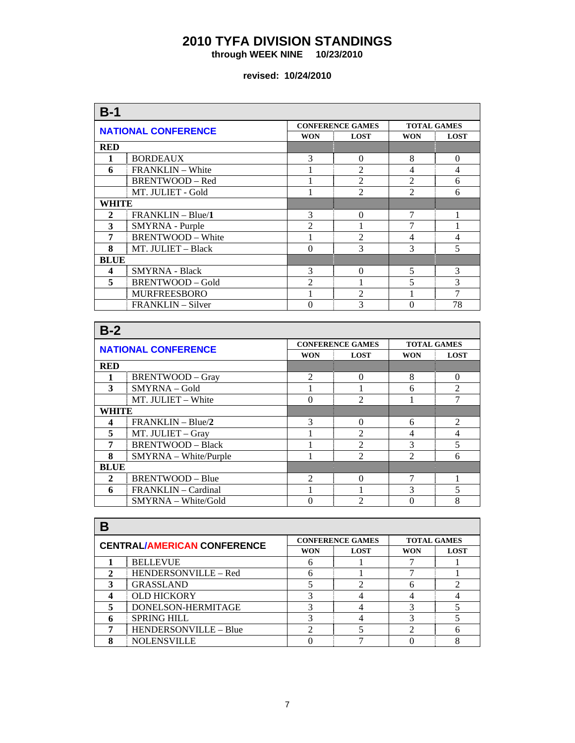# 2010 TYFA DIVISION STANDINGS

**through WEEK NINE 10/23/2010**

**revised: 10/24/2010**

## B-1

| NATIONAL CONFERENCE | | CONFERENCE GAMES | | TOTAL GAMES | |
|---|---|---|---|---|---|
| | | WON | LOST | WON | LOST |
| **RED** | | | | | |
| **1** | BORDEAUX | 3 | 0 | 8 | 0 |
| **6** | FRANKLIN – White | 1 | 2 | 4 | 4 |
| | BRENTWOOD – Red | 1 | 2 | 2 | 6 |
| | MT. JULIET - Gold | 1 | 2 | 2 | 6 |
| **WHITE** | | | | | |
| **2** | FRANKLIN – Blue/**1** | 3 | 0 | 7 | 1 |
| **3** | SMYRNA - Purple | 2 | 1 | 7 | 1 |
| **7** | BRENTWOOD – White | 1 | 2 | 4 | 4 |
| **8** | MT. JULIET – Black | 0 | 3 | 3 | 5 |
| **BLUE** | | | | | |
| **4** | SMYRNA - Black | 3 | 0 | 5 | 3 |
| **5** | BRENTWOOD – Gold | 2 | 1 | 5 | 3 |
| | MURFREESBORO | 1 | 2 | 1 | 7 |
| | FRANKLIN – Silver | 0 | 3 | 0 | 78 |

## B-2

| NATIONAL CONFERENCE | | CONFERENCE GAMES | | TOTAL GAMES | |
|---|---|---|---|---|---|
| | | WON | LOST | WON | LOST |
| **RED** | | | | | |
| **1** | BRENTWOOD – Gray | 2 | 0 | 8 | 0 |
| **3** | SMYRNA – Gold | 1 | 1 | 6 | 2 |
| | MT. JULIET – White | 0 | 2 | 1 | 7 |
| **WHITE** | | | | | |
| **4** | FRANKLIN – Blue/**2** | 3 | 0 | 6 | 2 |
| **5** | MT. JULIET – Gray | 1 | 2 | 4 | 4 |
| **7** | BRENTWOOD – Black | 1 | 2 | 3 | 5 |
| **8** | SMYRNA – White/Purple | 1 | 2 | 2 | 6 |
| **BLUE** | | | | | |
| **2** | BRENTWOOD – Blue | 2 | 0 | 7 | 1 |
| **6** | FRANKLIN – Cardinal | 1 | 1 | 3 | 5 |
| | SMYRNA – White/Gold | 0 | 2 | 0 | 8 |

## B

| CENTRAL/AMERICAN CONFERENCE | | CONFERENCE GAMES | | TOTAL GAMES | |
|---|---|---|---|---|---|
| | | WON | LOST | WON | LOST |
| **1** | BELLEVUE | 6 | 1 | 7 | 1 |
| **2** | HENDERSONVILLE – Red | 6 | 1 | 7 | 1 |
| **3** | GRASSLAND | 5 | 2 | 6 | 2 |
| **4** | OLD HICKORY | 3 | 4 | 4 | 4 |
| **5** | DONELSON-HERMITAGE | 3 | 4 | 3 | 5 |
| **6** | SPRING HILL | 3 | 4 | 3 | 5 |
| **7** | HENDERSONVILLE – Blue | 2 | 5 | 2 | 6 |
| **8** | NOLENSVILLE | 0 | 7 | 0 | 8 |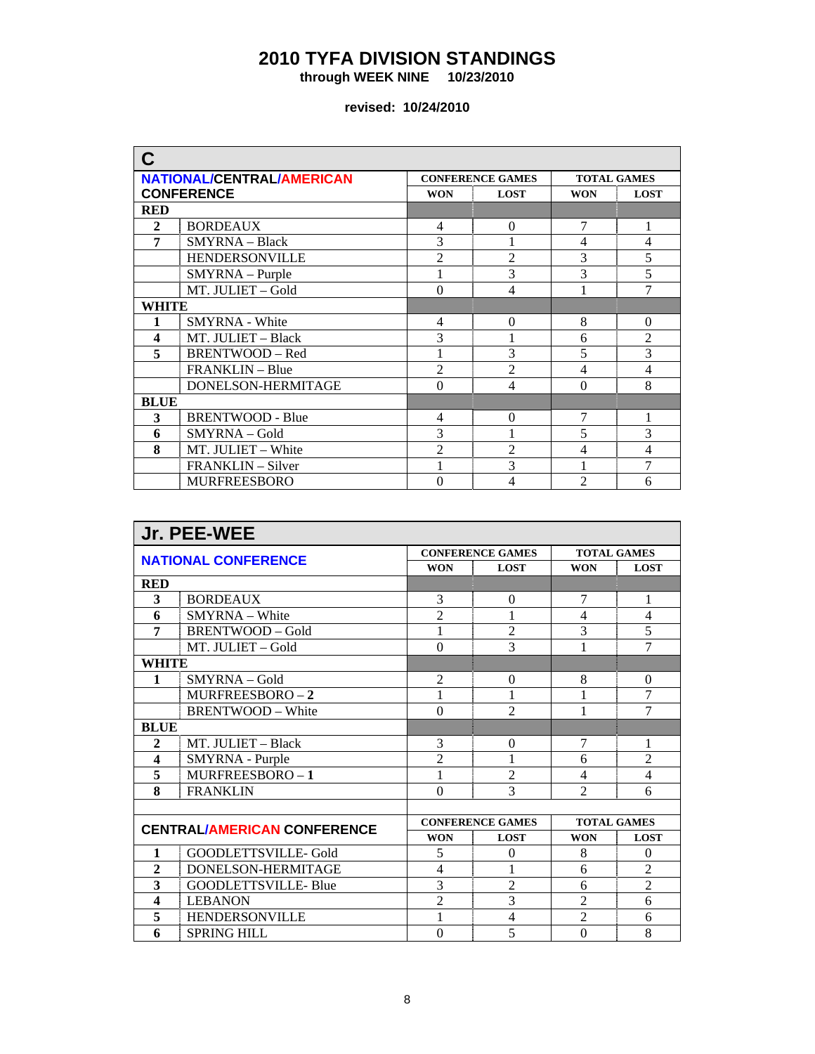# 2010 TYFA DIVISION STANDINGS

**through WEEK NINE 10/23/2010**

**revised: 10/24/2010**

## C

| NATIONAL/CENTRAL/AMERICAN CONFERENCE | | CONFERENCE GAMES | | TOTAL GAMES | |
|---|---|---|---|---|---|
| | | WON | LOST | WON | LOST |
| **RED** | | | | | |
| 2 | BORDEAUX | 4 | 0 | 7 | 1 |
| 7 | SMYRNA – Black | 3 | 1 | 4 | 4 |
| | HENDERSONVILLE | 2 | 2 | 3 | 5 |
| | SMYRNA – Purple | 1 | 3 | 3 | 5 |
| | MT. JULIET – Gold | 0 | 4 | 1 | 7 |
| **WHITE** | | | | | |
| 1 | SMYRNA - White | 4 | 0 | 8 | 0 |
| 4 | MT. JULIET – Black | 3 | 1 | 6 | 2 |
| 5 | BRENTWOOD – Red | 1 | 3 | 5 | 3 |
| | FRANKLIN – Blue | 2 | 2 | 4 | 4 |
| | DONELSON-HERMITAGE | 0 | 4 | 0 | 8 |
| **BLUE** | | | | | |
| 3 | BRENTWOOD - Blue | 4 | 0 | 7 | 1 |
| 6 | SMYRNA – Gold | 3 | 1 | 5 | 3 |
| 8 | MT. JULIET – White | 2 | 2 | 4 | 4 |
| | FRANKLIN – Silver | 1 | 3 | 1 | 7 |
| | MURFREESBORO | 0 | 4 | 2 | 6 |

## Jr. PEE-WEE

| NATIONAL CONFERENCE | | CONFERENCE GAMES | | TOTAL GAMES | |
|---|---|---|---|---|---|
| | | WON | LOST | WON | LOST |
| **RED** | | | | | |
| 3 | BORDEAUX | 3 | 0 | 7 | 1 |
| 6 | SMYRNA – White | 2 | 1 | 4 | 4 |
| 7 | BRENTWOOD – Gold | 1 | 2 | 3 | 5 |
| | MT. JULIET – Gold | 0 | 3 | 1 | 7 |
| **WHITE** | | | | | |
| 1 | SMYRNA – Gold | 2 | 0 | 8 | 0 |
| | MURFREESBORO – **2** | 1 | 1 | 1 | 7 |
| | BRENTWOOD – White | 0 | 2 | 1 | 7 |
| **BLUE** | | | | | |
| 2 | MT. JULIET – Black | 3 | 0 | 7 | 1 |
| 4 | SMYRNA - Purple | 2 | 1 | 6 | 2 |
| 5 | MURFREESBORO – **1** | 1 | 2 | 4 | 4 |
| 8 | FRANKLIN | 0 | 3 | 2 | 6 |

| CENTRAL/AMERICAN CONFERENCE | | CONFERENCE GAMES | | TOTAL GAMES | |
|---|---|---|---|---|---|
| | | WON | LOST | WON | LOST |
| 1 | GOODLETTSVILLE- Gold | 5 | 0 | 8 | 0 |
| 2 | DONELSON-HERMITAGE | 4 | 1 | 6 | 2 |
| 3 | GOODLETTSVILLE- Blue | 3 | 2 | 6 | 2 |
| 4 | LEBANON | 2 | 3 | 2 | 6 |
| 5 | HENDERSONVILLE | 1 | 4 | 2 | 6 |
| 6 | SPRING HILL | 0 | 5 | 0 | 8 |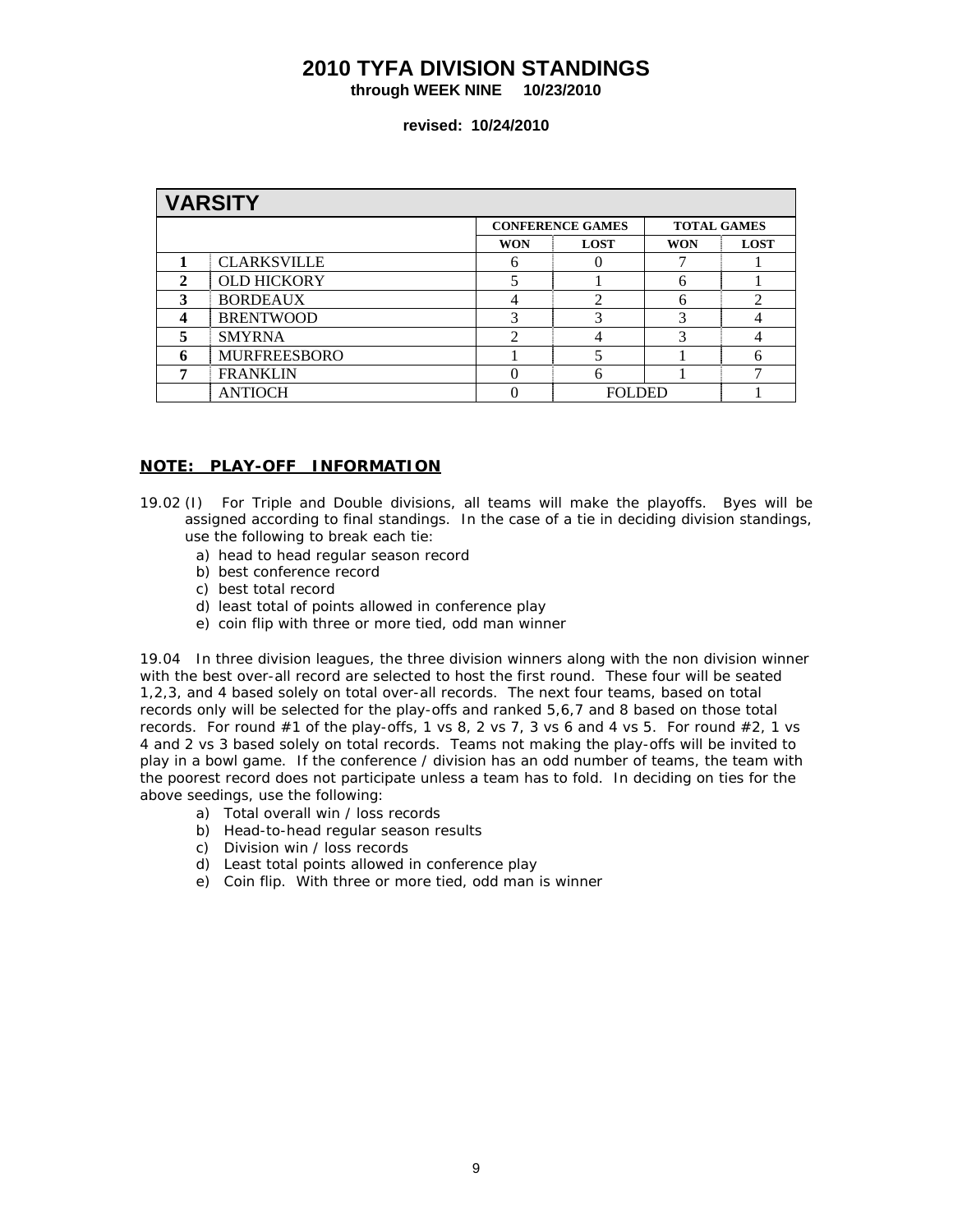# 2010 TYFA DIVISION STANDINGS

**through WEEK NINE 10/23/2010**

**revised: 10/24/2010**

| VARSITY | | CONFERENCE GAMES | | TOTAL GAMES | |
|---|---|---|---|---|---|
| | | **WON** | **LOST** | **WON** | **LOST** |
| **1** | CLARKSVILLE | 6 | 0 | 7 | 1 |
| **2** | OLD HICKORY | 5 | 1 | 6 | 1 |
| **3** | BORDEAUX | 4 | 2 | 6 | 2 |
| **4** | BRENTWOOD | 3 | 3 | 3 | 4 |
| **5** | SMYRNA | 2 | 4 | 3 | 4 |
| **6** | MURFREESBORO | 1 | 5 | 1 | 6 |
| **7** | FRANKLIN | 0 | 6 | 1 | 7 |
| | ANTIOCH | 0 | FOLDED | | 1 |

## NOTE: PLAY-OFF INFORMATION

19.02 (I) For Triple and Double divisions, all teams will make the playoffs. Byes will be assigned according to final standings. In the case of a tie in deciding division standings, use the following to break each tie:

a) head to head regular season record
b) best conference record
c) best total record
d) least total of points allowed in conference play
e) coin flip with three or more tied, odd man winner

19.04 In three division leagues, the three division winners along with the non division winner with the best over-all record are selected to host the first round. These four will be seated 1,2,3, and 4 based solely on total over-all records. The next four teams, based on total records only will be selected for the play-offs and ranked 5,6,7 and 8 based on those total records. For round #1 of the play-offs, 1 vs 8, 2 vs 7, 3 vs 6 and 4 vs 5. For round #2, 1 vs 4 and 2 vs 3 based solely on total records. Teams not making the play-offs will be invited to play in a bowl game. If the conference / division has an odd number of teams, the team with the poorest record does not participate unless a team has to fold. In deciding on ties for the above seedings, use the following:

a) Total overall win / loss records
b) Head-to-head regular season results
c) Division win / loss records
d) Least total points allowed in conference play
e) Coin flip. With three or more tied, odd man is winner